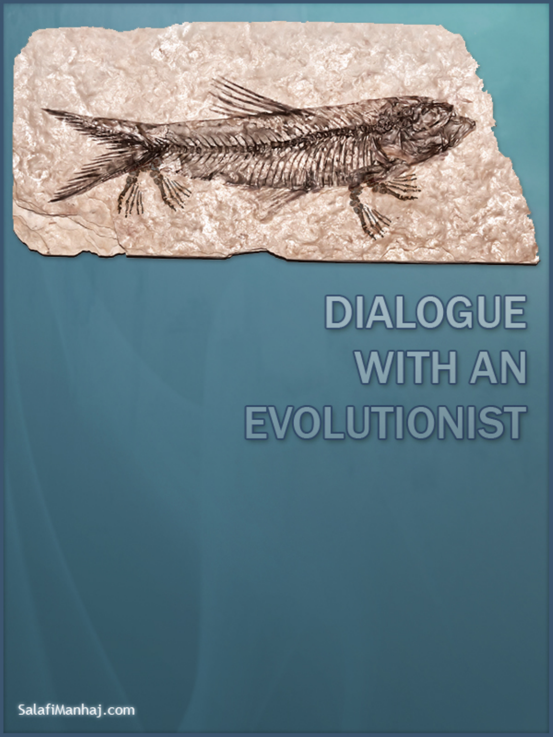# DIALOGUE WITH AN EVOLUTIONIST

SalafiManhaj.com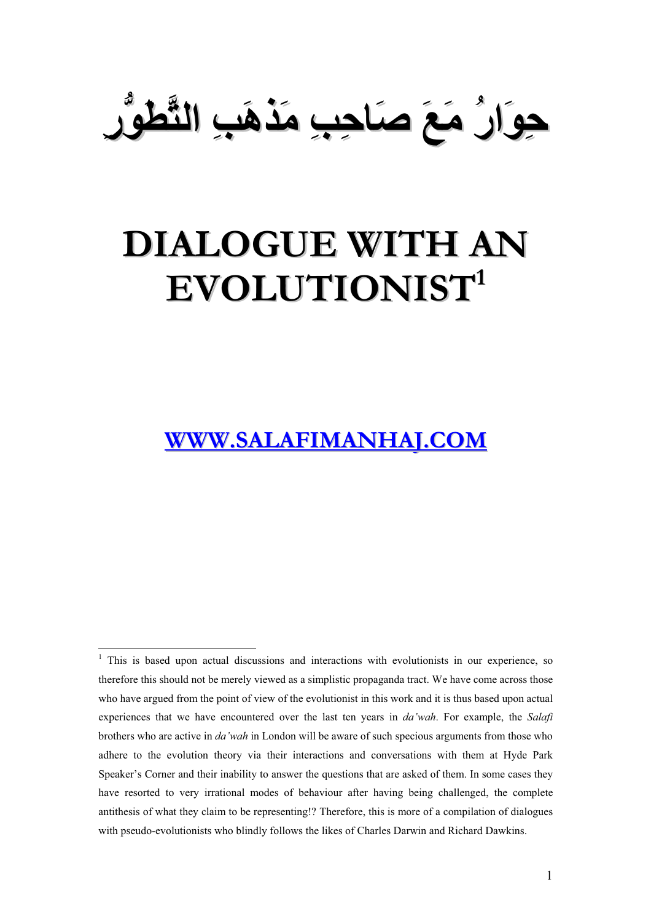# حِوَارٌ مَعَ صَاحِبِ مَذهَبِ التَّطَوُّرِ

# DIALOGUE WITH AN EVOLUTIONIST[1]

**WWW.SALAFIMANHAJ.COM**

---

[1] This is based upon actual discussions and interactions with evolutionists in our experience, so therefore this should not be merely viewed as a simplistic propaganda tract. We have come across those who have argued from the point of view of the evolutionist in this work and it is thus based upon actual experiences that we have encountered over the last ten years in *da'wah*. For example, the *Salafi* brothers who are active in *da'wah* in London will be aware of such specious arguments from those who adhere to the evolution theory via their interactions and conversations with them at Hyde Park Speaker's Corner and their inability to answer the questions that are asked of them. In some cases they have resorted to very irrational modes of behaviour after having being challenged, the complete antithesis of what they claim to be representing!? Therefore, this is more of a compilation of dialogues with pseudo-evolutionists who blindly follows the likes of Charles Darwin and Richard Dawkins.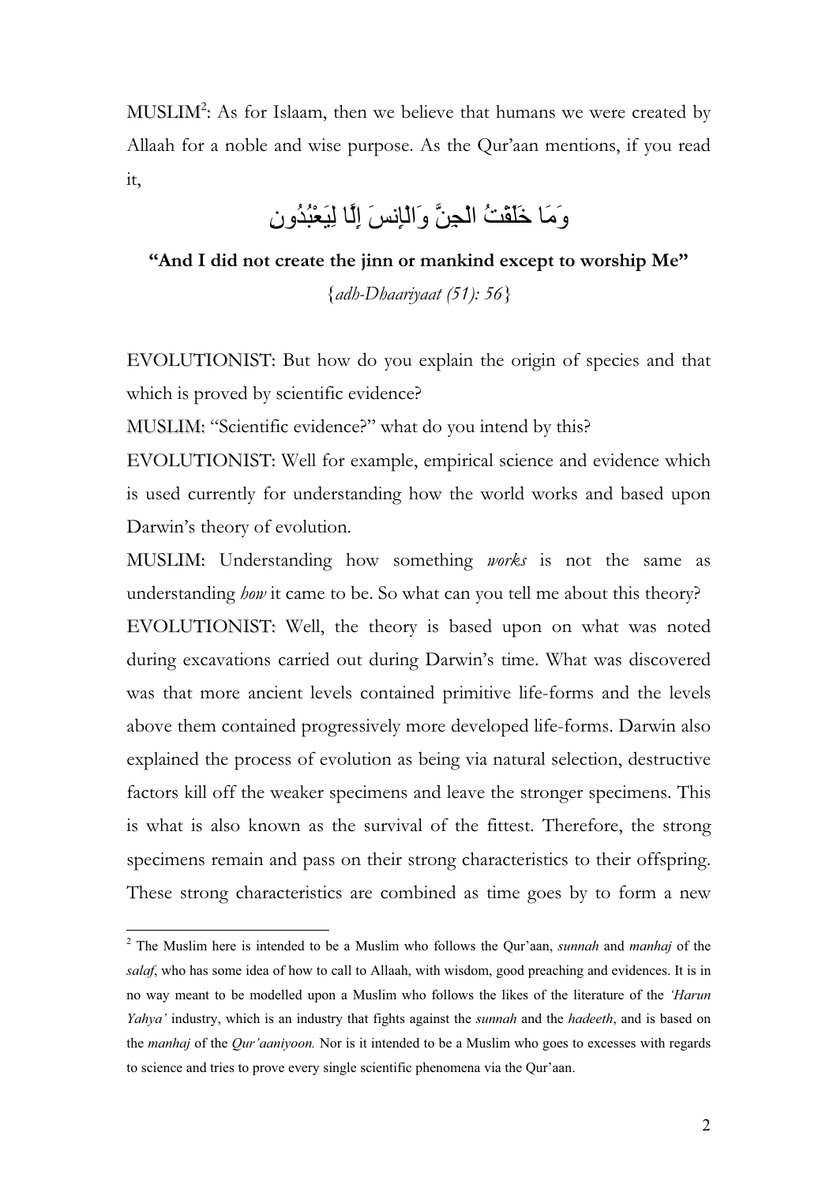MUSLIM[2]: As for Islaam, then we believe that humans we were created by Allaah for a noble and wise purpose. As the Qur'aan mentions, if you read it,

وَمَا خَلَقْتُ الْجِنَّ وَالْإِنسَ إِلَّا لِيَعْبُدُونِ

**"And I did not create the jinn or mankind except to worship Me"**

{*adh-Dhaariyaat (51): 56*}

EVOLUTIONIST: But how do you explain the origin of species and that which is proved by scientific evidence?

MUSLIM: "Scientific evidence?" what do you intend by this?

EVOLUTIONIST: Well for example, empirical science and evidence which is used currently for understanding how the world works and based upon Darwin's theory of evolution.

MUSLIM: Understanding how something *works* is not the same as understanding *how* it came to be. So what can you tell me about this theory?

EVOLUTIONIST: Well, the theory is based upon on what was noted during excavations carried out during Darwin's time. What was discovered was that more ancient levels contained primitive life-forms and the levels above them contained progressively more developed life-forms. Darwin also explained the process of evolution as being via natural selection, destructive factors kill off the weaker specimens and leave the stronger specimens. This is what is also known as the survival of the fittest. Therefore, the strong specimens remain and pass on their strong characteristics to their offspring. These strong characteristics are combined as time goes by to form a new

---

[2] The Muslim here is intended to be a Muslim who follows the Qur'aan, *sunnah* and *manhaj* of the *salaf*, who has some idea of how to call to Allaah, with wisdom, good preaching and evidences. It is in no way meant to be modelled upon a Muslim who follows the likes of the literature of the *'Harun Yahya'* industry, which is an industry that fights against the *sunnah* and the *hadeeth*, and is based on the *manhaj* of the *Qur'aaniyoon.* Nor is it intended to be a Muslim who goes to excesses with regards to science and tries to prove every single scientific phenomena via the Qur'aan.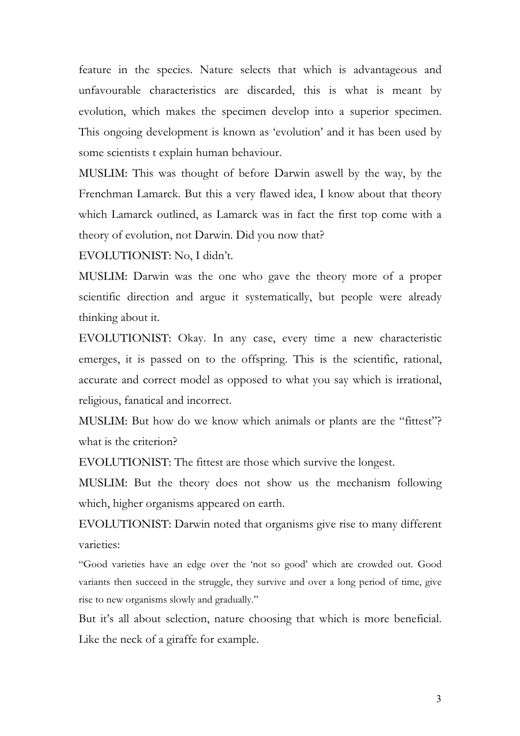feature in the species. Nature selects that which is advantageous and unfavourable characteristics are discarded, this is what is meant by evolution, which makes the specimen develop into a superior specimen. This ongoing development is known as 'evolution' and it has been used by some scientists t explain human behaviour.

MUSLIM: This was thought of before Darwin aswell by the way, by the Frenchman Lamarck. But this a very flawed idea, I know about that theory which Lamarck outlined, as Lamarck was in fact the first top come with a theory of evolution, not Darwin. Did you now that?

EVOLUTIONIST: No, I didn't.

MUSLIM: Darwin was the one who gave the theory more of a proper scientific direction and argue it systematically, but people were already thinking about it.

EVOLUTIONIST: Okay. In any case, every time a new characteristic emerges, it is passed on to the offspring. This is the scientific, rational, accurate and correct model as opposed to what you say which is irrational, religious, fanatical and incorrect.

MUSLIM: But how do we know which animals or plants are the "fittest"? what is the criterion?

EVOLUTIONIST: The fittest are those which survive the longest.

MUSLIM: But the theory does not show us the mechanism following which, higher organisms appeared on earth.

EVOLUTIONIST: Darwin noted that organisms give rise to many different varieties:

"Good varieties have an edge over the 'not so good' which are crowded out. Good variants then succeed in the struggle, they survive and over a long period of time, give rise to new organisms slowly and gradually."

But it's all about selection, nature choosing that which is more beneficial. Like the neck of a giraffe for example.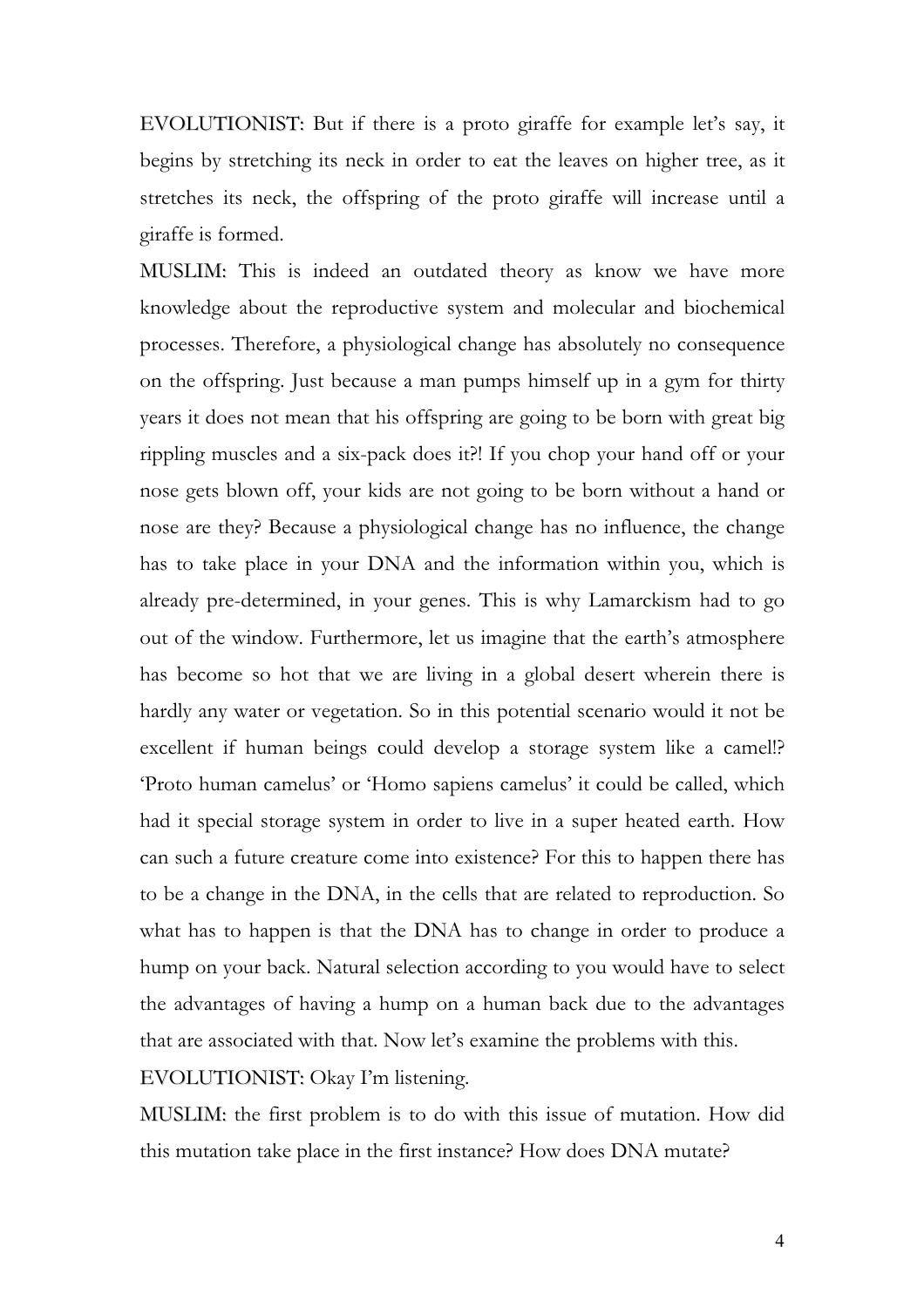EVOLUTIONIST: But if there is a proto giraffe for example let's say, it begins by stretching its neck in order to eat the leaves on higher tree, as it stretches its neck, the offspring of the proto giraffe will increase until a giraffe is formed.

MUSLIM: This is indeed an outdated theory as know we have more knowledge about the reproductive system and molecular and biochemical processes. Therefore, a physiological change has absolutely no consequence on the offspring. Just because a man pumps himself up in a gym for thirty years it does not mean that his offspring are going to be born with great big rippling muscles and a six-pack does it?! If you chop your hand off or your nose gets blown off, your kids are not going to be born without a hand or nose are they? Because a physiological change has no influence, the change has to take place in your DNA and the information within you, which is already pre-determined, in your genes. This is why Lamarckism had to go out of the window. Furthermore, let us imagine that the earth's atmosphere has become so hot that we are living in a global desert wherein there is hardly any water or vegetation. So in this potential scenario would it not be excellent if human beings could develop a storage system like a camel!? 'Proto human camelus' or 'Homo sapiens camelus' it could be called, which had it special storage system in order to live in a super heated earth. How can such a future creature come into existence? For this to happen there has to be a change in the DNA, in the cells that are related to reproduction. So what has to happen is that the DNA has to change in order to produce a hump on your back. Natural selection according to you would have to select the advantages of having a hump on a human back due to the advantages that are associated with that. Now let's examine the problems with this.

EVOLUTIONIST: Okay I'm listening.

MUSLIM: the first problem is to do with this issue of mutation. How did this mutation take place in the first instance? How does DNA mutate?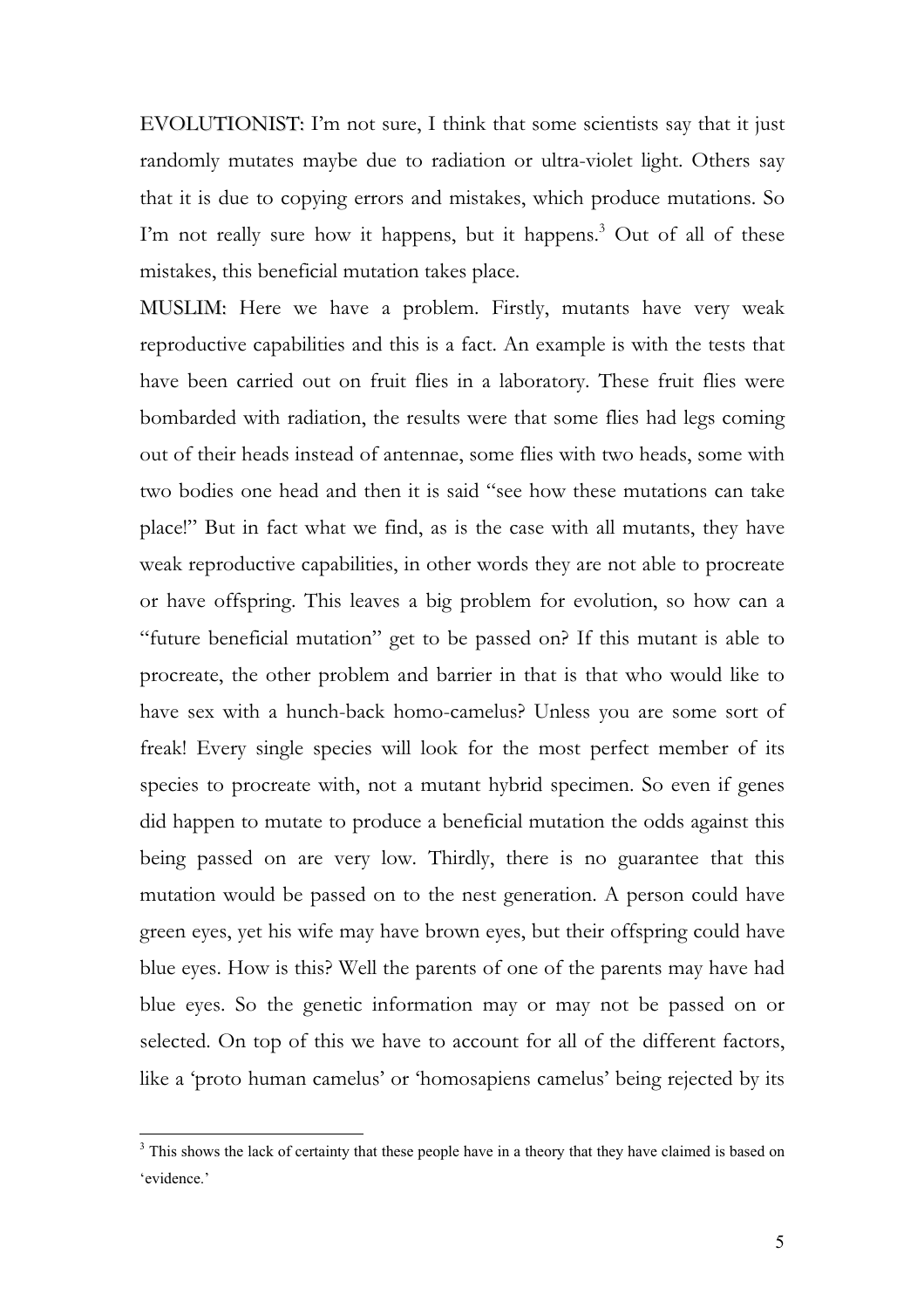EVOLUTIONIST: I'm not sure, I think that some scientists say that it just randomly mutates maybe due to radiation or ultra-violet light. Others say that it is due to copying errors and mistakes, which produce mutations. So I'm not really sure how it happens, but it happens.[3] Out of all of these mistakes, this beneficial mutation takes place.

MUSLIM: Here we have a problem. Firstly, mutants have very weak reproductive capabilities and this is a fact. An example is with the tests that have been carried out on fruit flies in a laboratory. These fruit flies were bombarded with radiation, the results were that some flies had legs coming out of their heads instead of antennae, some flies with two heads, some with two bodies one head and then it is said "see how these mutations can take place!" But in fact what we find, as is the case with all mutants, they have weak reproductive capabilities, in other words they are not able to procreate or have offspring. This leaves a big problem for evolution, so how can a "future beneficial mutation" get to be passed on? If this mutant is able to procreate, the other problem and barrier in that is that who would like to have sex with a hunch-back homo-camelus? Unless you are some sort of freak! Every single species will look for the most perfect member of its species to procreate with, not a mutant hybrid specimen. So even if genes did happen to mutate to produce a beneficial mutation the odds against this being passed on are very low. Thirdly, there is no guarantee that this mutation would be passed on to the nest generation. A person could have green eyes, yet his wife may have brown eyes, but their offspring could have blue eyes. How is this? Well the parents of one of the parents may have had blue eyes. So the genetic information may or may not be passed on or selected. On top of this we have to account for all of the different factors, like a 'proto human camelus' or 'homosapiens camelus' being rejected by its

---

[3] This shows the lack of certainty that these people have in a theory that they have claimed is based on 'evidence.'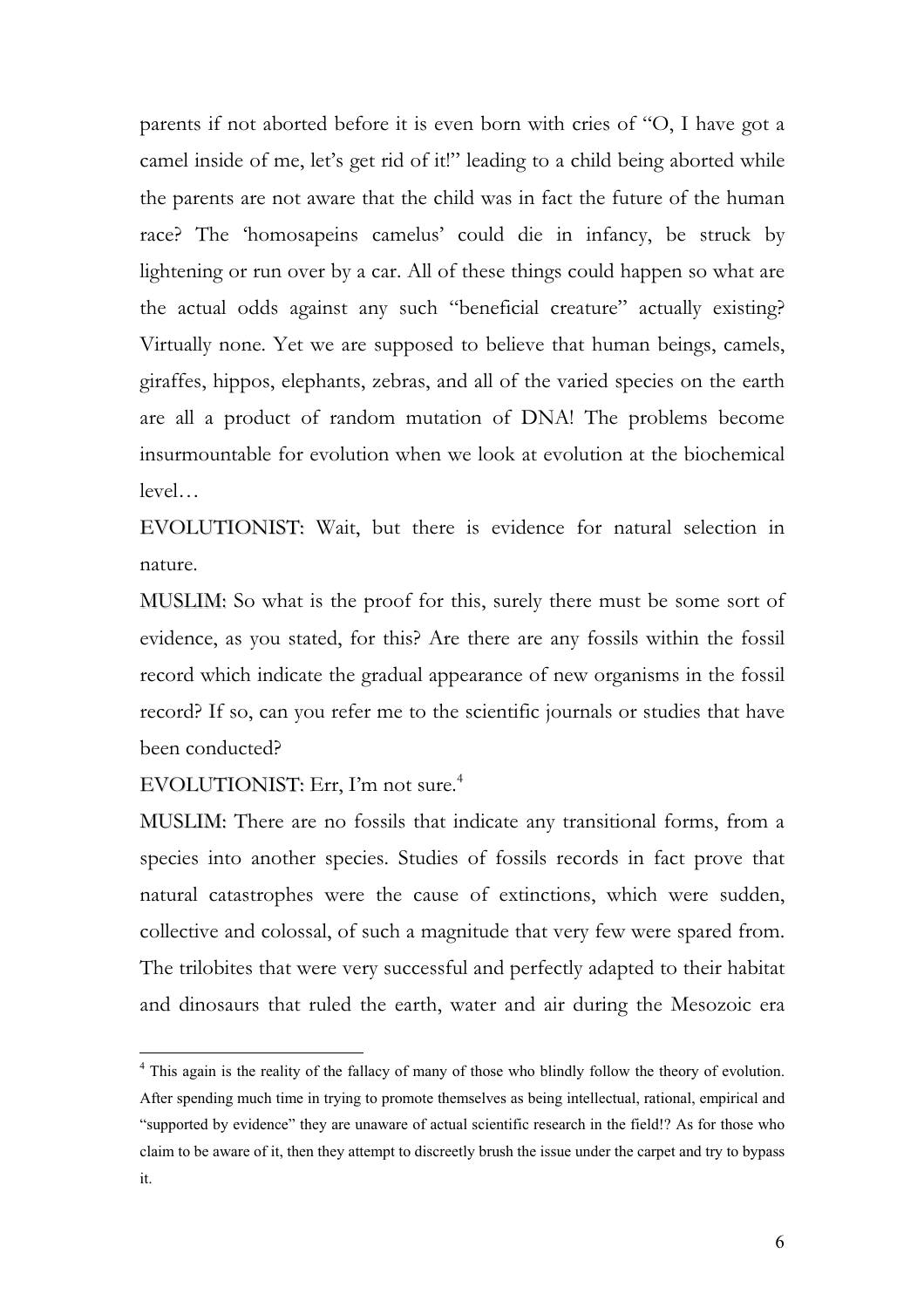parents if not aborted before it is even born with cries of "O, I have got a camel inside of me, let's get rid of it!" leading to a child being aborted while the parents are not aware that the child was in fact the future of the human race? The 'homosapeins camelus' could die in infancy, be struck by lightening or run over by a car. All of these things could happen so what are the actual odds against any such "beneficial creature" actually existing? Virtually none. Yet we are supposed to believe that human beings, camels, giraffes, hippos, elephants, zebras, and all of the varied species on the earth are all a product of random mutation of DNA! The problems become insurmountable for evolution when we look at evolution at the biochemical level…

EVOLUTIONIST: Wait, but there is evidence for natural selection in nature.

MUSLIM: So what is the proof for this, surely there must be some sort of evidence, as you stated, for this? Are there are any fossils within the fossil record which indicate the gradual appearance of new organisms in the fossil record? If so, can you refer me to the scientific journals or studies that have been conducted?

EVOLUTIONIST: Err, I'm not sure.[4]

MUSLIM: There are no fossils that indicate any transitional forms, from a species into another species. Studies of fossils records in fact prove that natural catastrophes were the cause of extinctions, which were sudden, collective and colossal, of such a magnitude that very few were spared from. The trilobites that were very successful and perfectly adapted to their habitat and dinosaurs that ruled the earth, water and air during the Mesozoic era

---

[4] This again is the reality of the fallacy of many of those who blindly follow the theory of evolution. After spending much time in trying to promote themselves as being intellectual, rational, empirical and "supported by evidence" they are unaware of actual scientific research in the field!? As for those who claim to be aware of it, then they attempt to discreetly brush the issue under the carpet and try to bypass it.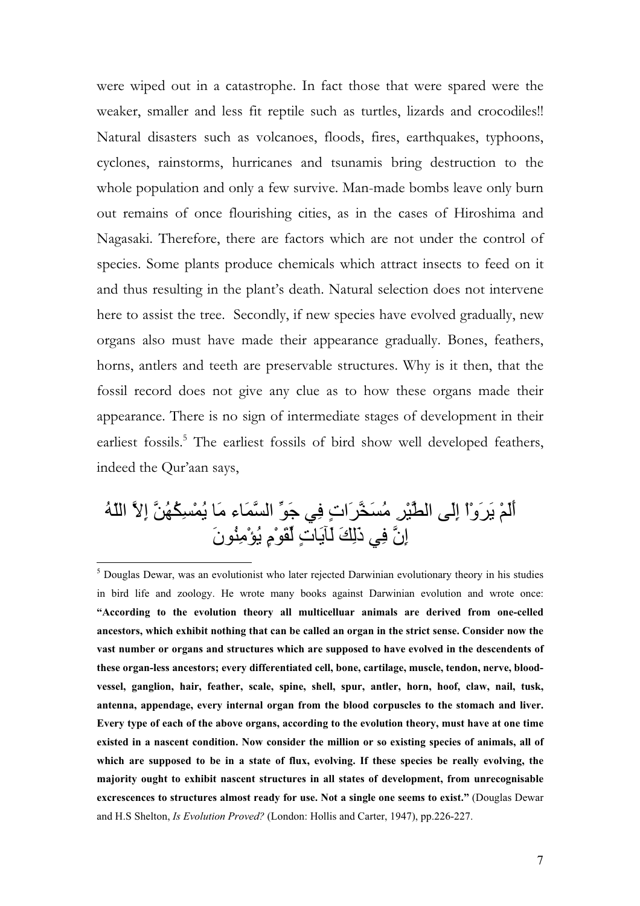were wiped out in a catastrophe. In fact those that were spared were the weaker, smaller and less fit reptile such as turtles, lizards and crocodiles!! Natural disasters such as volcanoes, floods, fires, earthquakes, typhoons, cyclones, rainstorms, hurricanes and tsunamis bring destruction to the whole population and only a few survive. Man-made bombs leave only burn out remains of once flourishing cities, as in the cases of Hiroshima and Nagasaki. Therefore, there are factors which are not under the control of species. Some plants produce chemicals which attract insects to feed on it and thus resulting in the plant's death. Natural selection does not intervene here to assist the tree. Secondly, if new species have evolved gradually, new organs also must have made their appearance gradually. Bones, feathers, horns, antlers and teeth are preservable structures. Why is it then, that the fossil record does not give any clue as to how these organs made their appearance. There is no sign of intermediate stages of development in their earliest fossils.[5] The earliest fossils of bird show well developed feathers, indeed the Qur'aan says,

أَلَمْ يَرَوْاْ إِلَى الطَّيْرِ مُسَخَّرَاتٍ فِي جَوِّ السَّمَاء مَا يُمْسِكُهُنَّ إِلاَّ اللّهُ إِنَّ فِي ذَلِكَ لَآيَاتٍ لِّقَوْمٍ يُؤْمِنُونَ

---

[5] Douglas Dewar, was an evolutionist who later rejected Darwinian evolutionary theory in his studies in bird life and zoology. He wrote many books against Darwinian evolution and wrote once: **"According to the evolution theory all multicelluar animals are derived from one-celled ancestors, which exhibit nothing that can be called an organ in the strict sense. Consider now the vast number or organs and structures which are supposed to have evolved in the descendents of these organ-less ancestors; every differentiated cell, bone, cartilage, muscle, tendon, nerve, blood-vessel, ganglion, hair, feather, scale, spine, shell, spur, antler, horn, hoof, claw, nail, tusk, antenna, appendage, every internal organ from the blood corpuscles to the stomach and liver. Every type of each of the above organs, according to the evolution theory, must have at one time existed in a nascent condition. Now consider the million or so existing species of animals, all of which are supposed to be in a state of flux, evolving. If these species be really evolving, the majority ought to exhibit nascent structures in all states of development, from unrecognisable excrescences to structures almost ready for use. Not a single one seems to exist."** (Douglas Dewar and H.S Shelton, *Is Evolution Proved?* (London: Hollis and Carter, 1947), pp.226-227.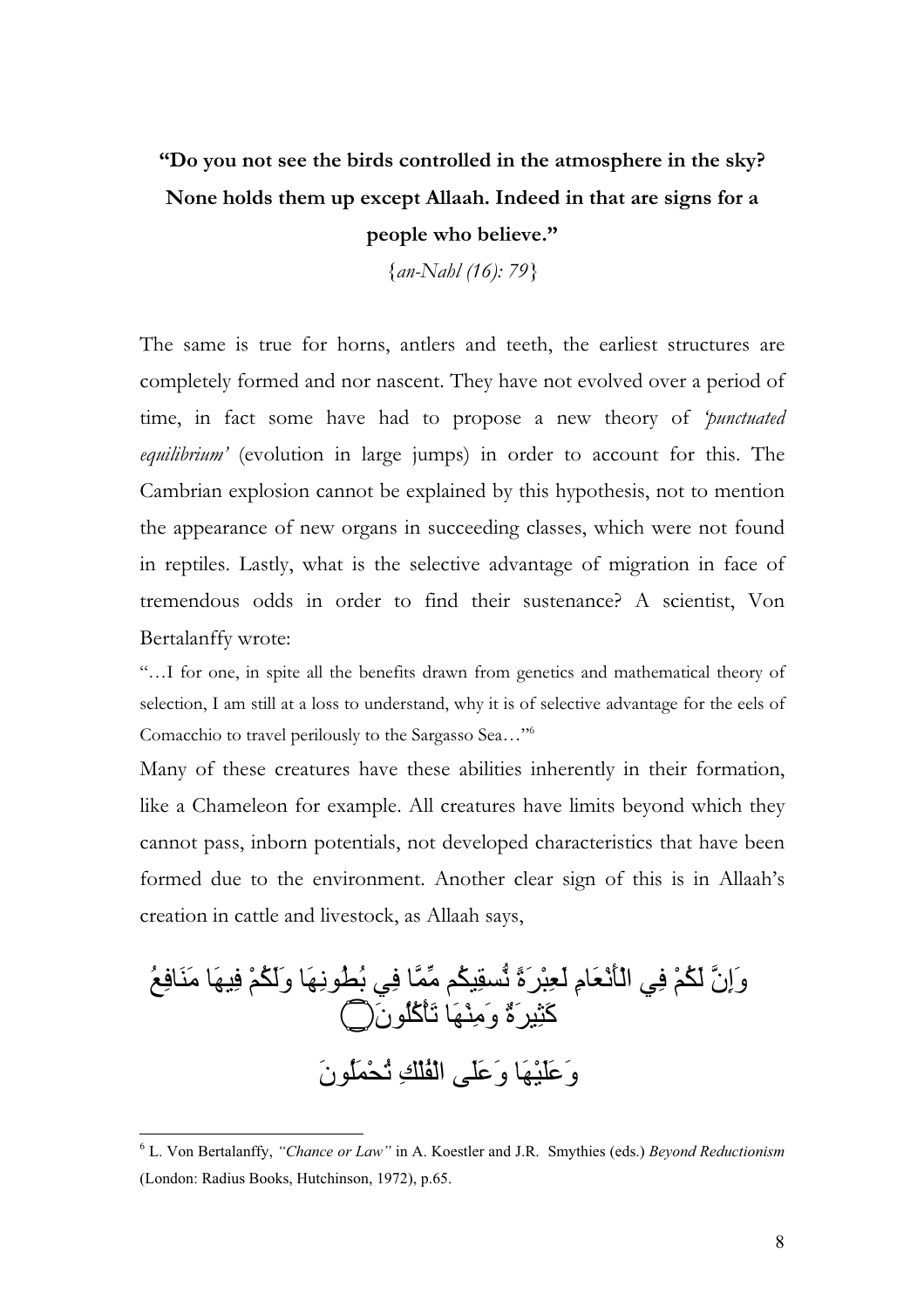**"Do you not see the birds controlled in the atmosphere in the sky? None holds them up except Allaah. Indeed in that are signs for a people who believe."**

{*an-Nahl (16): 79*}

The same is true for horns, antlers and teeth, the earliest structures are completely formed and nor nascent. They have not evolved over a period of time, in fact some have had to propose a new theory of *'punctuated equilibrium'* (evolution in large jumps) in order to account for this. The Cambrian explosion cannot be explained by this hypothesis, not to mention the appearance of new organs in succeeding classes, which were not found in reptiles. Lastly, what is the selective advantage of migration in face of tremendous odds in order to find their sustenance? A scientist, Von Bertalanffy wrote:

"…I for one, in spite all the benefits drawn from genetics and mathematical theory of selection, I am still at a loss to understand, why it is of selective advantage for the eels of Comacchio to travel perilously to the Sargasso Sea…"[6]

Many of these creatures have these abilities inherently in their formation, like a Chameleon for example. All creatures have limits beyond which they cannot pass, inborn potentials, not developed characteristics that have been formed due to the environment. Another clear sign of this is in Allaah's creation in cattle and livestock, as Allaah says,

وَإِنَّ لَكُمْ فِي الْأَنْعَامِ لَعِبْرَةً نُّسقِيكُم مِّمَّا فِي بُطُونِهَا وَلَكُمْ فِيهَا مَنَافِعُ كَثِيرَةٌ وَمِنْهَا تَأْكُلُونَ

وَعَلَيْهَا وَعَلَى الْفُلْكِ تُحْمَلُونَ

---

[6] L. Von Bertalanffy, *"Chance or Law"* in A. Koestler and J.R. Smythies (eds.) *Beyond Reductionism* (London: Radius Books, Hutchinson, 1972), p.65.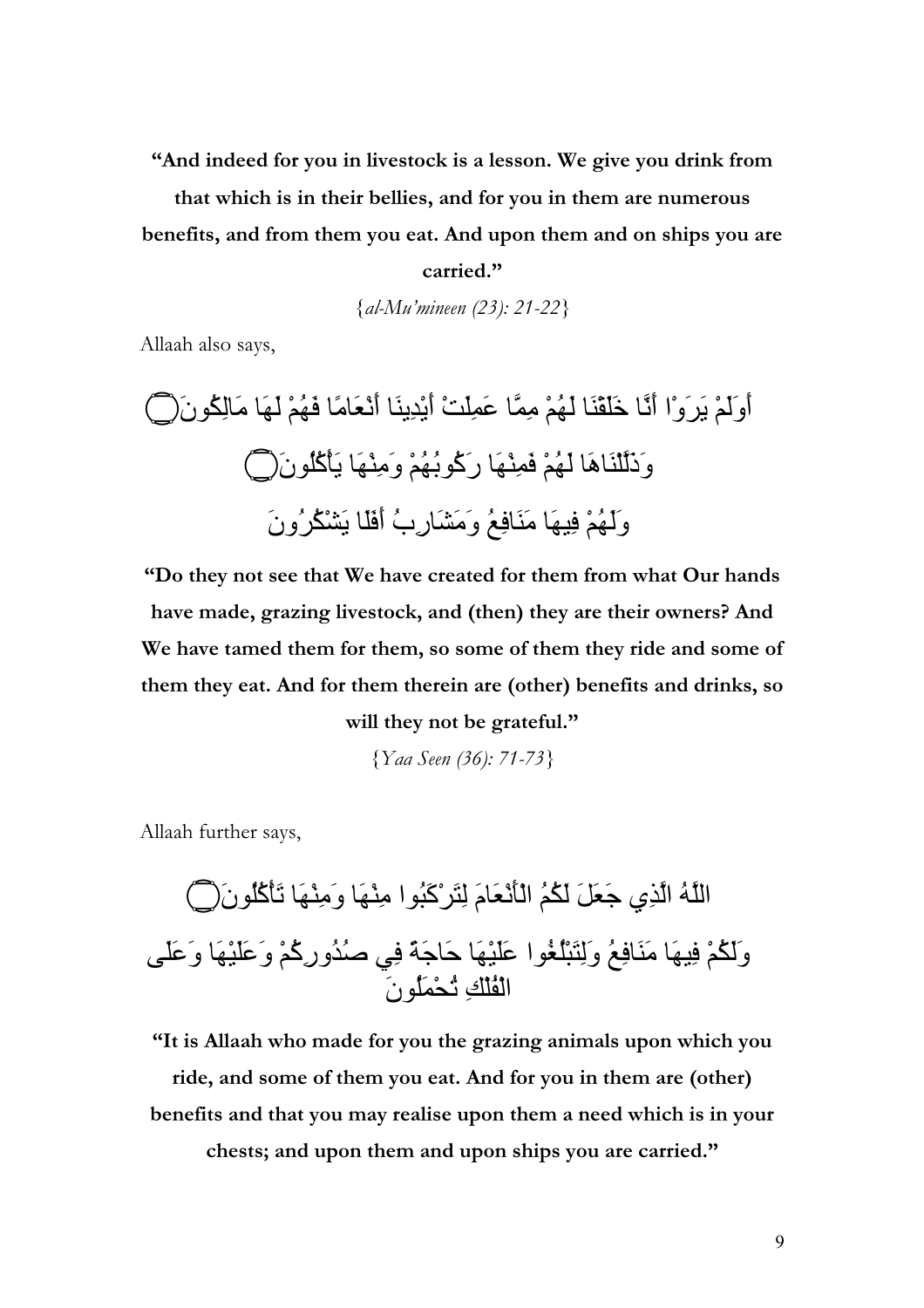**"And indeed for you in livestock is a lesson. We give you drink from that which is in their bellies, and for you in them are numerous benefits, and from them you eat. And upon them and on ships you are carried."**

{*al-Mu'mineen (23): 21-22*}

Allaah also says,

أَوَلَمْ يَرَوْا أَنَّا خَلَقْنَا لَهُمْ مِمَّا عَمِلَتْ أَيْدِينَا أَنْعَامًا فَهُمْ لَهَا مَالِكُونَ۝ وَذَلَّلْنَاهَا لَهُمْ فَمِنْهَا رَكُوبُهُمْ وَمِنْهَا يَأْكُلُونَ۝ وَلَهُمْ فِيهَا مَنَافِعُ وَمَشَارِبُ أَفَلَا يَشْكُرُونَ

**"Do they not see that We have created for them from what Our hands have made, grazing livestock, and (then) they are their owners? And We have tamed them for them, so some of them they ride and some of them they eat. And for them therein are (other) benefits and drinks, so will they not be grateful."**

{*Yaa Seen (36): 71-73*}

Allaah further says,

اللَّهُ الَّذِي جَعَلَ لَكُمُ الْأَنْعَامَ لِتَرْكَبُوا مِنْهَا وَمِنْهَا تَأْكُلُونَ۝ وَلَكُمْ فِيهَا مَنَافِعُ وَلِتَبْلُغُوا عَلَيْهَا حَاجَةً فِي صُدُورِكُمْ وَعَلَيْهَا وَعَلَى الْفُلْكِ تُحْمَلُونَ

**"It is Allaah who made for you the grazing animals upon which you ride, and some of them you eat. And for you in them are (other) benefits and that you may realise upon them a need which is in your chests; and upon them and upon ships you are carried."**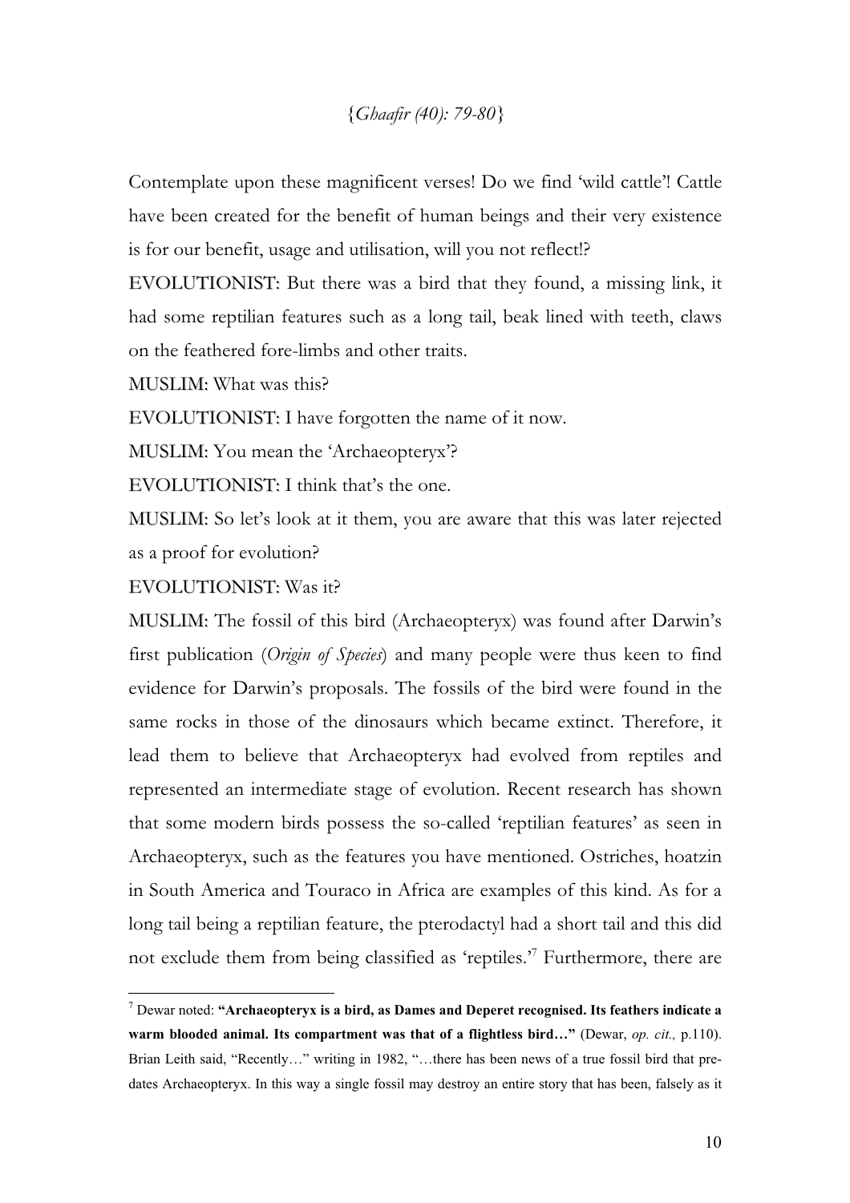{*Ghaafir (40): 79-80*}

Contemplate upon these magnificent verses! Do we find 'wild cattle'! Cattle have been created for the benefit of human beings and their very existence is for our benefit, usage and utilisation, will you not reflect!?

EVOLUTIONIST: But there was a bird that they found, a missing link, it had some reptilian features such as a long tail, beak lined with teeth, claws on the feathered fore-limbs and other traits.

MUSLIM: What was this?

EVOLUTIONIST: I have forgotten the name of it now.

MUSLIM: You mean the 'Archaeopteryx'?

EVOLUTIONIST: I think that's the one.

MUSLIM: So let's look at it them, you are aware that this was later rejected as a proof for evolution?

EVOLUTIONIST: Was it?

MUSLIM: The fossil of this bird (Archaeopteryx) was found after Darwin's first publication (*Origin of Species*) and many people were thus keen to find evidence for Darwin's proposals. The fossils of the bird were found in the same rocks in those of the dinosaurs which became extinct. Therefore, it lead them to believe that Archaeopteryx had evolved from reptiles and represented an intermediate stage of evolution. Recent research has shown that some modern birds possess the so-called 'reptilian features' as seen in Archaeopteryx, such as the features you have mentioned. Ostriches, hoatzin in South America and Touraco in Africa are examples of this kind. As for a long tail being a reptilian feature, the pterodactyl had a short tail and this did not exclude them from being classified as 'reptiles.'[7] Furthermore, there are

---

[7] Dewar noted: **"Archaeopteryx is a bird, as Dames and Deperet recognised. Its feathers indicate a warm blooded animal. Its compartment was that of a flightless bird…"** (Dewar, *op. cit.,* p.110). Brian Leith said, "Recently…" writing in 1982, "…there has been news of a true fossil bird that pre-dates Archaeopteryx. In this way a single fossil may destroy an entire story that has been, falsely as it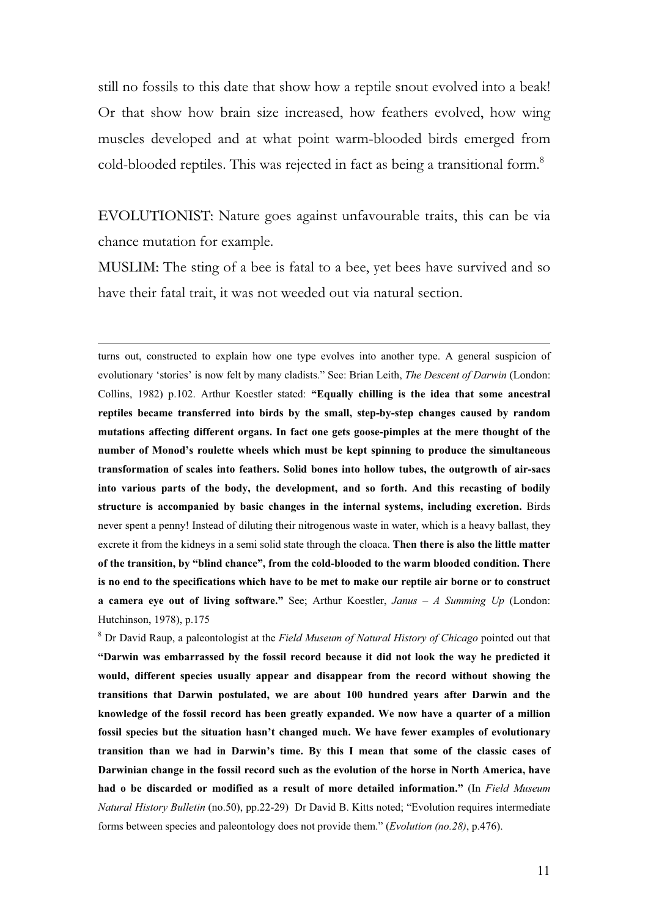still no fossils to this date that show how a reptile snout evolved into a beak! Or that show how brain size increased, how feathers evolved, how wing muscles developed and at what point warm-blooded birds emerged from cold-blooded reptiles. This was rejected in fact as being a transitional form.[8]

EVOLUTIONIST: Nature goes against unfavourable traits, this can be via chance mutation for example.

MUSLIM: The sting of a bee is fatal to a bee, yet bees have survived and so have their fatal trait, it was not weeded out via natural section.

---

turns out, constructed to explain how one type evolves into another type. A general suspicion of evolutionary 'stories' is now felt by many cladists." See: Brian Leith, *The Descent of Darwin* (London: Collins, 1982) p.102. Arthur Koestler stated: **"Equally chilling is the idea that some ancestral reptiles became transferred into birds by the small, step-by-step changes caused by random mutations affecting different organs. In fact one gets goose-pimples at the mere thought of the number of Monod's roulette wheels which must be kept spinning to produce the simultaneous transformation of scales into feathers. Solid bones into hollow tubes, the outgrowth of air-sacs into various parts of the body, the development, and so forth. And this recasting of bodily structure is accompanied by basic changes in the internal systems, including excretion.** Birds never spent a penny! Instead of diluting their nitrogenous waste in water, which is a heavy ballast, they excrete it from the kidneys in a semi solid state through the cloaca. **Then there is also the little matter of the transition, by "blind chance", from the cold-blooded to the warm blooded condition. There is no end to the specifications which have to be met to make our reptile air borne or to construct a camera eye out of living software."** See; Arthur Koestler, *Janus – A Summing Up* (London: Hutchinson, 1978), p.175

[8] Dr David Raup, a paleontologist at the *Field Museum of Natural History of Chicago* pointed out that **"Darwin was embarrassed by the fossil record because it did not look the way he predicted it would, different species usually appear and disappear from the record without showing the transitions that Darwin postulated, we are about 100 hundred years after Darwin and the knowledge of the fossil record has been greatly expanded. We now have a quarter of a million fossil species but the situation hasn't changed much. We have fewer examples of evolutionary transition than we had in Darwin's time. By this I mean that some of the classic cases of Darwinian change in the fossil record such as the evolution of the horse in North America, have had o be discarded or modified as a result of more detailed information."** (In *Field Museum Natural History Bulletin* (no.50), pp.22-29) Dr David B. Kitts noted; "Evolution requires intermediate forms between species and paleontology does not provide them." (*Evolution (no.28)*, p.476).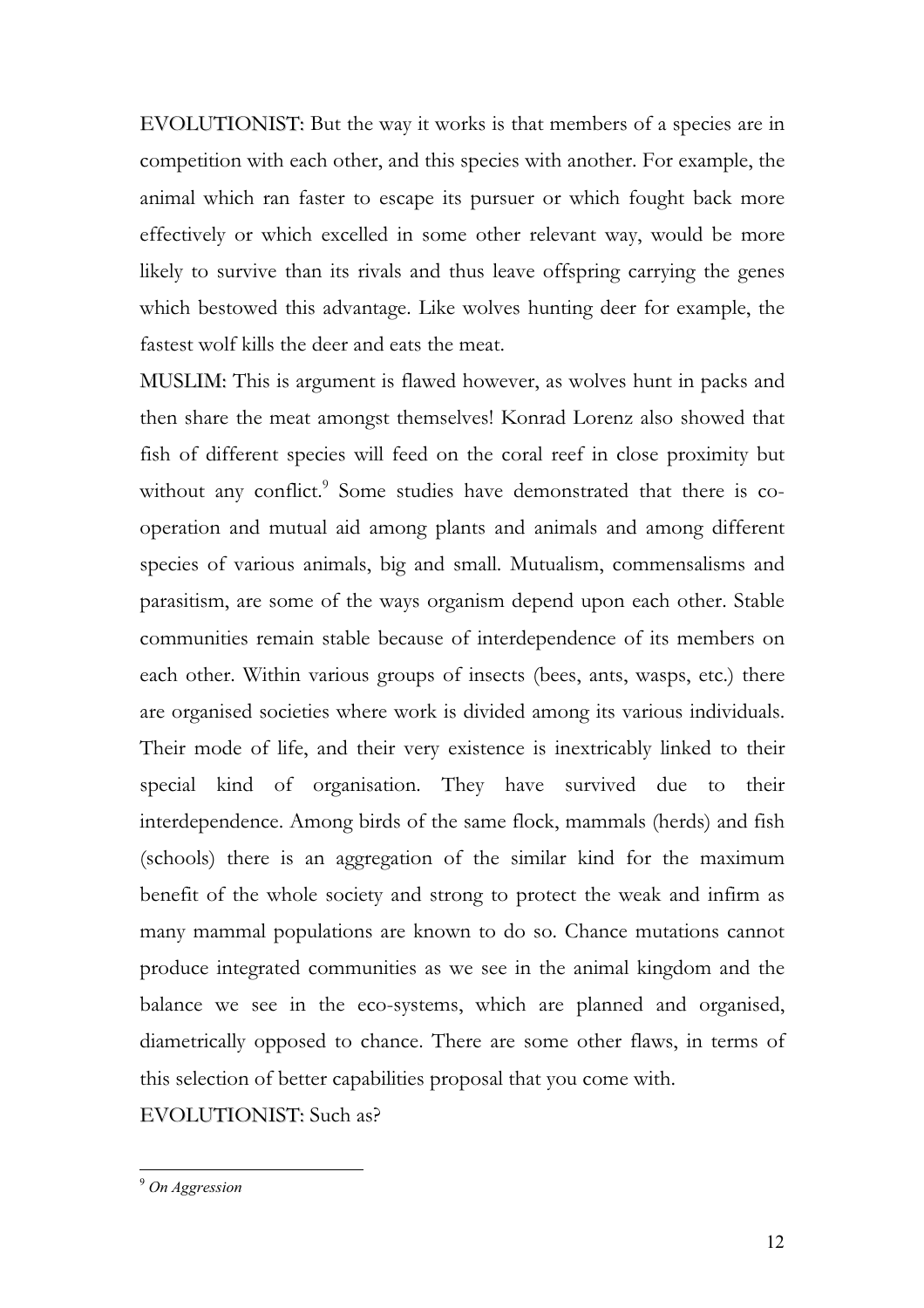EVOLUTIONIST: But the way it works is that members of a species are in competition with each other, and this species with another. For example, the animal which ran faster to escape its pursuer or which fought back more effectively or which excelled in some other relevant way, would be more likely to survive than its rivals and thus leave offspring carrying the genes which bestowed this advantage. Like wolves hunting deer for example, the fastest wolf kills the deer and eats the meat.

MUSLIM: This is argument is flawed however, as wolves hunt in packs and then share the meat amongst themselves! Konrad Lorenz also showed that fish of different species will feed on the coral reef in close proximity but without any conflict.[9] Some studies have demonstrated that there is co-operation and mutual aid among plants and animals and among different species of various animals, big and small. Mutualism, commensalisms and parasitism, are some of the ways organism depend upon each other. Stable communities remain stable because of interdependence of its members on each other. Within various groups of insects (bees, ants, wasps, etc.) there are organised societies where work is divided among its various individuals. Their mode of life, and their very existence is inextricably linked to their special kind of organisation. They have survived due to their interdependence. Among birds of the same flock, mammals (herds) and fish (schools) there is an aggregation of the similar kind for the maximum benefit of the whole society and strong to protect the weak and infirm as many mammal populations are known to do so. Chance mutations cannot produce integrated communities as we see in the animal kingdom and the balance we see in the eco-systems, which are planned and organised, diametrically opposed to chance. There are some other flaws, in terms of this selection of better capabilities proposal that you come with.

EVOLUTIONIST: Such as?

---

[9] *On Aggression*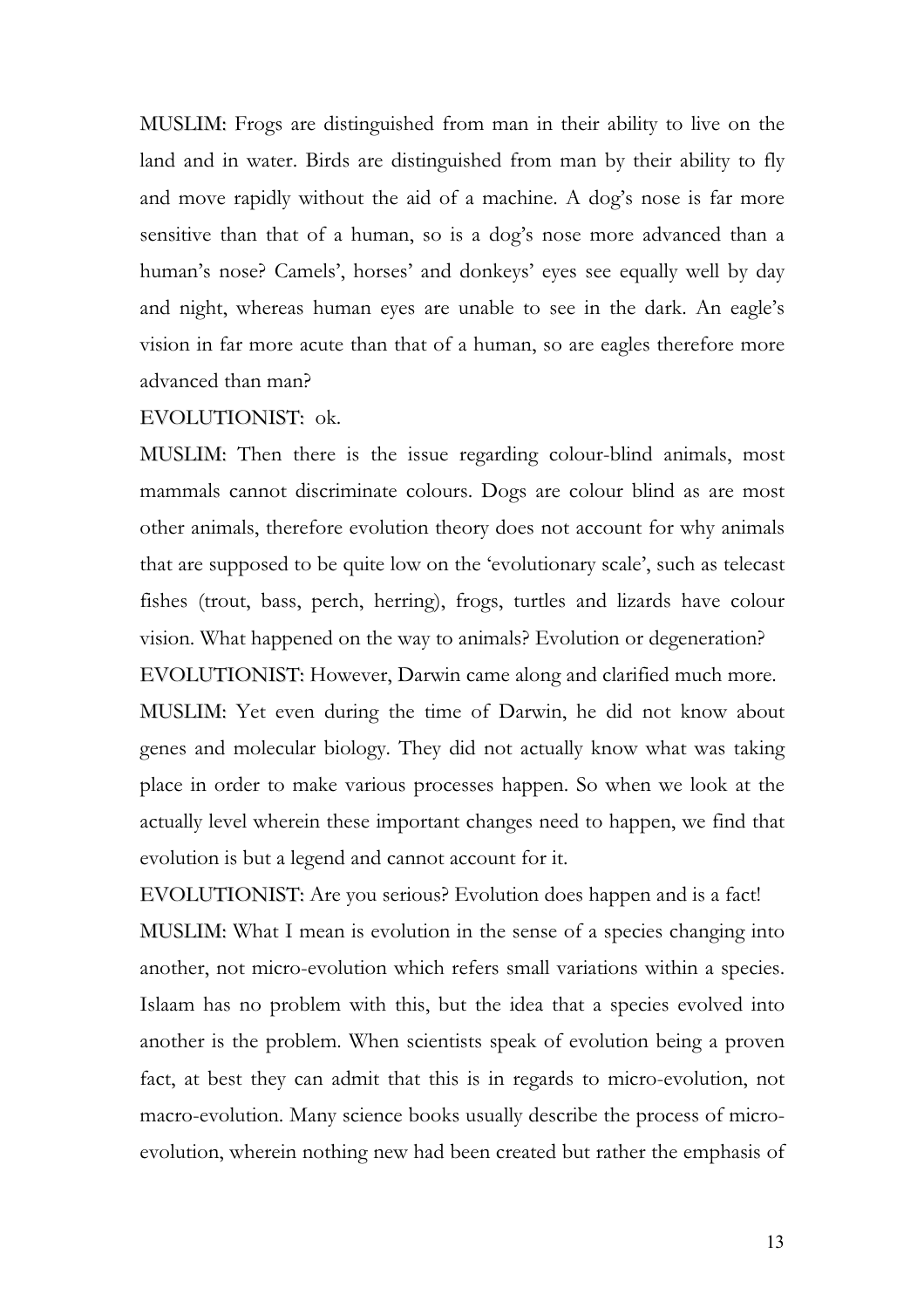MUSLIM: Frogs are distinguished from man in their ability to live on the land and in water. Birds are distinguished from man by their ability to fly and move rapidly without the aid of a machine. A dog's nose is far more sensitive than that of a human, so is a dog's nose more advanced than a human's nose? Camels', horses' and donkeys' eyes see equally well by day and night, whereas human eyes are unable to see in the dark. An eagle's vision in far more acute than that of a human, so are eagles therefore more advanced than man?

EVOLUTIONIST: ok.

MUSLIM: Then there is the issue regarding colour-blind animals, most mammals cannot discriminate colours. Dogs are colour blind as are most other animals, therefore evolution theory does not account for why animals that are supposed to be quite low on the 'evolutionary scale', such as telecast fishes (trout, bass, perch, herring), frogs, turtles and lizards have colour vision. What happened on the way to animals? Evolution or degeneration?

EVOLUTIONIST: However, Darwin came along and clarified much more.

MUSLIM: Yet even during the time of Darwin, he did not know about genes and molecular biology. They did not actually know what was taking place in order to make various processes happen. So when we look at the actually level wherein these important changes need to happen, we find that evolution is but a legend and cannot account for it.

EVOLUTIONIST: Are you serious? Evolution does happen and is a fact!

MUSLIM: What I mean is evolution in the sense of a species changing into another, not micro-evolution which refers small variations within a species. Islaam has no problem with this, but the idea that a species evolved into another is the problem. When scientists speak of evolution being a proven fact, at best they can admit that this is in regards to micro-evolution, not macro-evolution. Many science books usually describe the process of micro-evolution, wherein nothing new had been created but rather the emphasis of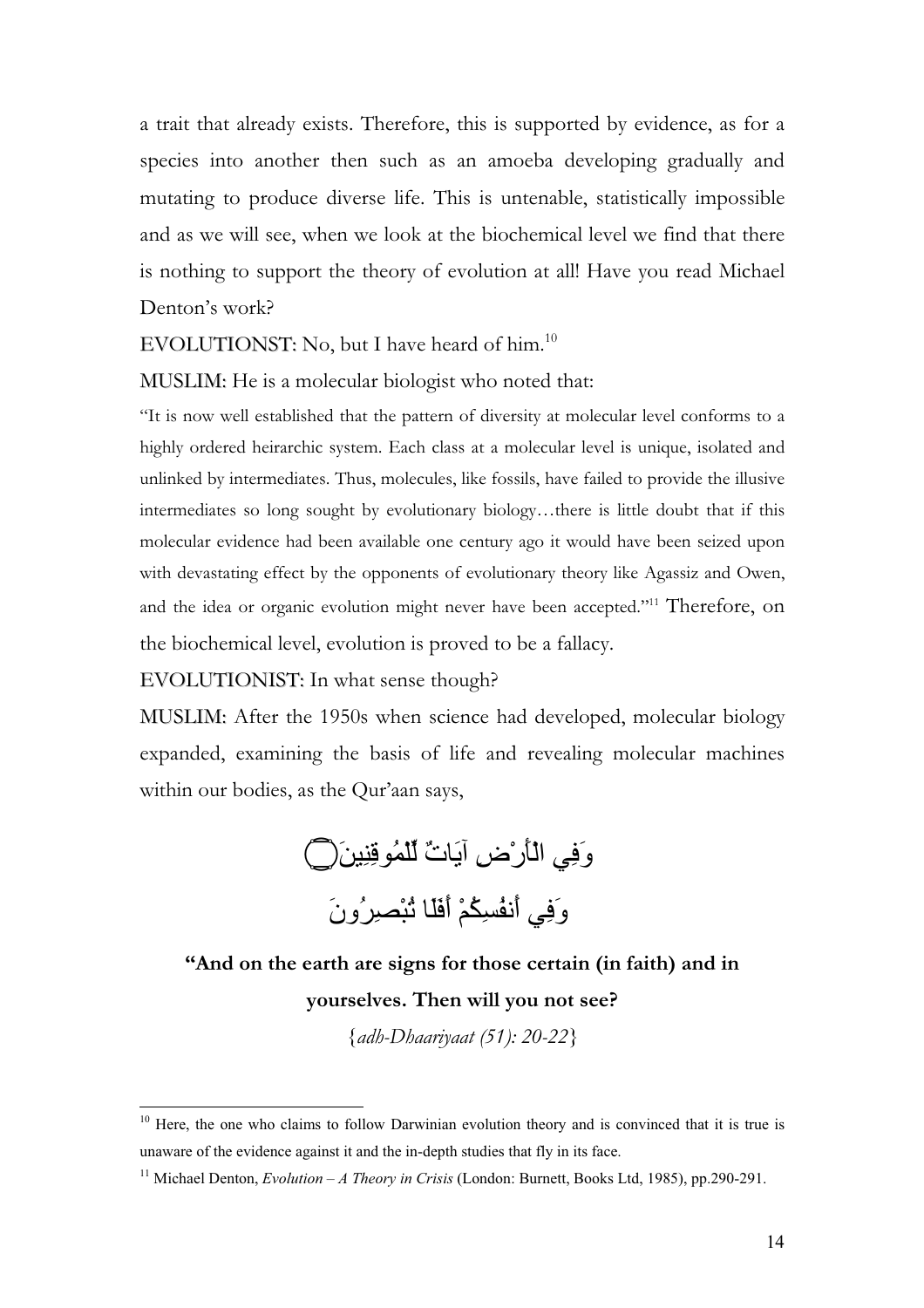a trait that already exists. Therefore, this is supported by evidence, as for a species into another then such as an amoeba developing gradually and mutating to produce diverse life. This is untenable, statistically impossible and as we will see, when we look at the biochemical level we find that there is nothing to support the theory of evolution at all! Have you read Michael Denton's work?

EVOLUTIONST: No, but I have heard of him.[10]

MUSLIM: He is a molecular biologist who noted that:

"It is now well established that the pattern of diversity at molecular level conforms to a highly ordered heirarchic system. Each class at a molecular level is unique, isolated and unlinked by intermediates. Thus, molecules, like fossils, have failed to provide the illusive intermediates so long sought by evolutionary biology…there is little doubt that if this molecular evidence had been available one century ago it would have been seized upon with devastating effect by the opponents of evolutionary theory like Agassiz and Owen, and the idea or organic evolution might never have been accepted."[11] Therefore, on the biochemical level, evolution is proved to be a fallacy.

EVOLUTIONIST: In what sense though?

MUSLIM: After the 1950s when science had developed, molecular biology expanded, examining the basis of life and revealing molecular machines within our bodies, as the Qur'aan says,

وَفِي الْأَرْضِ آيَاتٌ لِّلْمُوقِنِينَ ۝ وَفِي أَنفُسِكُمْ أَفَلَا تُبْصِرُونَ

**"And on the earth are signs for those certain (in faith) and in yourselves. Then will you not see?**

{*adh-Dhaariyaat (51): 20-22*}

---

[10] Here, the one who claims to follow Darwinian evolution theory and is convinced that it is true is unaware of the evidence against it and the in-depth studies that fly in its face.

[11] Michael Denton, *Evolution – A Theory in Crisis* (London: Burnett, Books Ltd, 1985), pp.290-291.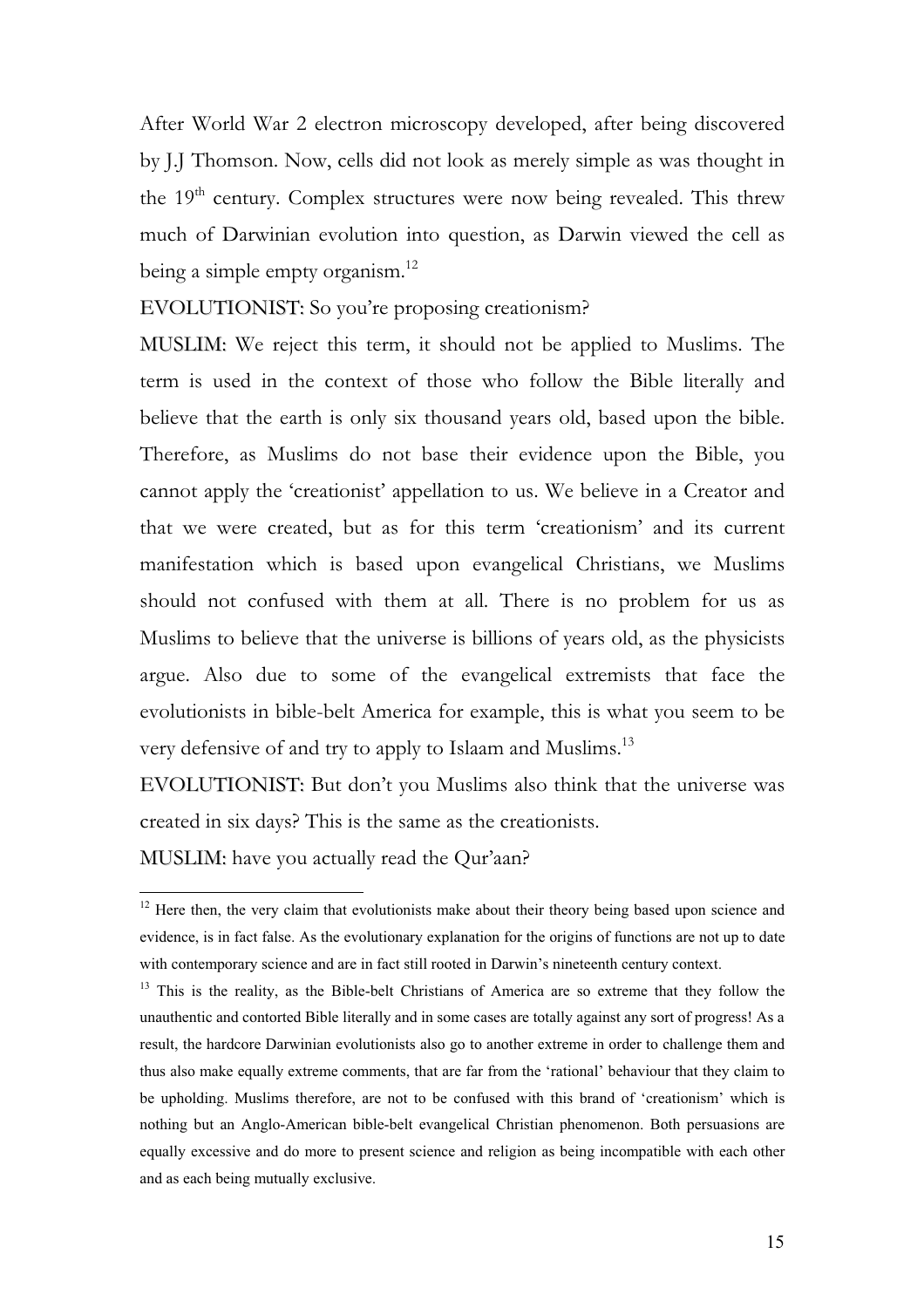After World War 2 electron microscopy developed, after being discovered by J.J Thomson. Now, cells did not look as merely simple as was thought in the 19th century. Complex structures were now being revealed. This threw much of Darwinian evolution into question, as Darwin viewed the cell as being a simple empty organism.[12]

EVOLUTIONIST: So you're proposing creationism?

MUSLIM: We reject this term, it should not be applied to Muslims. The term is used in the context of those who follow the Bible literally and believe that the earth is only six thousand years old, based upon the bible. Therefore, as Muslims do not base their evidence upon the Bible, you cannot apply the 'creationist' appellation to us. We believe in a Creator and that we were created, but as for this term 'creationism' and its current manifestation which is based upon evangelical Christians, we Muslims should not confused with them at all. There is no problem for us as Muslims to believe that the universe is billions of years old, as the physicists argue. Also due to some of the evangelical extremists that face the evolutionists in bible-belt America for example, this is what you seem to be very defensive of and try to apply to Islaam and Muslims.[13]

EVOLUTIONIST: But don't you Muslims also think that the universe was created in six days? This is the same as the creationists.

MUSLIM: have you actually read the Qur'aan?

---

[12] Here then, the very claim that evolutionists make about their theory being based upon science and evidence, is in fact false. As the evolutionary explanation for the origins of functions are not up to date with contemporary science and are in fact still rooted in Darwin's nineteenth century context.

[13] This is the reality, as the Bible-belt Christians of America are so extreme that they follow the unauthentic and contorted Bible literally and in some cases are totally against any sort of progress! As a result, the hardcore Darwinian evolutionists also go to another extreme in order to challenge them and thus also make equally extreme comments, that are far from the 'rational' behaviour that they claim to be upholding. Muslims therefore, are not to be confused with this brand of 'creationism' which is nothing but an Anglo-American bible-belt evangelical Christian phenomenon. Both persuasions are equally excessive and do more to present science and religion as being incompatible with each other and as each being mutually exclusive.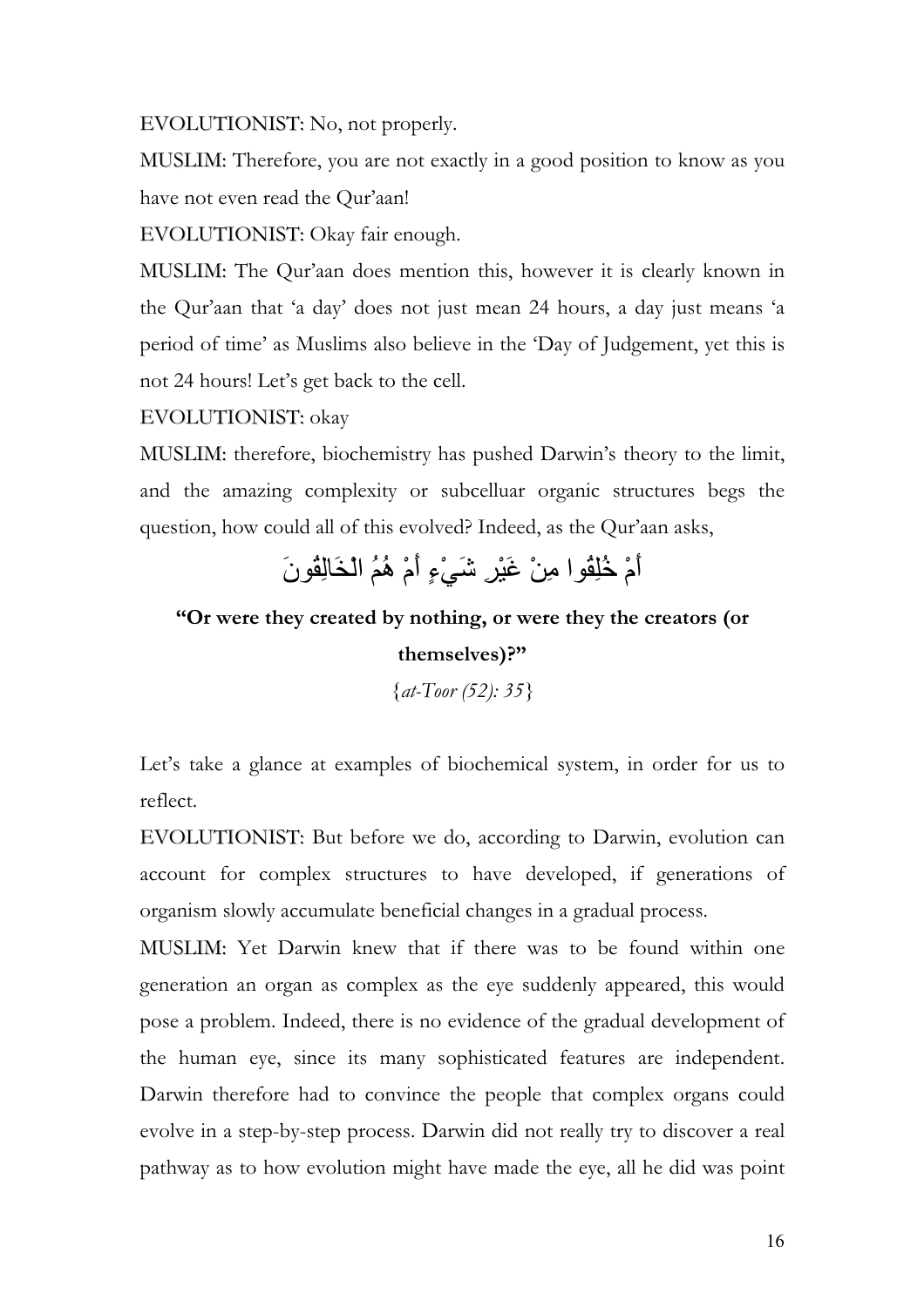EVOLUTIONIST: No, not properly.

MUSLIM: Therefore, you are not exactly in a good position to know as you have not even read the Qur'aan!

EVOLUTIONIST: Okay fair enough.

MUSLIM: The Qur'aan does mention this, however it is clearly known in the Qur'aan that 'a day' does not just mean 24 hours, a day just means 'a period of time' as Muslims also believe in the 'Day of Judgement, yet this is not 24 hours! Let's get back to the cell.

EVOLUTIONIST: okay

MUSLIM: therefore, biochemistry has pushed Darwin's theory to the limit, and the amazing complexity or subcelluar organic structures begs the question, how could all of this evolved? Indeed, as the Qur'aan asks,

أَمْ خُلِقُوا مِنْ غَيْرِ شَيْءٍ أَمْ هُمُ الْخَالِقُونَ

**"Or were they created by nothing, or were they the creators (or themselves)?"**

{*at-Toor (52): 35*}

Let's take a glance at examples of biochemical system, in order for us to reflect.

EVOLUTIONIST: But before we do, according to Darwin, evolution can account for complex structures to have developed, if generations of organism slowly accumulate beneficial changes in a gradual process.

MUSLIM: Yet Darwin knew that if there was to be found within one generation an organ as complex as the eye suddenly appeared, this would pose a problem. Indeed, there is no evidence of the gradual development of the human eye, since its many sophisticated features are independent. Darwin therefore had to convince the people that complex organs could evolve in a step-by-step process. Darwin did not really try to discover a real pathway as to how evolution might have made the eye, all he did was point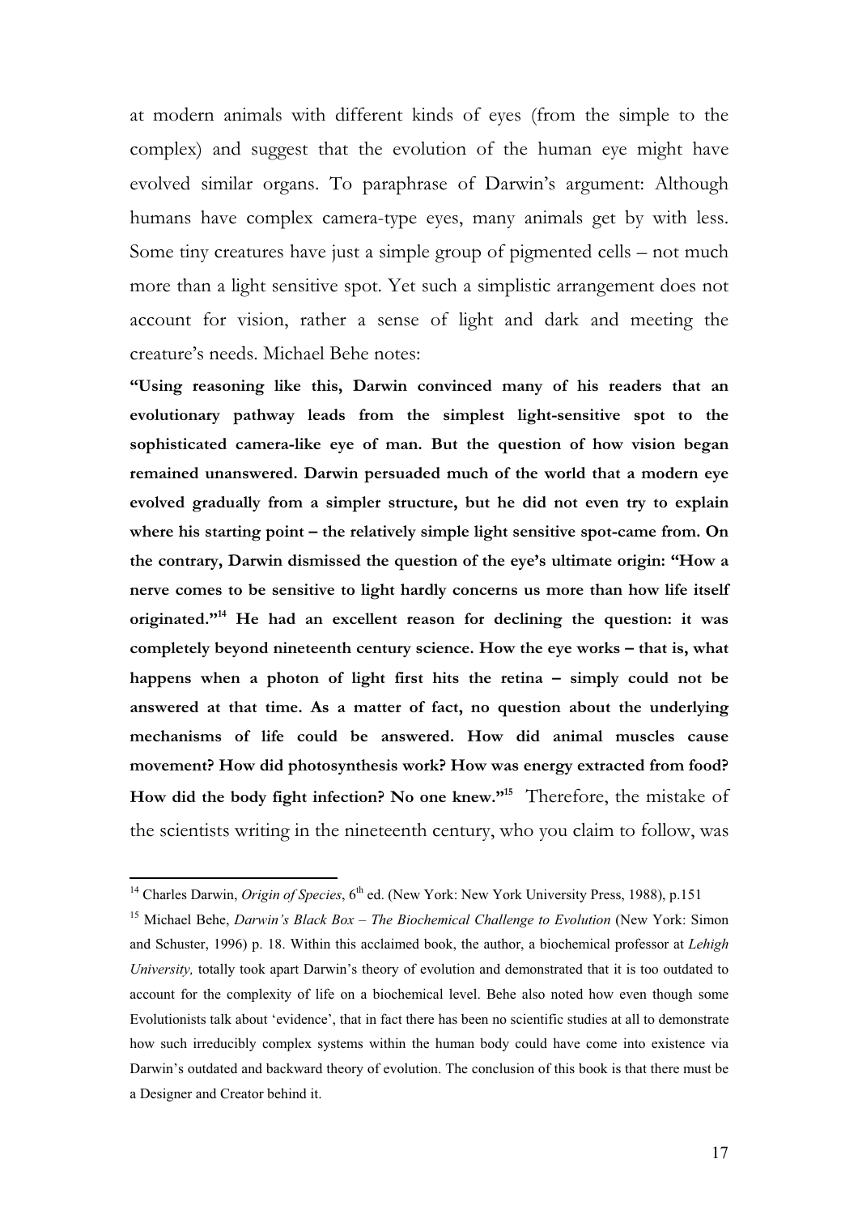at modern animals with different kinds of eyes (from the simple to the complex) and suggest that the evolution of the human eye might have evolved similar organs. To paraphrase of Darwin's argument: Although humans have complex camera-type eyes, many animals get by with less. Some tiny creatures have just a simple group of pigmented cells – not much more than a light sensitive spot. Yet such a simplistic arrangement does not account for vision, rather a sense of light and dark and meeting the creature's needs. Michael Behe notes:

**"Using reasoning like this, Darwin convinced many of his readers that an evolutionary pathway leads from the simplest light-sensitive spot to the sophisticated camera-like eye of man. But the question of how vision began remained unanswered. Darwin persuaded much of the world that a modern eye evolved gradually from a simpler structure, but he did not even try to explain where his starting point – the relatively simple light sensitive spot-came from. On the contrary, Darwin dismissed the question of the eye's ultimate origin: "How a nerve comes to be sensitive to light hardly concerns us more than how life itself originated."[14] He had an excellent reason for declining the question: it was completely beyond nineteenth century science. How the eye works – that is, what happens when a photon of light first hits the retina – simply could not be answered at that time. As a matter of fact, no question about the underlying mechanisms of life could be answered. How did animal muscles cause movement? How did photosynthesis work? How was energy extracted from food? How did the body fight infection? No one knew."[15]** Therefore, the mistake of the scientists writing in the nineteenth century, who you claim to follow, was

---

[14] Charles Darwin, *Origin of Species*, 6th ed. (New York: New York University Press, 1988), p.151

[15] Michael Behe, *Darwin's Black Box – The Biochemical Challenge to Evolution* (New York: Simon and Schuster, 1996) p. 18. Within this acclaimed book, the author, a biochemical professor at *Lehigh University,* totally took apart Darwin's theory of evolution and demonstrated that it is too outdated to account for the complexity of life on a biochemical level. Behe also noted how even though some Evolutionists talk about 'evidence', that in fact there has been no scientific studies at all to demonstrate how such irreducibly complex systems within the human body could have come into existence via Darwin's outdated and backward theory of evolution. The conclusion of this book is that there must be a Designer and Creator behind it.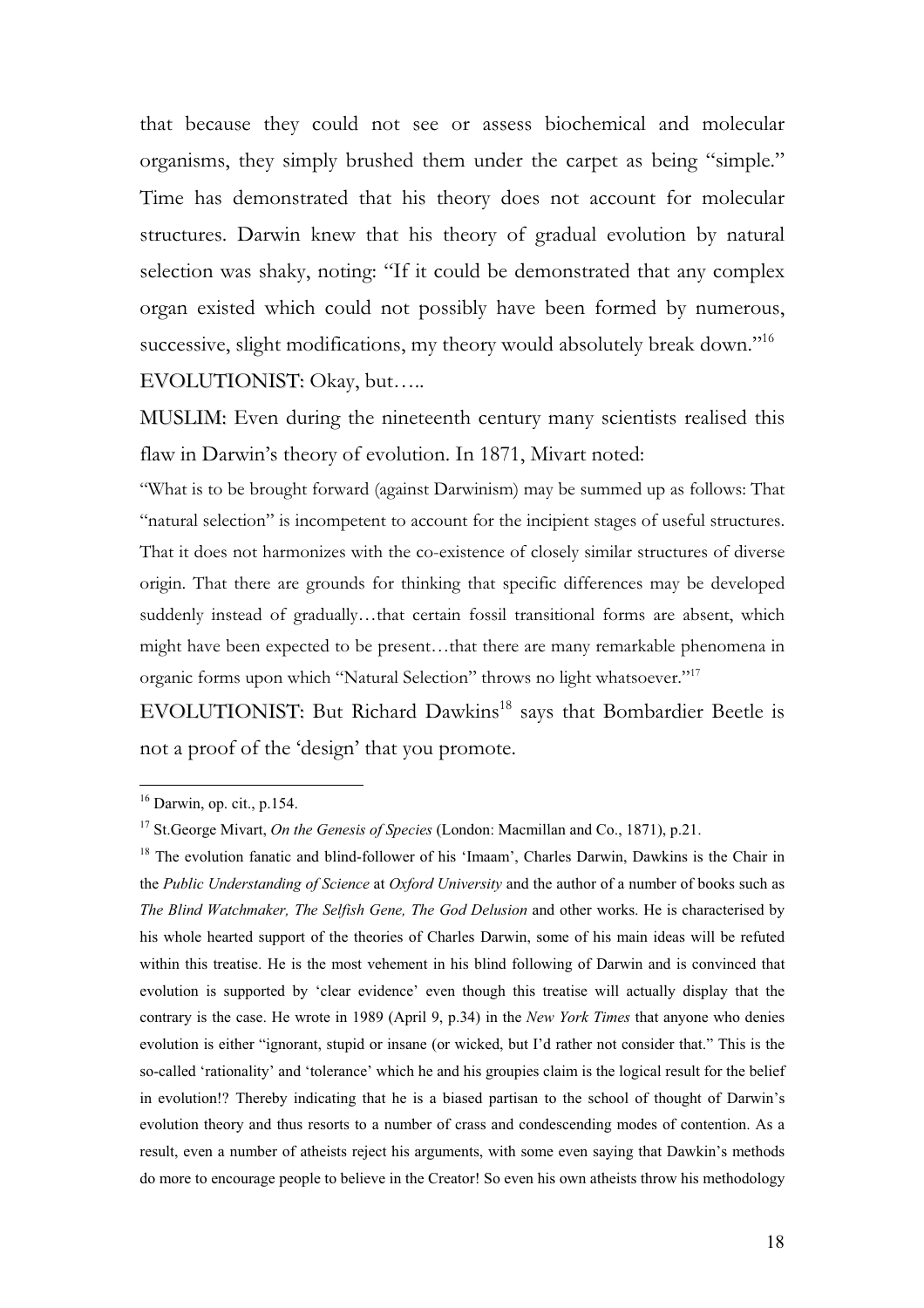that because they could not see or assess biochemical and molecular organisms, they simply brushed them under the carpet as being "simple." Time has demonstrated that his theory does not account for molecular structures. Darwin knew that his theory of gradual evolution by natural selection was shaky, noting: "If it could be demonstrated that any complex organ existed which could not possibly have been formed by numerous, successive, slight modifications, my theory would absolutely break down."[16]

EVOLUTIONIST: Okay, but…..

MUSLIM: Even during the nineteenth century many scientists realised this flaw in Darwin's theory of evolution. In 1871, Mivart noted:

"What is to be brought forward (against Darwinism) may be summed up as follows: That "natural selection" is incompetent to account for the incipient stages of useful structures. That it does not harmonizes with the co-existence of closely similar structures of diverse origin. That there are grounds for thinking that specific differences may be developed suddenly instead of gradually…that certain fossil transitional forms are absent, which might have been expected to be present…that there are many remarkable phenomena in organic forms upon which "Natural Selection" throws no light whatsoever."[17]

EVOLUTIONIST: But Richard Dawkins[18] says that Bombardier Beetle is not a proof of the 'design' that you promote.

---

[16] Darwin, op. cit., p.154.

[17] St.George Mivart, *On the Genesis of Species* (London: Macmillan and Co., 1871), p.21.

[18] The evolution fanatic and blind-follower of his 'Imaam', Charles Darwin, Dawkins is the Chair in the *Public Understanding of Science* at *Oxford University* and the author of a number of books such as *The Blind Watchmaker, The Selfish Gene, The God Delusion* and other works. He is characterised by his whole hearted support of the theories of Charles Darwin, some of his main ideas will be refuted within this treatise. He is the most vehement in his blind following of Darwin and is convinced that evolution is supported by 'clear evidence' even though this treatise will actually display that the contrary is the case. He wrote in 1989 (April 9, p.34) in the *New York Times* that anyone who denies evolution is either "ignorant, stupid or insane (or wicked, but I'd rather not consider that." This is the so-called 'rationality' and 'tolerance' which he and his groupies claim is the logical result for the belief in evolution!? Thereby indicating that he is a biased partisan to the school of thought of Darwin's evolution theory and thus resorts to a number of crass and condescending modes of contention. As a result, even a number of atheists reject his arguments, with some even saying that Dawkin's methods do more to encourage people to believe in the Creator! So even his own atheists throw his methodology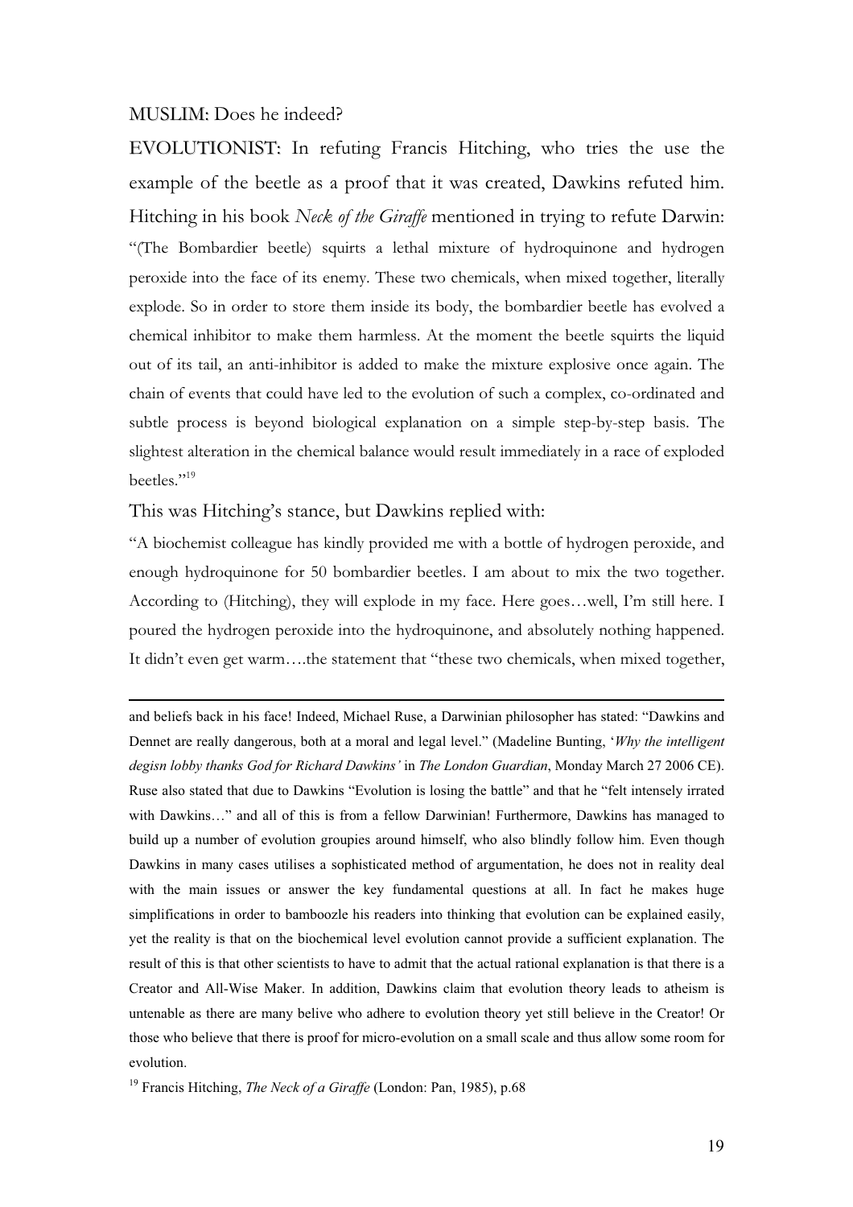MUSLIM: Does he indeed?

EVOLUTIONIST: In refuting Francis Hitching, who tries the use the example of the beetle as a proof that it was created, Dawkins refuted him. Hitching in his book *Neck of the Giraffe* mentioned in trying to refute Darwin:

"(The Bombardier beetle) squirts a lethal mixture of hydroquinone and hydrogen peroxide into the face of its enemy. These two chemicals, when mixed together, literally explode. So in order to store them inside its body, the bombardier beetle has evolved a chemical inhibitor to make them harmless. At the moment the beetle squirts the liquid out of its tail, an anti-inhibitor is added to make the mixture explosive once again. The chain of events that could have led to the evolution of such a complex, co-ordinated and subtle process is beyond biological explanation on a simple step-by-step basis. The slightest alteration in the chemical balance would result immediately in a race of exploded beetles."[19]

This was Hitching's stance, but Dawkins replied with:

"A biochemist colleague has kindly provided me with a bottle of hydrogen peroxide, and enough hydroquinone for 50 bombardier beetles. I am about to mix the two together. According to (Hitching), they will explode in my face. Here goes…well, I'm still here. I poured the hydrogen peroxide into the hydroquinone, and absolutely nothing happened. It didn't even get warm….the statement that "these two chemicals, when mixed together,

---

and beliefs back in his face! Indeed, Michael Ruse, a Darwinian philosopher has stated: "Dawkins and Dennet are really dangerous, both at a moral and legal level." (Madeline Bunting, '*Why the intelligent degisn lobby thanks God for Richard Dawkins'* in *The London Guardian*, Monday March 27 2006 CE). Ruse also stated that due to Dawkins "Evolution is losing the battle" and that he "felt intensely irrated with Dawkins…" and all of this is from a fellow Darwinian! Furthermore, Dawkins has managed to build up a number of evolution groupies around himself, who also blindly follow him. Even though Dawkins in many cases utilises a sophisticated method of argumentation, he does not in reality deal with the main issues or answer the key fundamental questions at all. In fact he makes huge simplifications in order to bamboozle his readers into thinking that evolution can be explained easily, yet the reality is that on the biochemical level evolution cannot provide a sufficient explanation. The result of this is that other scientists to have to admit that the actual rational explanation is that there is a Creator and All-Wise Maker. In addition, Dawkins claim that evolution theory leads to atheism is untenable as there are many belive who adhere to evolution theory yet still believe in the Creator! Or those who believe that there is proof for micro-evolution on a small scale and thus allow some room for evolution.

[19] Francis Hitching, *The Neck of a Giraffe* (London: Pan, 1985), p.68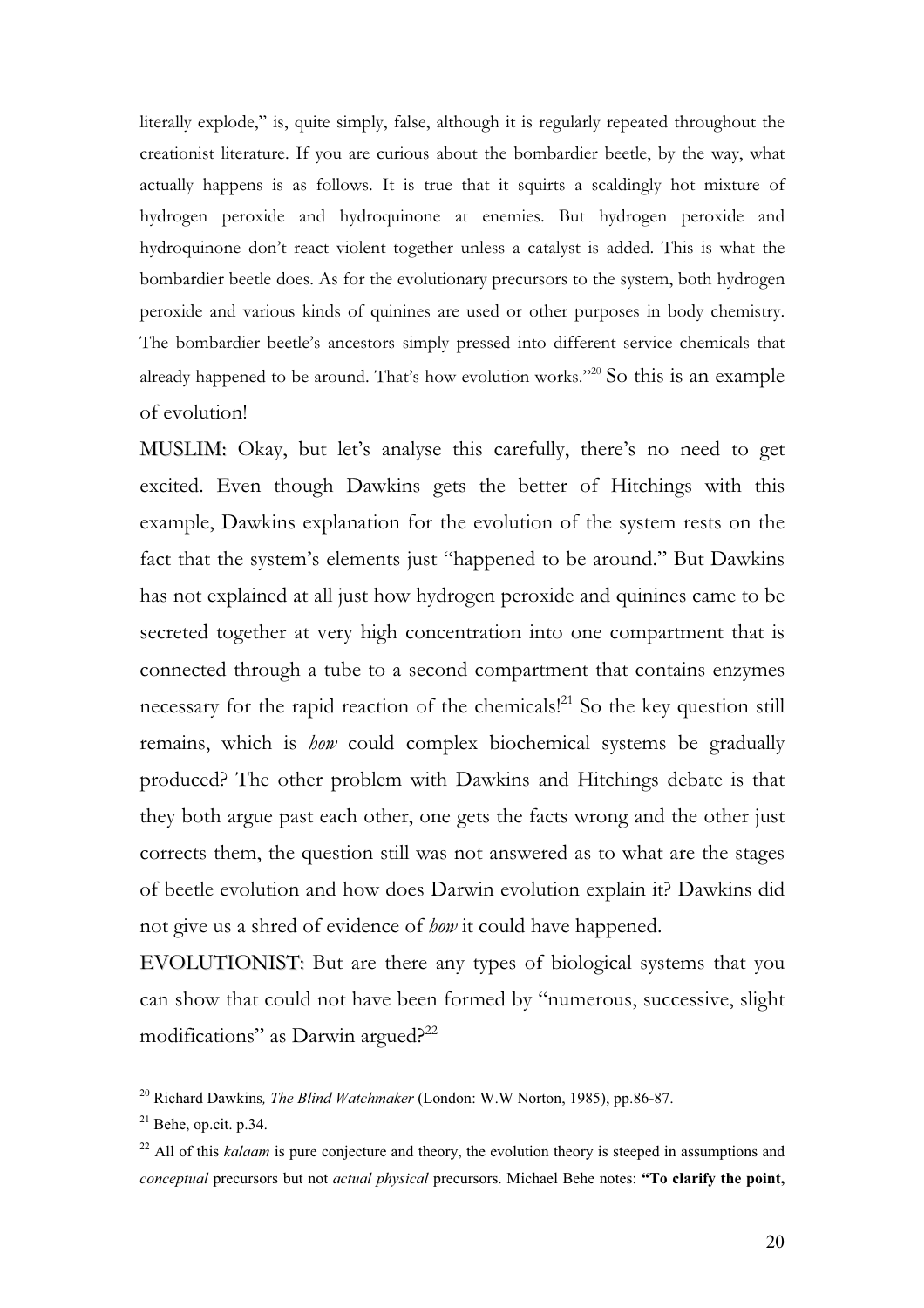literally explode," is, quite simply, false, although it is regularly repeated throughout the creationist literature. If you are curious about the bombardier beetle, by the way, what actually happens is as follows. It is true that it squirts a scaldingly hot mixture of hydrogen peroxide and hydroquinone at enemies. But hydrogen peroxide and hydroquinone don't react violent together unless a catalyst is added. This is what the bombardier beetle does. As for the evolutionary precursors to the system, both hydrogen peroxide and various kinds of quinines are used or other purposes in body chemistry. The bombardier beetle's ancestors simply pressed into different service chemicals that already happened to be around. That's how evolution works."[20] So this is an example of evolution!

MUSLIM: Okay, but let's analyse this carefully, there's no need to get excited. Even though Dawkins gets the better of Hitchings with this example, Dawkins explanation for the evolution of the system rests on the fact that the system's elements just "happened to be around." But Dawkins has not explained at all just how hydrogen peroxide and quinines came to be secreted together at very high concentration into one compartment that is connected through a tube to a second compartment that contains enzymes necessary for the rapid reaction of the chemicals![21] So the key question still remains, which is *how* could complex biochemical systems be gradually produced? The other problem with Dawkins and Hitchings debate is that they both argue past each other, one gets the facts wrong and the other just corrects them, the question still was not answered as to what are the stages of beetle evolution and how does Darwin evolution explain it? Dawkins did not give us a shred of evidence of *how* it could have happened.

EVOLUTIONIST: But are there any types of biological systems that you can show that could not have been formed by "numerous, successive, slight modifications" as Darwin argued?[22]

---

[20] Richard Dawkins*, The Blind Watchmaker* (London: W.W Norton, 1985), pp.86-87.

[21] Behe, op.cit. p.34.

[22] All of this *kalaam* is pure conjecture and theory, the evolution theory is steeped in assumptions and *conceptual* precursors but not *actual physical* precursors. Michael Behe notes: **"To clarify the point,**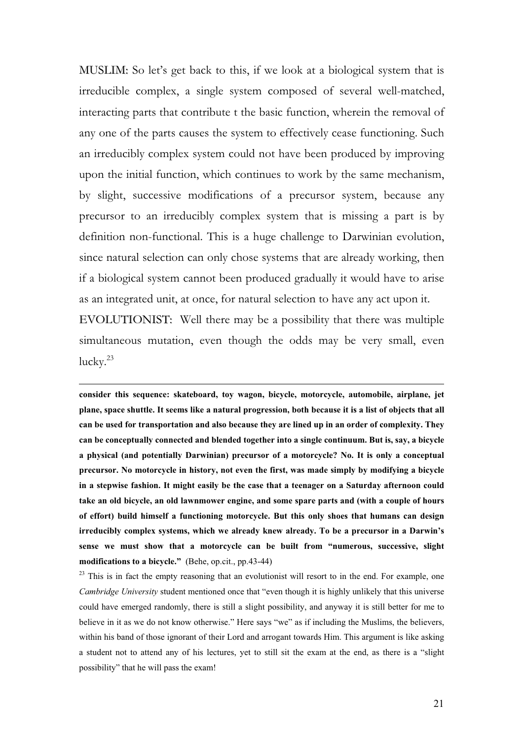MUSLIM: So let's get back to this, if we look at a biological system that is irreducible complex, a single system composed of several well-matched, interacting parts that contribute t the basic function, wherein the removal of any one of the parts causes the system to effectively cease functioning. Such an irreducibly complex system could not have been produced by improving upon the initial function, which continues to work by the same mechanism, by slight, successive modifications of a precursor system, because any precursor to an irreducibly complex system that is missing a part is by definition non-functional. This is a huge challenge to Darwinian evolution, since natural selection can only chose systems that are already working, then if a biological system cannot been produced gradually it would have to arise as an integrated unit, at once, for natural selection to have any act upon it.

EVOLUTIONIST: Well there may be a possibility that there was multiple simultaneous mutation, even though the odds may be very small, even lucky.[23]

---

**consider this sequence: skateboard, toy wagon, bicycle, motorcycle, automobile, airplane, jet plane, space shuttle. It seems like a natural progression, both because it is a list of objects that all can be used for transportation and also because they are lined up in an order of complexity. They can be conceptually connected and blended together into a single continuum. But is, say, a bicycle a physical (and potentially Darwinian) precursor of a motorcycle? No. It is only a conceptual precursor. No motorcycle in history, not even the first, was made simply by modifying a bicycle in a stepwise fashion. It might easily be the case that a teenager on a Saturday afternoon could take an old bicycle, an old lawnmower engine, and some spare parts and (with a couple of hours of effort) build himself a functioning motorcycle. But this only shoes that humans can design irreducibly complex systems, which we already knew already. To be a precursor in a Darwin's sense we must show that a motorcycle can be built from "numerous, successive, slight modifications to a bicycle."** (Behe, op.cit., pp.43-44)

[23] This is in fact the empty reasoning that an evolutionist will resort to in the end. For example, one *Cambridge University* student mentioned once that "even though it is highly unlikely that this universe could have emerged randomly, there is still a slight possibility, and anyway it is still better for me to believe in it as we do not know otherwise." Here says "we" as if including the Muslims, the believers, within his band of those ignorant of their Lord and arrogant towards Him. This argument is like asking a student not to attend any of his lectures, yet to still sit the exam at the end, as there is a "slight possibility" that he will pass the exam!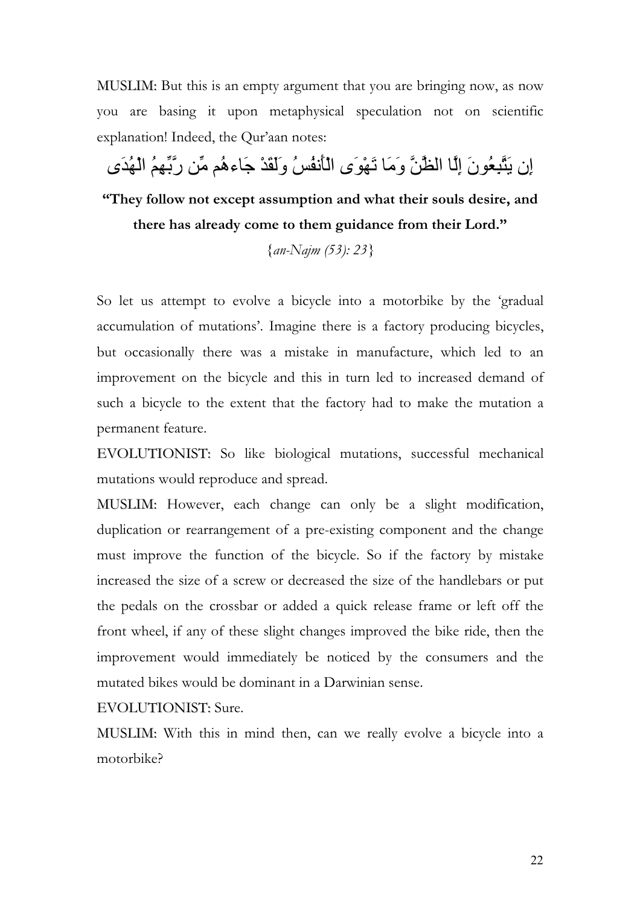MUSLIM: But this is an empty argument that you are bringing now, as now you are basing it upon metaphysical speculation not on scientific explanation! Indeed, the Qur'aan notes:

إِن يَتَّبِعُونَ إِلَّا الظَّنَّ وَمَا تَهْوَى الْأَنفُسُ وَلَقَدْ جَاءهُم مِّن رَّبِّهِمُ الْهُدَى

**"They follow not except assumption and what their souls desire, and there has already come to them guidance from their Lord."**

{*an-Najm (53): 23*}

So let us attempt to evolve a bicycle into a motorbike by the 'gradual accumulation of mutations'. Imagine there is a factory producing bicycles, but occasionally there was a mistake in manufacture, which led to an improvement on the bicycle and this in turn led to increased demand of such a bicycle to the extent that the factory had to make the mutation a permanent feature.

EVOLUTIONIST: So like biological mutations, successful mechanical mutations would reproduce and spread.

MUSLIM: However, each change can only be a slight modification, duplication or rearrangement of a pre-existing component and the change must improve the function of the bicycle. So if the factory by mistake increased the size of a screw or decreased the size of the handlebars or put the pedals on the crossbar or added a quick release frame or left off the front wheel, if any of these slight changes improved the bike ride, then the improvement would immediately be noticed by the consumers and the mutated bikes would be dominant in a Darwinian sense.

EVOLUTIONIST: Sure.

MUSLIM: With this in mind then, can we really evolve a bicycle into a motorbike?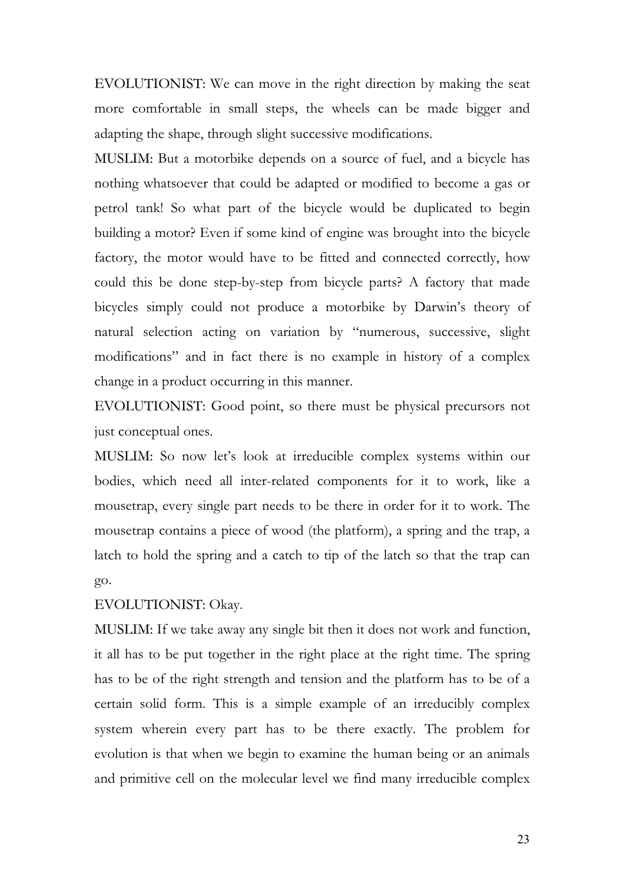EVOLUTIONIST: We can move in the right direction by making the seat more comfortable in small steps, the wheels can be made bigger and adapting the shape, through slight successive modifications.

MUSLIM: But a motorbike depends on a source of fuel, and a bicycle has nothing whatsoever that could be adapted or modified to become a gas or petrol tank! So what part of the bicycle would be duplicated to begin building a motor? Even if some kind of engine was brought into the bicycle factory, the motor would have to be fitted and connected correctly, how could this be done step-by-step from bicycle parts? A factory that made bicycles simply could not produce a motorbike by Darwin's theory of natural selection acting on variation by "numerous, successive, slight modifications" and in fact there is no example in history of a complex change in a product occurring in this manner.

EVOLUTIONIST: Good point, so there must be physical precursors not just conceptual ones.

MUSLIM: So now let's look at irreducible complex systems within our bodies, which need all inter-related components for it to work, like a mousetrap, every single part needs to be there in order for it to work. The mousetrap contains a piece of wood (the platform), a spring and the trap, a latch to hold the spring and a catch to tip of the latch so that the trap can go.

EVOLUTIONIST: Okay.

MUSLIM: If we take away any single bit then it does not work and function, it all has to be put together in the right place at the right time. The spring has to be of the right strength and tension and the platform has to be of a certain solid form. This is a simple example of an irreducibly complex system wherein every part has to be there exactly. The problem for evolution is that when we begin to examine the human being or an animals and primitive cell on the molecular level we find many irreducible complex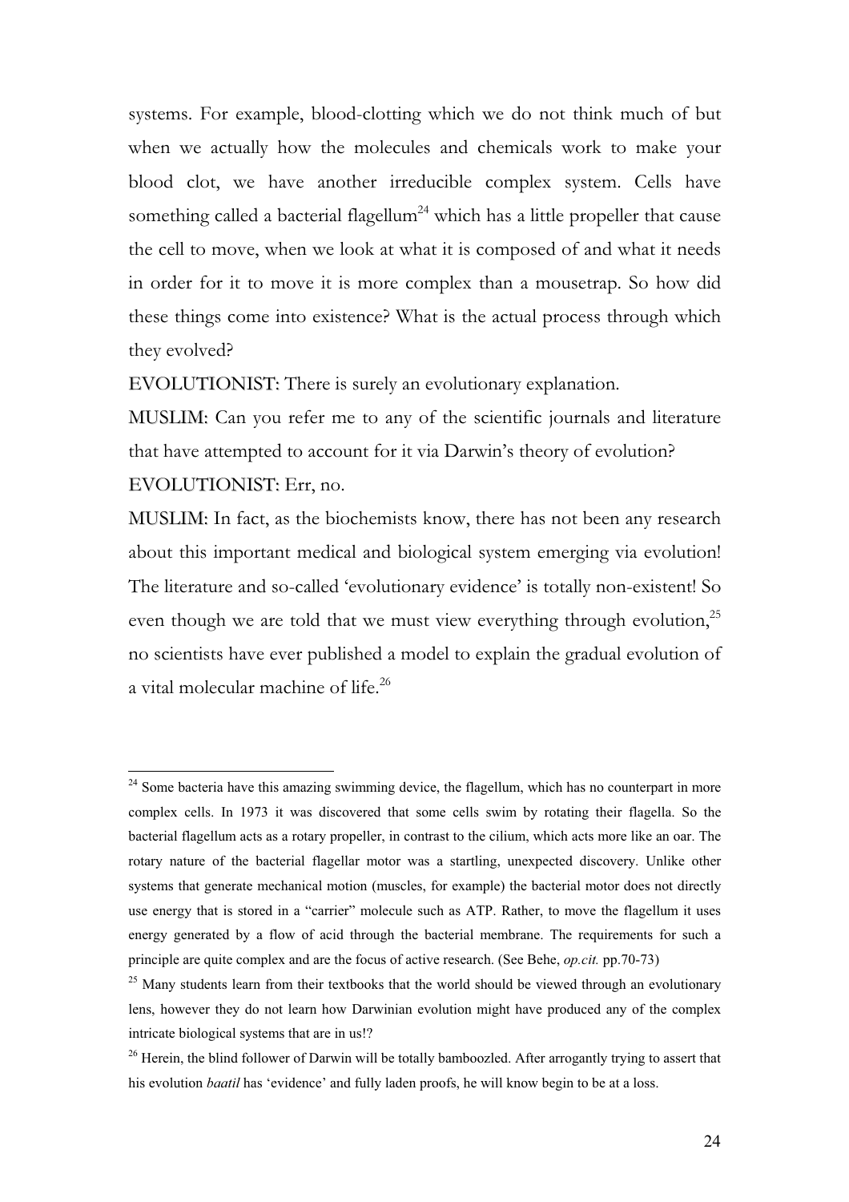systems. For example, blood-clotting which we do not think much of but when we actually how the molecules and chemicals work to make your blood clot, we have another irreducible complex system. Cells have something called a bacterial flagellum[24] which has a little propeller that cause the cell to move, when we look at what it is composed of and what it needs in order for it to move it is more complex than a mousetrap. So how did these things come into existence? What is the actual process through which they evolved?

EVOLUTIONIST: There is surely an evolutionary explanation.

MUSLIM: Can you refer me to any of the scientific journals and literature that have attempted to account for it via Darwin's theory of evolution?

EVOLUTIONIST: Err, no.

MUSLIM: In fact, as the biochemists know, there has not been any research about this important medical and biological system emerging via evolution! The literature and so-called 'evolutionary evidence' is totally non-existent! So even though we are told that we must view everything through evolution,[25] no scientists have ever published a model to explain the gradual evolution of a vital molecular machine of life.[26]

---

[24] Some bacteria have this amazing swimming device, the flagellum, which has no counterpart in more complex cells. In 1973 it was discovered that some cells swim by rotating their flagella. So the bacterial flagellum acts as a rotary propeller, in contrast to the cilium, which acts more like an oar. The rotary nature of the bacterial flagellar motor was a startling, unexpected discovery. Unlike other systems that generate mechanical motion (muscles, for example) the bacterial motor does not directly use energy that is stored in a "carrier" molecule such as ATP. Rather, to move the flagellum it uses energy generated by a flow of acid through the bacterial membrane. The requirements for such a principle are quite complex and are the focus of active research. (See Behe, *op.cit.* pp.70-73)

[25] Many students learn from their textbooks that the world should be viewed through an evolutionary lens, however they do not learn how Darwinian evolution might have produced any of the complex intricate biological systems that are in us!?

[26] Herein, the blind follower of Darwin will be totally bamboozled. After arrogantly trying to assert that his evolution *baatil* has 'evidence' and fully laden proofs, he will know begin to be at a loss.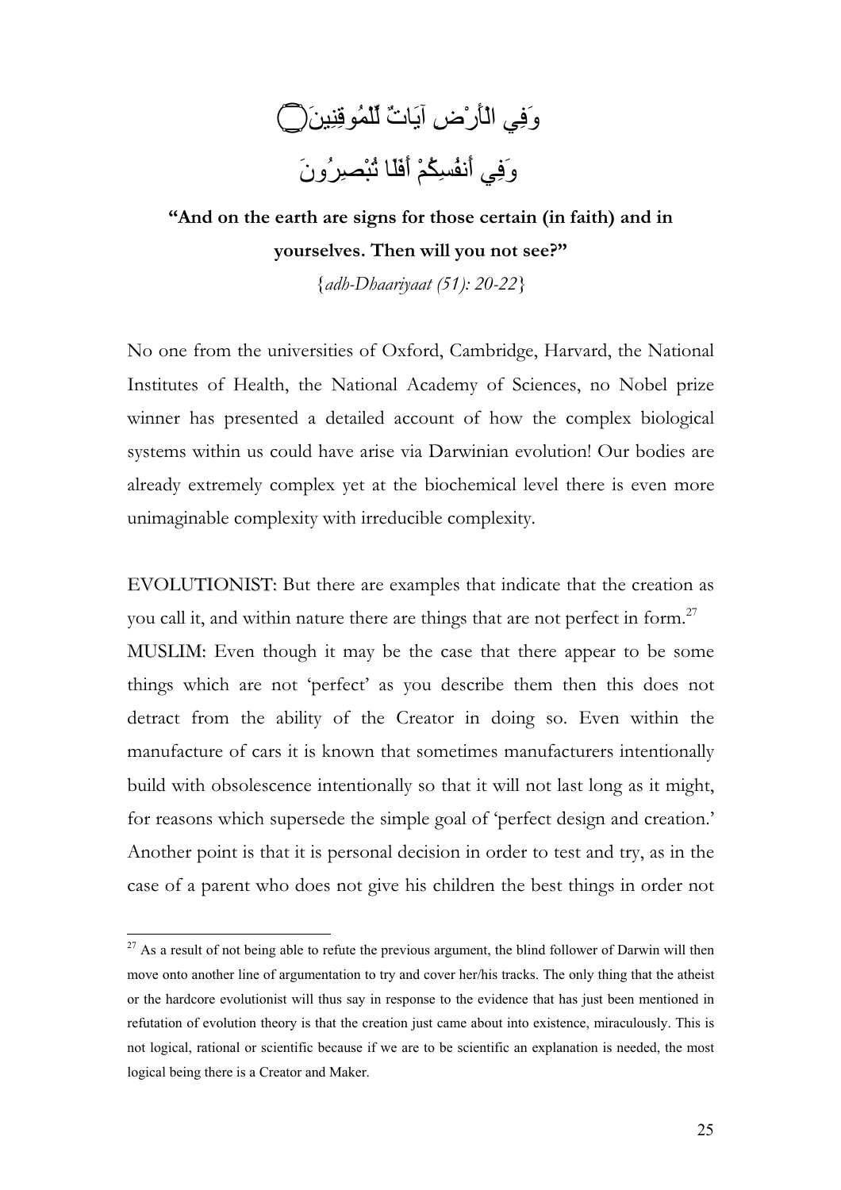وَفِي الْأَرْضِ آيَاتٌ لِّلْمُوقِنِينَ ۝

وَفِي أَنفُسِكُمْ أَفَلَا تُبْصِرُونَ

**"And on the earth are signs for those certain (in faith) and in yourselves. Then will you not see?"**

{*adh-Dhaariyaat (51): 20-22*}

No one from the universities of Oxford, Cambridge, Harvard, the National Institutes of Health, the National Academy of Sciences, no Nobel prize winner has presented a detailed account of how the complex biological systems within us could have arise via Darwinian evolution! Our bodies are already extremely complex yet at the biochemical level there is even more unimaginable complexity with irreducible complexity.

EVOLUTIONIST: But there are examples that indicate that the creation as you call it, and within nature there are things that are not perfect in form.[27]

MUSLIM: Even though it may be the case that there appear to be some things which are not 'perfect' as you describe them then this does not detract from the ability of the Creator in doing so. Even within the manufacture of cars it is known that sometimes manufacturers intentionally build with obsolescence intentionally so that it will not last long as it might, for reasons which supersede the simple goal of 'perfect design and creation.' Another point is that it is personal decision in order to test and try, as in the case of a parent who does not give his children the best things in order not

---

[27] As a result of not being able to refute the previous argument, the blind follower of Darwin will then move onto another line of argumentation to try and cover her/his tracks. The only thing that the atheist or the hardcore evolutionist will thus say in response to the evidence that has just been mentioned in refutation of evolution theory is that the creation just came about into existence, miraculously. This is not logical, rational or scientific because if we are to be scientific an explanation is needed, the most logical being there is a Creator and Maker.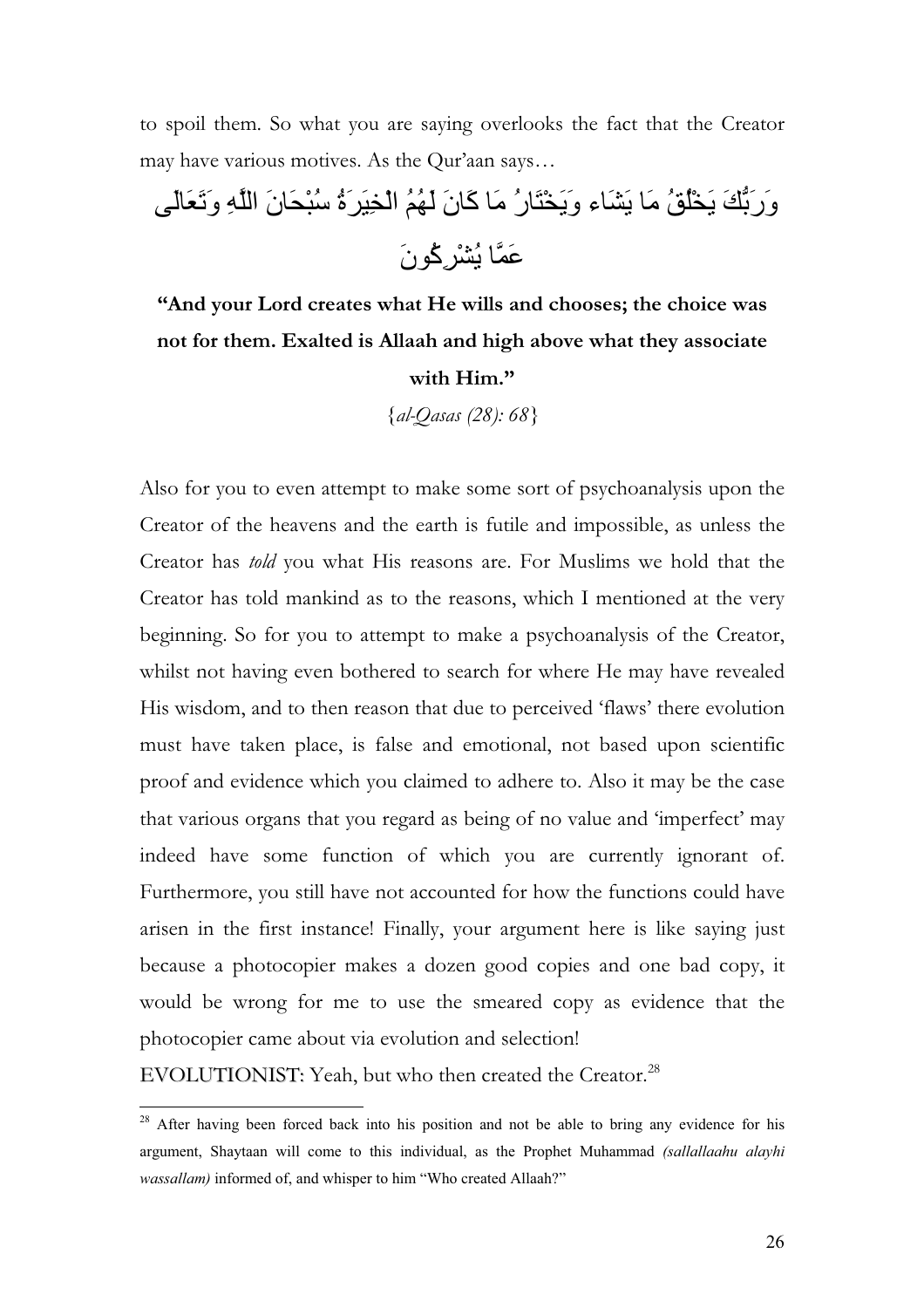to spoil them. So what you are saying overlooks the fact that the Creator may have various motives. As the Qur'aan says…

وَرَبُّكَ يَخْلُقُ مَا يَشَاء وَيَخْتَارُ مَا كَانَ لَهُمُ الْخِيَرَةُ سُبْحَانَ اللَّهِ وَتَعَالَى عَمَّا يُشْرِكُونَ

**"And your Lord creates what He wills and chooses; the choice was not for them. Exalted is Allaah and high above what they associate with Him."**

{*al-Qasas (28): 68*}

Also for you to even attempt to make some sort of psychoanalysis upon the Creator of the heavens and the earth is futile and impossible, as unless the Creator has *told* you what His reasons are. For Muslims we hold that the Creator has told mankind as to the reasons, which I mentioned at the very beginning. So for you to attempt to make a psychoanalysis of the Creator, whilst not having even bothered to search for where He may have revealed His wisdom, and to then reason that due to perceived 'flaws' there evolution must have taken place, is false and emotional, not based upon scientific proof and evidence which you claimed to adhere to. Also it may be the case that various organs that you regard as being of no value and 'imperfect' may indeed have some function of which you are currently ignorant of. Furthermore, you still have not accounted for how the functions could have arisen in the first instance! Finally, your argument here is like saying just because a photocopier makes a dozen good copies and one bad copy, it would be wrong for me to use the smeared copy as evidence that the photocopier came about via evolution and selection!

EVOLUTIONIST: Yeah, but who then created the Creator.[28]

---

[28] After having been forced back into his position and not be able to bring any evidence for his argument, Shaytaan will come to this individual, as the Prophet Muhammad *(sallallaahu alayhi wassallam)* informed of, and whisper to him "Who created Allaah?"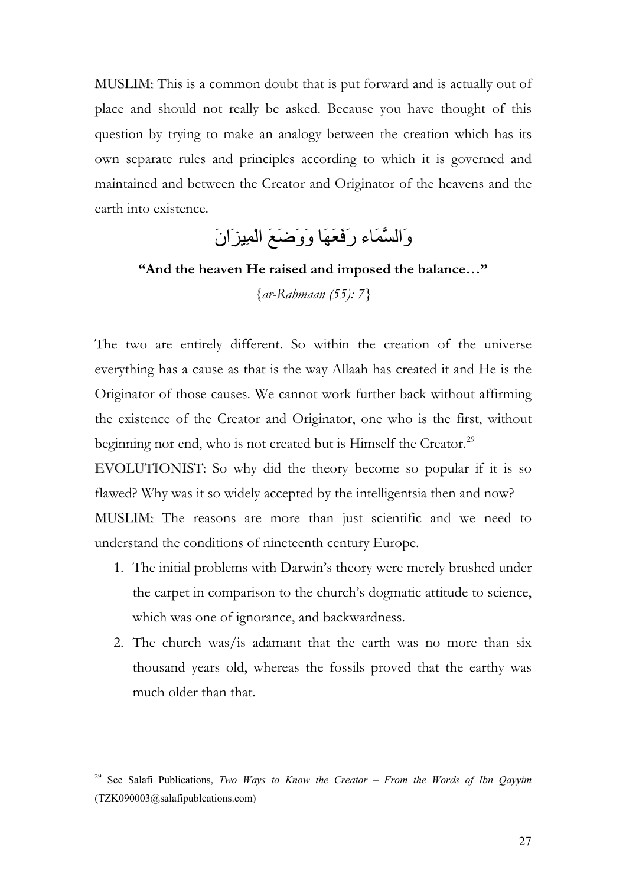**MUSLIM:** This is a common doubt that is put forward and is actually out of place and should not really be asked. Because you have thought of this question by trying to make an analogy between the creation which has its own separate rules and principles according to which it is governed and maintained and between the Creator and Originator of the heavens and the earth into existence.

وَالسَّمَاء رَفَعَهَا وَوَضَعَ الْمِيزَانَ

**"And the heaven He raised and imposed the balance…"**

{*ar-Rahmaan (55): 7*}

The two are entirely different. So within the creation of the universe everything has a cause as that is the way Allaah has created it and He is the Originator of those causes. We cannot work further back without affirming the existence of the Creator and Originator, one who is the first, without beginning nor end, who is not created but is Himself the Creator.[29]

**EVOLUTIONIST:** So why did the theory become so popular if it is so flawed? Why was it so widely accepted by the intelligentsia then and now?

**MUSLIM:** The reasons are more than just scientific and we need to understand the conditions of nineteenth century Europe.

1. The initial problems with Darwin's theory were merely brushed under the carpet in comparison to the church's dogmatic attitude to science, which was one of ignorance, and backwardness.
2. The church was/is adamant that the earth was no more than six thousand years old, whereas the fossils proved that the earthy was much older than that.

---

[29] See Salafi Publications, *Two Ways to Know the Creator – From the Words of Ibn Qayyim* (TZK090003@salafipublcations.com)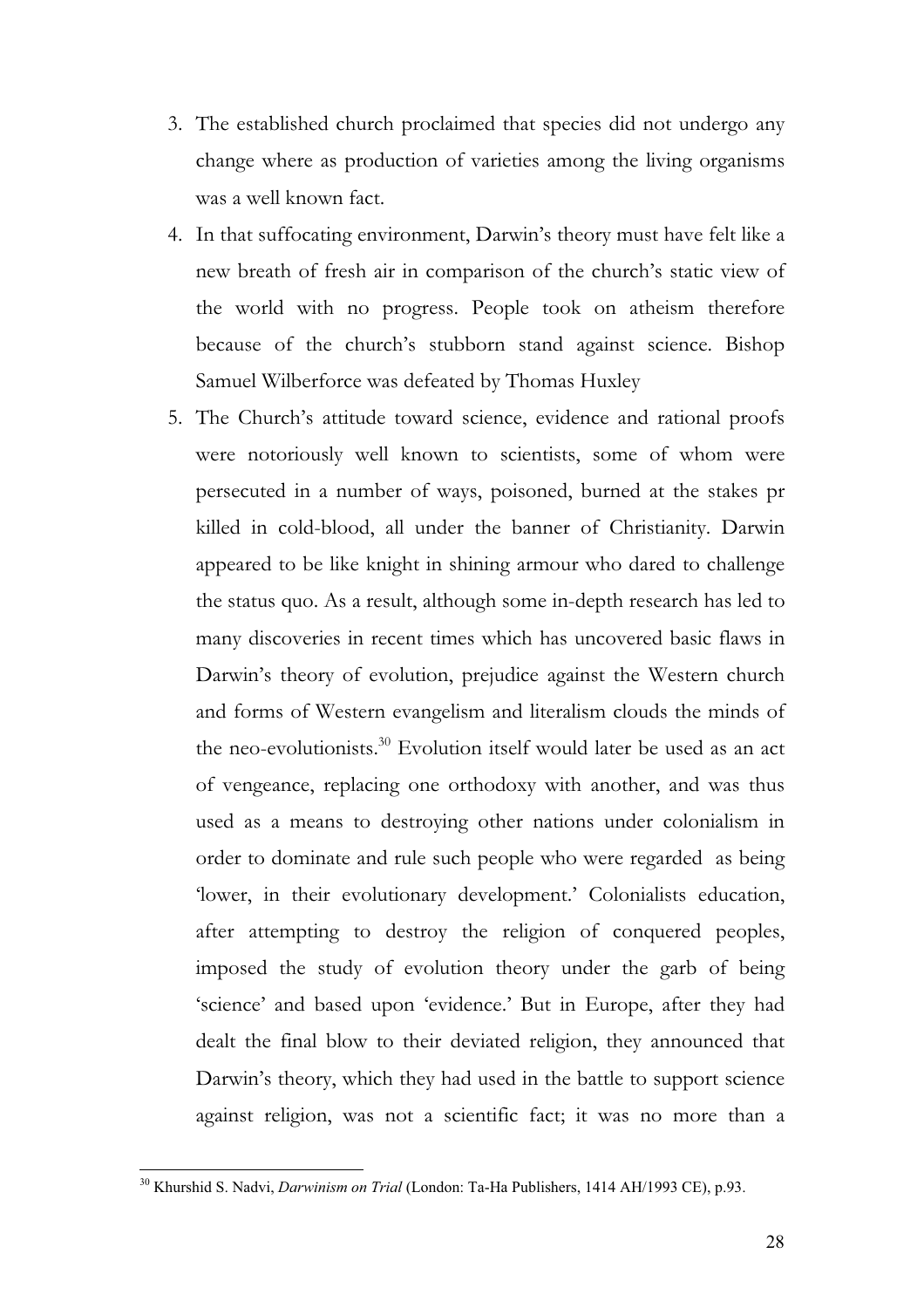3. The established church proclaimed that species did not undergo any change where as production of varieties among the living organisms was a well known fact.
4. In that suffocating environment, Darwin's theory must have felt like a new breath of fresh air in comparison of the church's static view of the world with no progress. People took on atheism therefore because of the church's stubborn stand against science. Bishop Samuel Wilberforce was defeated by Thomas Huxley
5. The Church's attitude toward science, evidence and rational proofs were notoriously well known to scientists, some of whom were persecuted in a number of ways, poisoned, burned at the stakes pr killed in cold-blood, all under the banner of Christianity. Darwin appeared to be like knight in shining armour who dared to challenge the status quo. As a result, although some in-depth research has led to many discoveries in recent times which has uncovered basic flaws in Darwin's theory of evolution, prejudice against the Western church and forms of Western evangelism and literalism clouds the minds of the neo-evolutionists.[30] Evolution itself would later be used as an act of vengeance, replacing one orthodoxy with another, and was thus used as a means to destroying other nations under colonialism in order to dominate and rule such people who were regarded as being 'lower, in their evolutionary development.' Colonialists education, after attempting to destroy the religion of conquered peoples, imposed the study of evolution theory under the garb of being 'science' and based upon 'evidence.' But in Europe, after they had dealt the final blow to their deviated religion, they announced that Darwin's theory, which they had used in the battle to support science against religion, was not a scientific fact; it was no more than a

---

[30] Khurshid S. Nadvi, *Darwinism on Trial* (London: Ta-Ha Publishers, 1414 AH/1993 CE), p.93.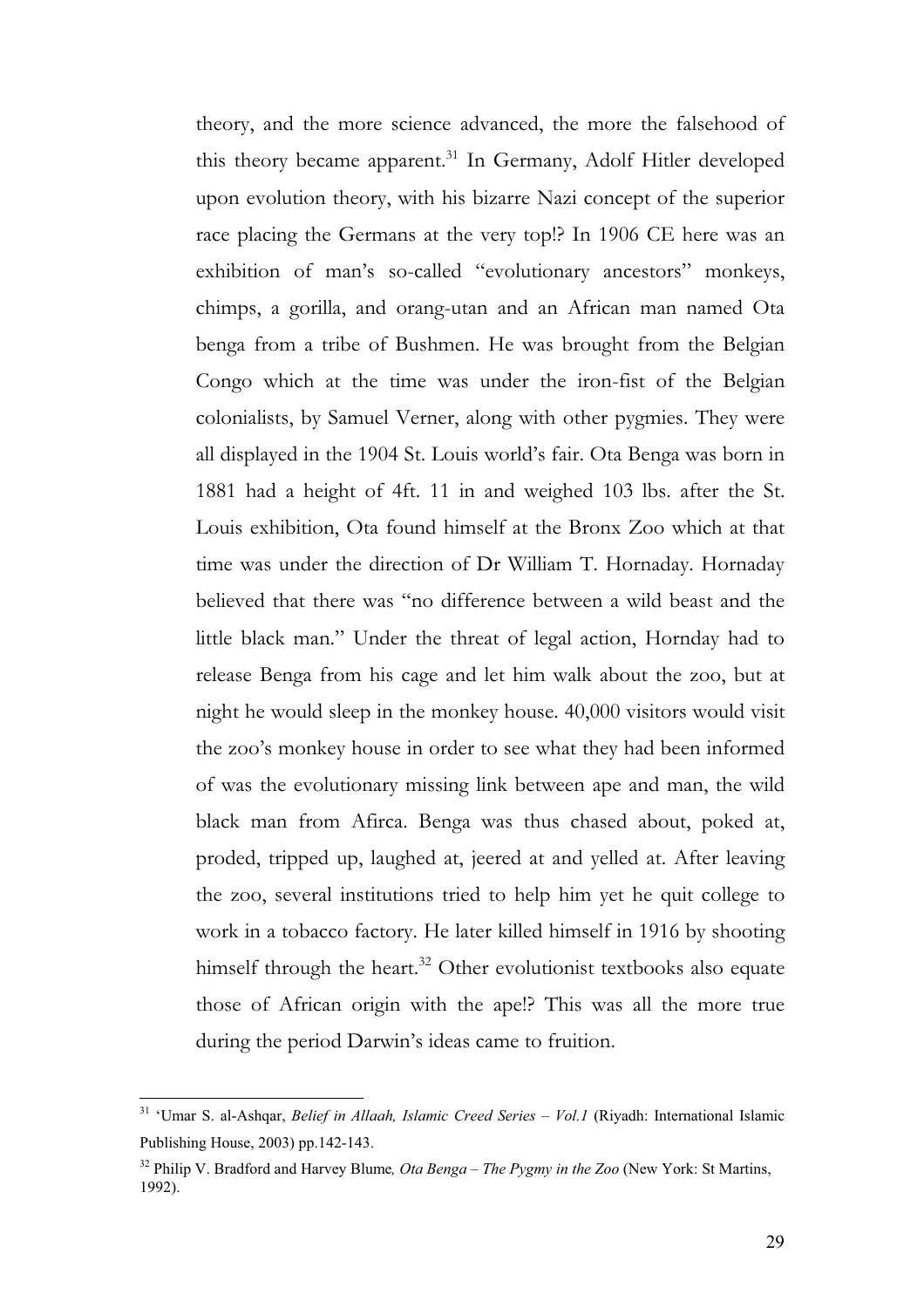theory, and the more science advanced, the more the falsehood of this theory became apparent.[31] In Germany, Adolf Hitler developed upon evolution theory, with his bizarre Nazi concept of the superior race placing the Germans at the very top!? In 1906 CE here was an exhibition of man's so-called "evolutionary ancestors" monkeys, chimps, a gorilla, and orang-utan and an African man named Ota benga from a tribe of Bushmen. He was brought from the Belgian Congo which at the time was under the iron-fist of the Belgian colonialists, by Samuel Verner, along with other pygmies. They were all displayed in the 1904 St. Louis world's fair. Ota Benga was born in 1881 had a height of 4ft. 11 in and weighed 103 lbs. after the St. Louis exhibition, Ota found himself at the Bronx Zoo which at that time was under the direction of Dr William T. Hornaday. Hornaday believed that there was "no difference between a wild beast and the little black man." Under the threat of legal action, Hornday had to release Benga from his cage and let him walk about the zoo, but at night he would sleep in the monkey house. 40,000 visitors would visit the zoo's monkey house in order to see what they had been informed of was the evolutionary missing link between ape and man, the wild black man from Afirca. Benga was thus chased about, poked at, proded, tripped up, laughed at, jeered at and yelled at. After leaving the zoo, several institutions tried to help him yet he quit college to work in a tobacco factory. He later killed himself in 1916 by shooting himself through the heart.[32] Other evolutionist textbooks also equate those of African origin with the ape!? This was all the more true during the period Darwin's ideas came to fruition.

---

[31] 'Umar S. al-Ashqar, *Belief in Allaah, Islamic Creed Series – Vol.1* (Riyadh: International Islamic Publishing House, 2003) pp.142-143.

[32] Philip V. Bradford and Harvey Blume*, Ota Benga – The Pygmy in the Zoo* (New York: St Martins, 1992).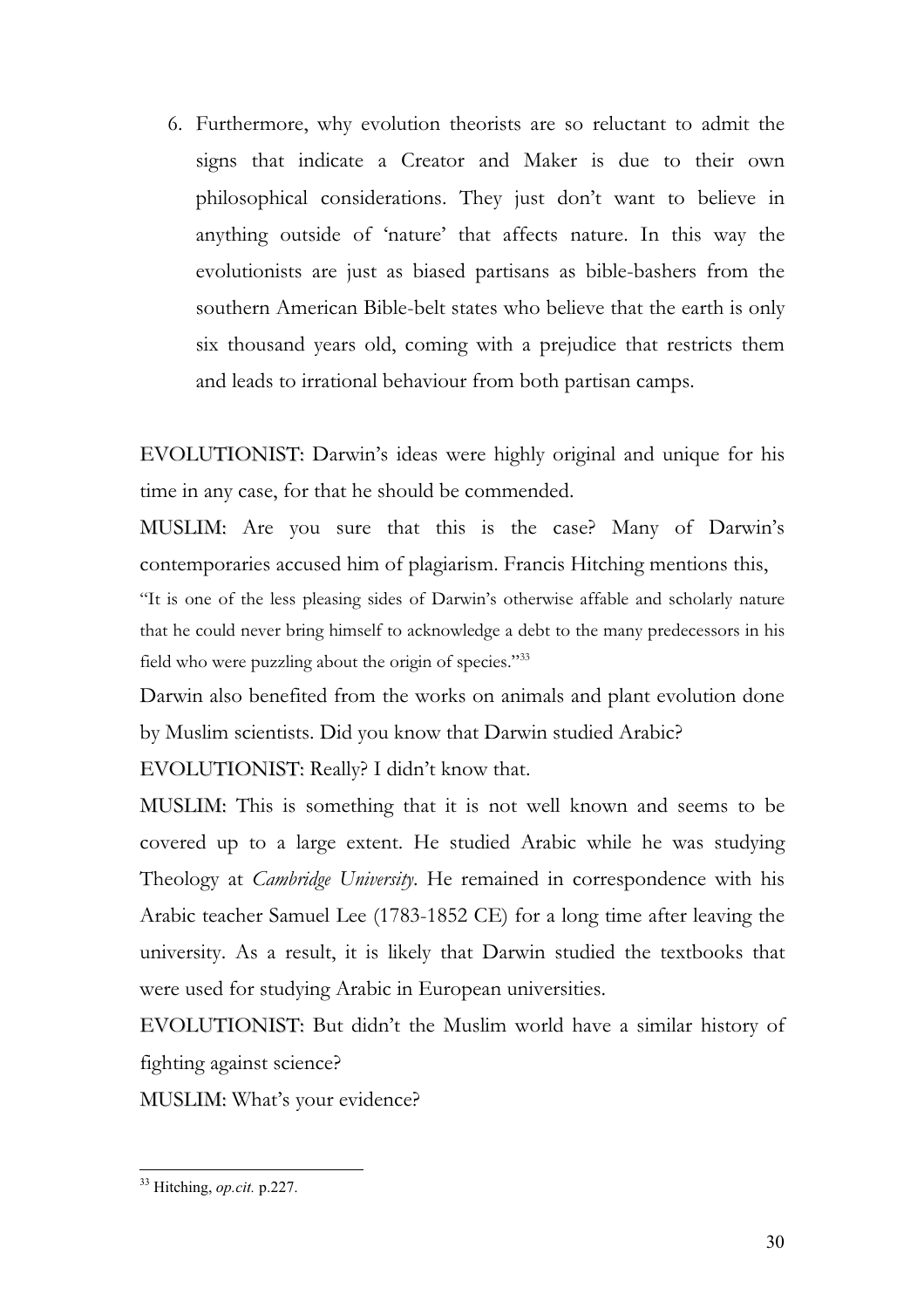6. Furthermore, why evolution theorists are so reluctant to admit the signs that indicate a Creator and Maker is due to their own philosophical considerations. They just don't want to believe in anything outside of 'nature' that affects nature. In this way the evolutionists are just as biased partisans as bible-bashers from the southern American Bible-belt states who believe that the earth is only six thousand years old, coming with a prejudice that restricts them and leads to irrational behaviour from both partisan camps.

EVOLUTIONIST: Darwin's ideas were highly original and unique for his time in any case, for that he should be commended.

MUSLIM: Are you sure that this is the case? Many of Darwin's contemporaries accused him of plagiarism. Francis Hitching mentions this,

"It is one of the less pleasing sides of Darwin's otherwise affable and scholarly nature that he could never bring himself to acknowledge a debt to the many predecessors in his field who were puzzling about the origin of species."[33]

Darwin also benefited from the works on animals and plant evolution done by Muslim scientists. Did you know that Darwin studied Arabic?

EVOLUTIONIST: Really? I didn't know that.

MUSLIM: This is something that it is not well known and seems to be covered up to a large extent. He studied Arabic while he was studying Theology at *Cambridge University*. He remained in correspondence with his Arabic teacher Samuel Lee (1783-1852 CE) for a long time after leaving the university. As a result, it is likely that Darwin studied the textbooks that were used for studying Arabic in European universities.

EVOLUTIONIST: But didn't the Muslim world have a similar history of fighting against science?

MUSLIM: What's your evidence?

---

[33] Hitching, *op.cit.* p.227.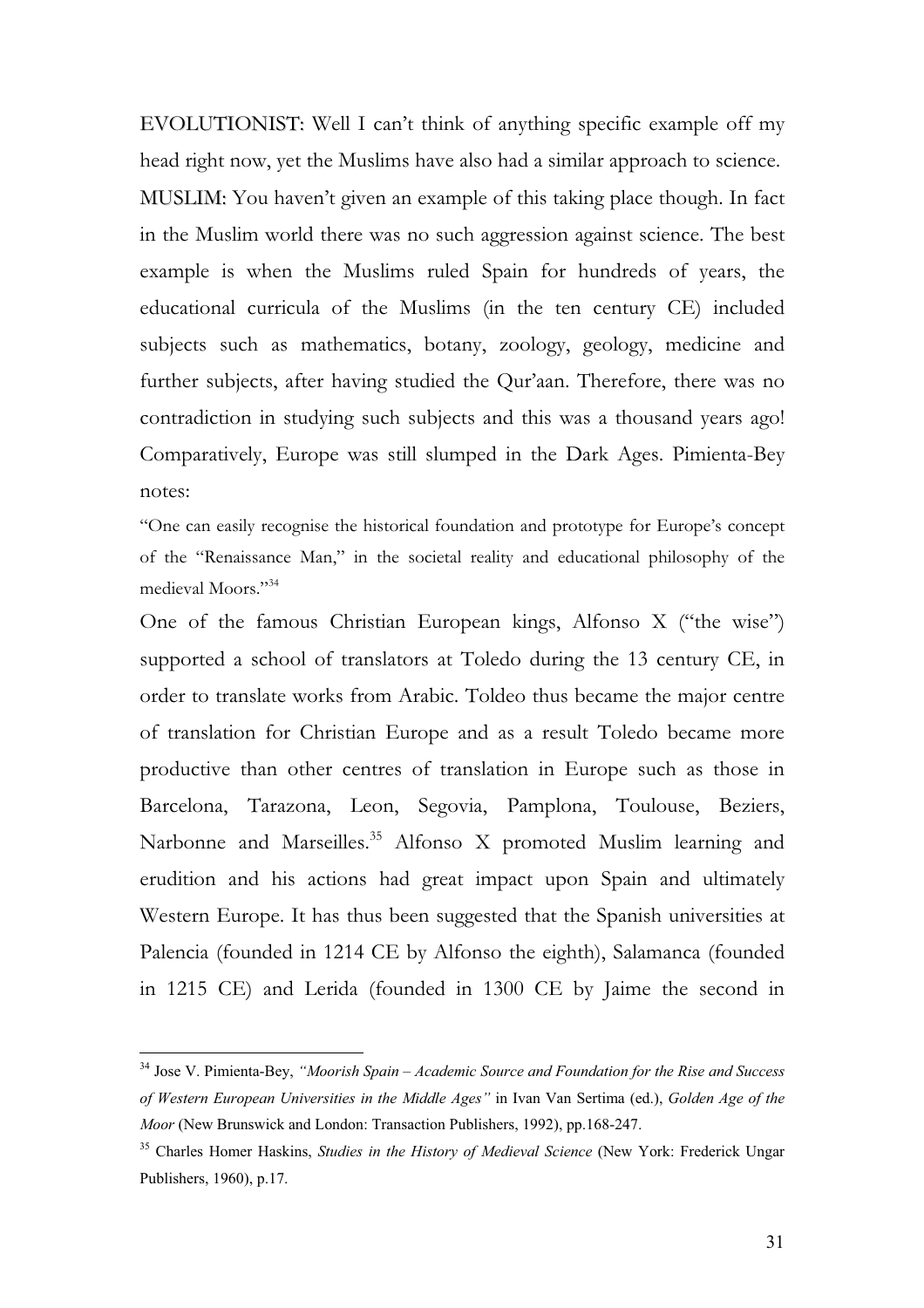EVOLUTIONIST: Well I can't think of anything specific example off my head right now, yet the Muslims have also had a similar approach to science.

MUSLIM: You haven't given an example of this taking place though. In fact in the Muslim world there was no such aggression against science. The best example is when the Muslims ruled Spain for hundreds of years, the educational curricula of the Muslims (in the ten century CE) included subjects such as mathematics, botany, zoology, geology, medicine and further subjects, after having studied the Qur'aan. Therefore, there was no contradiction in studying such subjects and this was a thousand years ago! Comparatively, Europe was still slumped in the Dark Ages. Pimienta-Bey notes:

"One can easily recognise the historical foundation and prototype for Europe's concept of the "Renaissance Man," in the societal reality and educational philosophy of the medieval Moors."[34]

One of the famous Christian European kings, Alfonso X ("the wise") supported a school of translators at Toledo during the 13 century CE, in order to translate works from Arabic. Toldeo thus became the major centre of translation for Christian Europe and as a result Toledo became more productive than other centres of translation in Europe such as those in Barcelona, Tarazona, Leon, Segovia, Pamplona, Toulouse, Beziers, Narbonne and Marseilles.[35] Alfonso X promoted Muslim learning and erudition and his actions had great impact upon Spain and ultimately Western Europe. It has thus been suggested that the Spanish universities at Palencia (founded in 1214 CE by Alfonso the eighth), Salamanca (founded in 1215 CE) and Lerida (founded in 1300 CE by Jaime the second in

---

[34] Jose V. Pimienta-Bey, *"Moorish Spain – Academic Source and Foundation for the Rise and Success of Western European Universities in the Middle Ages"* in Ivan Van Sertima (ed.), *Golden Age of the Moor* (New Brunswick and London: Transaction Publishers, 1992), pp.168-247.

[35] Charles Homer Haskins, *Studies in the History of Medieval Science* (New York: Frederick Ungar Publishers, 1960), p.17.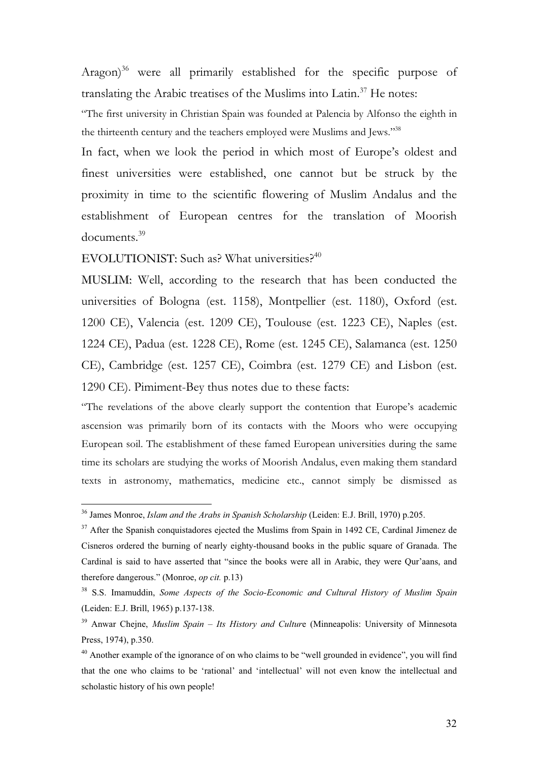Aragon)[36] were all primarily established for the specific purpose of translating the Arabic treatises of the Muslims into Latin.[37] He notes:

"The first university in Christian Spain was founded at Palencia by Alfonso the eighth in the thirteenth century and the teachers employed were Muslims and Jews."[38]

In fact, when we look the period in which most of Europe's oldest and finest universities were established, one cannot but be struck by the proximity in time to the scientific flowering of Muslim Andalus and the establishment of European centres for the translation of Moorish documents.[39]

EVOLUTIONIST: Such as? What universities?[40]

MUSLIM: Well, according to the research that has been conducted the universities of Bologna (est. 1158), Montpellier (est. 1180), Oxford (est. 1200 CE), Valencia (est. 1209 CE), Toulouse (est. 1223 CE), Naples (est. 1224 CE), Padua (est. 1228 CE), Rome (est. 1245 CE), Salamanca (est. 1250 CE), Cambridge (est. 1257 CE), Coimbra (est. 1279 CE) and Lisbon (est. 1290 CE). Pimiment-Bey thus notes due to these facts:

"The revelations of the above clearly support the contention that Europe's academic ascension was primarily born of its contacts with the Moors who were occupying European soil. The establishment of these famed European universities during the same time its scholars are studying the works of Moorish Andalus, even making them standard texts in astronomy, mathematics, medicine etc., cannot simply be dismissed as

---

[36] James Monroe, *Islam and the Arabs in Spanish Scholarship* (Leiden: E.J. Brill, 1970) p.205.

[37] After the Spanish conquistadores ejected the Muslims from Spain in 1492 CE, Cardinal Jimenez de Cisneros ordered the burning of nearly eighty-thousand books in the public square of Granada. The Cardinal is said to have asserted that "since the books were all in Arabic, they were Qur'aans, and therefore dangerous." (Monroe, *op cit.* p.13)

[38] S.S. Imamuddin, *Some Aspects of the Socio-Economic and Cultural History of Muslim Spain* (Leiden: E.J. Brill, 1965) p.137-138.

[39] Anwar Chejne, *Muslim Spain – Its History and Culture* (Minneapolis: University of Minnesota Press, 1974), p.350.

[40] Another example of the ignorance of on who claims to be "well grounded in evidence", you will find that the one who claims to be 'rational' and 'intellectual' will not even know the intellectual and scholastic history of his own people!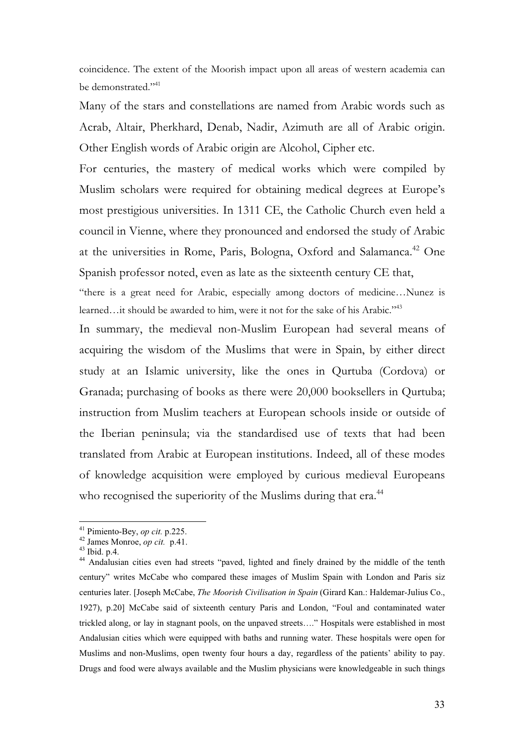coincidence. The extent of the Moorish impact upon all areas of western academia can be demonstrated."[41]

Many of the stars and constellations are named from Arabic words such as Acrab, Altair, Pherkhard, Denab, Nadir, Azimuth are all of Arabic origin. Other English words of Arabic origin are Alcohol, Cipher etc.

For centuries, the mastery of medical works which were compiled by Muslim scholars were required for obtaining medical degrees at Europe's most prestigious universities. In 1311 CE, the Catholic Church even held a council in Vienne, where they pronounced and endorsed the study of Arabic at the universities in Rome, Paris, Bologna, Oxford and Salamanca.[42] One Spanish professor noted, even as late as the sixteenth century CE that,

"there is a great need for Arabic, especially among doctors of medicine…Nunez is learned…it should be awarded to him, were it not for the sake of his Arabic."[43]

In summary, the medieval non-Muslim European had several means of acquiring the wisdom of the Muslims that were in Spain, by either direct study at an Islamic university, like the ones in Qurtuba (Cordova) or Granada; purchasing of books as there were 20,000 booksellers in Qurtuba; instruction from Muslim teachers at European schools inside or outside of the Iberian peninsula; via the standardised use of texts that had been translated from Arabic at European institutions. Indeed, all of these modes of knowledge acquisition were employed by curious medieval Europeans who recognised the superiority of the Muslims during that era.[44]

---

[41] Pimiento-Bey, *op cit.* p.225.

[42] James Monroe, *op cit.* p.41.

[43] Ibid. p.4.

[44] Andalusian cities even had streets "paved, lighted and finely drained by the middle of the tenth century" writes McCabe who compared these images of Muslim Spain with London and Paris siz centuries later. [Joseph McCabe, *The Moorish Civilisation in Spain* (Girard Kan.: Haldemar-Julius Co., 1927), p.20] McCabe said of sixteenth century Paris and London, "Foul and contaminated water trickled along, or lay in stagnant pools, on the unpaved streets…." Hospitals were established in most Andalusian cities which were equipped with baths and running water. These hospitals were open for Muslims and non-Muslims, open twenty four hours a day, regardless of the patients' ability to pay. Drugs and food were always available and the Muslim physicians were knowledgeable in such things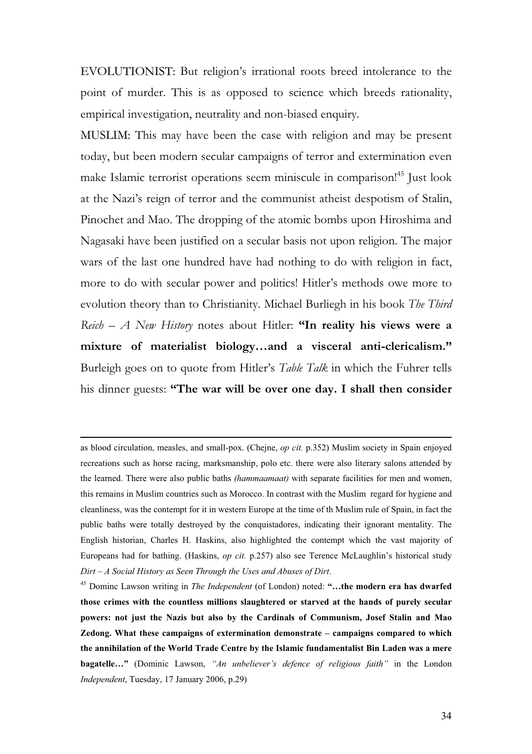EVOLUTIONIST: But religion's irrational roots breed intolerance to the point of murder. This is as opposed to science which breeds rationality, empirical investigation, neutrality and non-biased enquiry.

MUSLIM: This may have been the case with religion and may be present today, but been modern secular campaigns of terror and extermination even make Islamic terrorist operations seem miniscule in comparison![45] Just look at the Nazi's reign of terror and the communist atheist despotism of Stalin, Pinochet and Mao. The dropping of the atomic bombs upon Hiroshima and Nagasaki have been justified on a secular basis not upon religion. The major wars of the last one hundred have had nothing to do with religion in fact, more to do with secular power and politics! Hitler's methods owe more to evolution theory than to Christianity. Michael Burliegh in his book *The Third Reich – A New History* notes about Hitler: **"In reality his views were a mixture of materialist biology…and a visceral anti-clericalism."** Burleigh goes on to quote from Hitler's *Table Talk* in which the Fuhrer tells his dinner guests: **"The war will be over one day. I shall then consider**

---

as blood circulation, measles, and small-pox. (Chejne, *op cit.* p.352) Muslim society in Spain enjoyed recreations such as horse racing, marksmanship, polo etc. there were also literary salons attended by the learned. There were also public baths *(hammaamaat)* with separate facilities for men and women, this remains in Muslim countries such as Morocco. In contrast with the Muslim regard for hygiene and cleanliness, was the contempt for it in western Europe at the time of th Muslim rule of Spain, in fact the public baths were totally destroyed by the conquistadores, indicating their ignorant mentality. The English historian, Charles H. Haskins, also highlighted the contempt which the vast majority of Europeans had for bathing. (Haskins, *op cit.* p.257) also see Terence McLaughlin's historical study *Dirt – A Social History as Seen Through the Uses and Abuses of Dirt*.

[45] Dominc Lawson writing in *The Independent* (of London) noted: **"…the modern era has dwarfed those crimes with the countless millions slaughtered or starved at the hands of purely secular powers: not just the Nazis but also by the Cardinals of Communism, Josef Stalin and Mao Zedong. What these campaigns of extermination demonstrate – campaigns compared to which the annihilation of the World Trade Centre by the Islamic fundamentalist Bin Laden was a mere bagatelle…"** (Dominic Lawson, *"An unbeliever's defence of religious faith"* in the London *Independent*, Tuesday, 17 January 2006, p.29)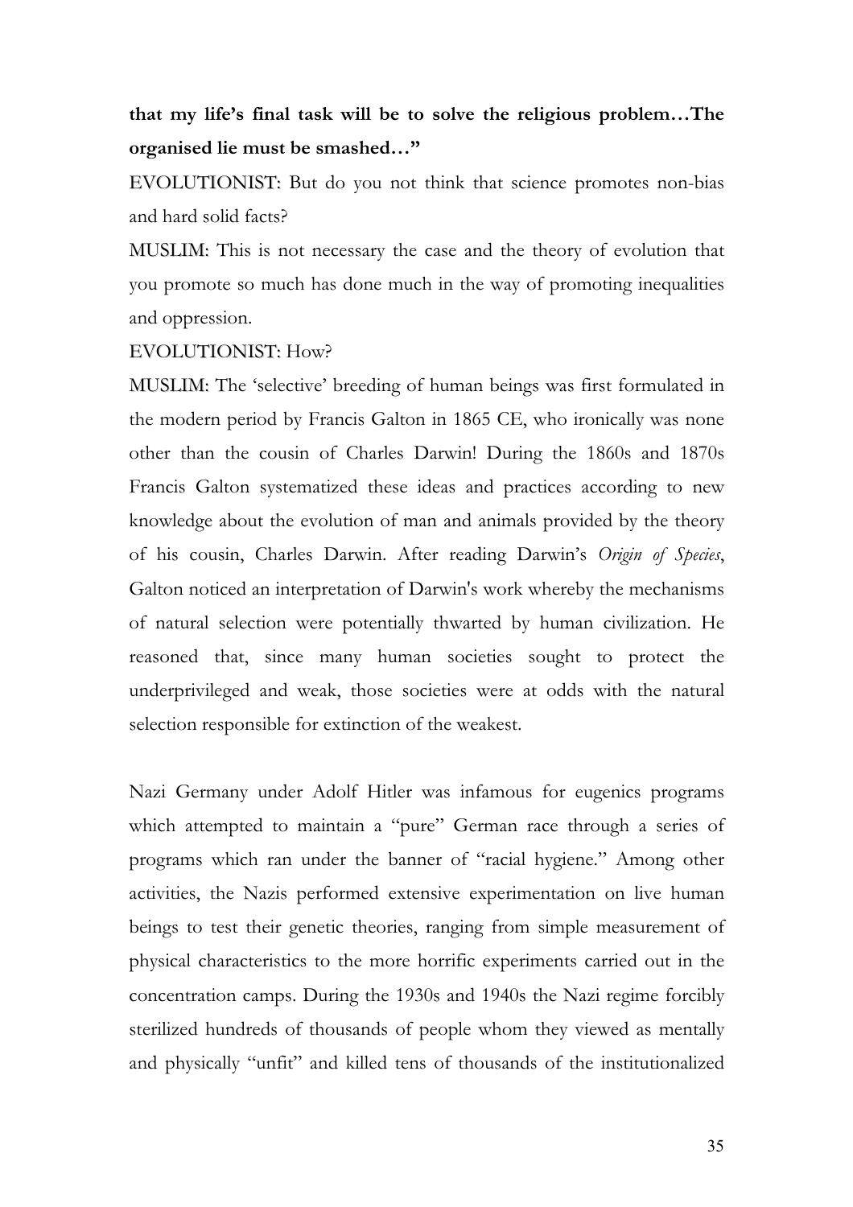**that my life's final task will be to solve the religious problem…The organised lie must be smashed…"**

EVOLUTIONIST: But do you not think that science promotes non-bias and hard solid facts?

MUSLIM: This is not necessary the case and the theory of evolution that you promote so much has done much in the way of promoting inequalities and oppression.

EVOLUTIONIST: How?

MUSLIM: The 'selective' breeding of human beings was first formulated in the modern period by Francis Galton in 1865 CE, who ironically was none other than the cousin of Charles Darwin! During the 1860s and 1870s Francis Galton systematized these ideas and practices according to new knowledge about the evolution of man and animals provided by the theory of his cousin, Charles Darwin. After reading Darwin's *Origin of Species*, Galton noticed an interpretation of Darwin's work whereby the mechanisms of natural selection were potentially thwarted by human civilization. He reasoned that, since many human societies sought to protect the underprivileged and weak, those societies were at odds with the natural selection responsible for extinction of the weakest.

Nazi Germany under Adolf Hitler was infamous for eugenics programs which attempted to maintain a "pure" German race through a series of programs which ran under the banner of "racial hygiene." Among other activities, the Nazis performed extensive experimentation on live human beings to test their genetic theories, ranging from simple measurement of physical characteristics to the more horrific experiments carried out in the concentration camps. During the 1930s and 1940s the Nazi regime forcibly sterilized hundreds of thousands of people whom they viewed as mentally and physically "unfit" and killed tens of thousands of the institutionalized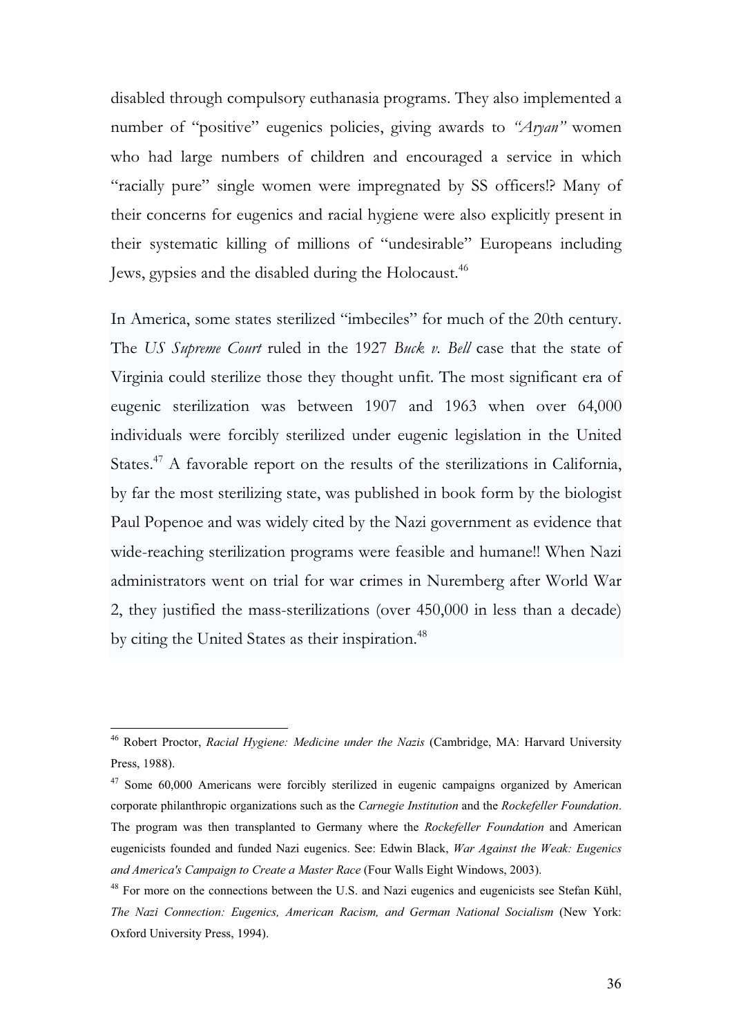disabled through compulsory euthanasia programs. They also implemented a number of "positive" eugenics policies, giving awards to *"Aryan"* women who had large numbers of children and encouraged a service in which "racially pure" single women were impregnated by SS officers!? Many of their concerns for eugenics and racial hygiene were also explicitly present in their systematic killing of millions of "undesirable" Europeans including Jews, gypsies and the disabled during the Holocaust.[46]

In America, some states sterilized "imbeciles" for much of the 20th century. The *US Supreme Court* ruled in the 1927 *Buck v. Bell* case that the state of Virginia could sterilize those they thought unfit. The most significant era of eugenic sterilization was between 1907 and 1963 when over 64,000 individuals were forcibly sterilized under eugenic legislation in the United States.[47] A favorable report on the results of the sterilizations in California, by far the most sterilizing state, was published in book form by the biologist Paul Popenoe and was widely cited by the Nazi government as evidence that wide-reaching sterilization programs were feasible and humane!! When Nazi administrators went on trial for war crimes in Nuremberg after World War 2, they justified the mass-sterilizations (over 450,000 in less than a decade) by citing the United States as their inspiration.[48]

---

[46] Robert Proctor, *Racial Hygiene: Medicine under the Nazis* (Cambridge, MA: Harvard University Press, 1988).

[47] Some 60,000 Americans were forcibly sterilized in eugenic campaigns organized by American corporate philanthropic organizations such as the *Carnegie Institution* and the *Rockefeller Foundation*. The program was then transplanted to Germany where the *Rockefeller Foundation* and American eugenicists founded and funded Nazi eugenics. See: Edwin Black, *War Against the Weak: Eugenics and America's Campaign to Create a Master Race* (Four Walls Eight Windows, 2003).

[48] For more on the connections between the U.S. and Nazi eugenics and eugenicists see Stefan Kühl, *The Nazi Connection: Eugenics, American Racism, and German National Socialism* (New York: Oxford University Press, 1994).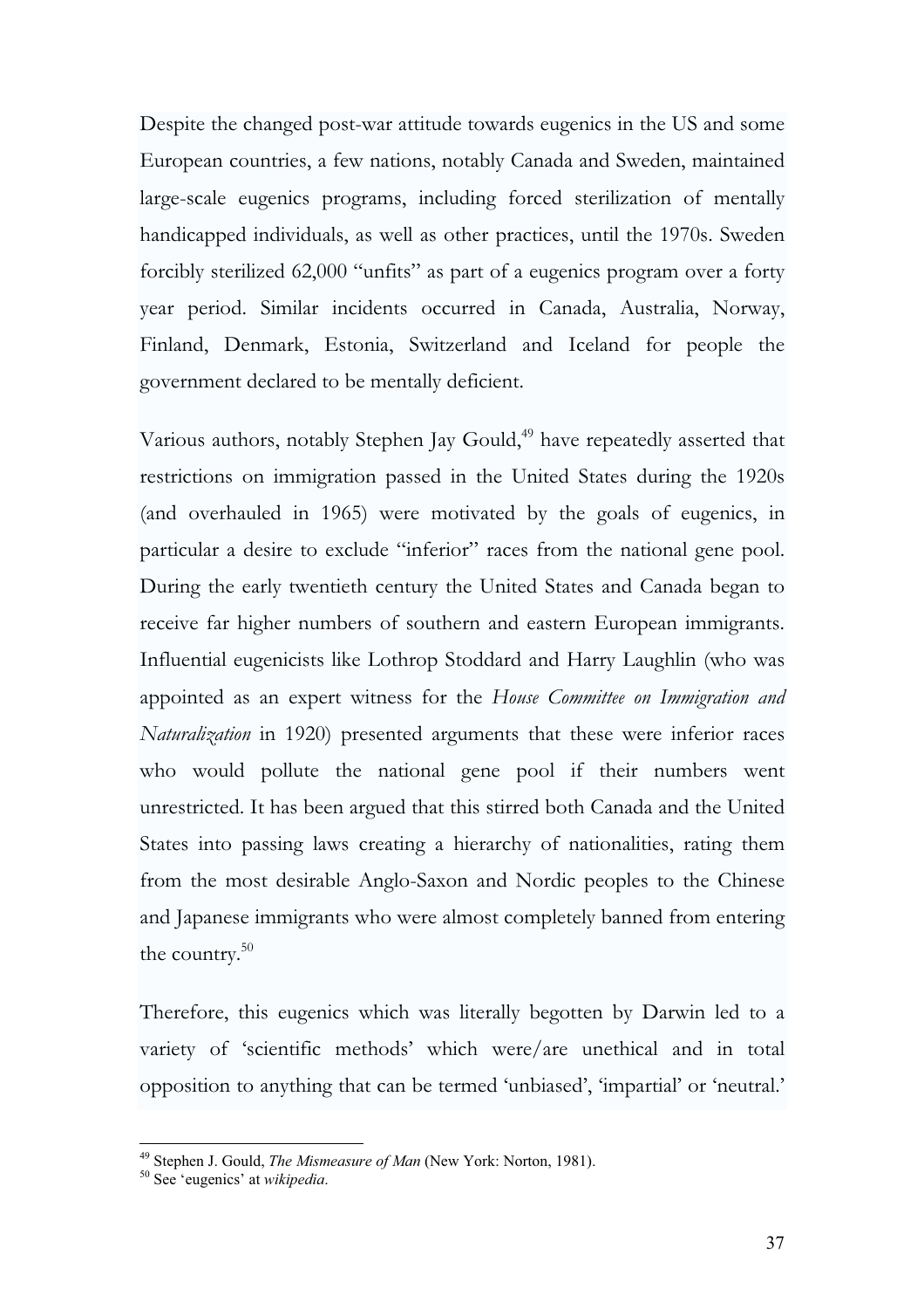Despite the changed post-war attitude towards eugenics in the US and some European countries, a few nations, notably Canada and Sweden, maintained large-scale eugenics programs, including forced sterilization of mentally handicapped individuals, as well as other practices, until the 1970s. Sweden forcibly sterilized 62,000 "unfits" as part of a eugenics program over a forty year period. Similar incidents occurred in Canada, Australia, Norway, Finland, Denmark, Estonia, Switzerland and Iceland for people the government declared to be mentally deficient.

Various authors, notably Stephen Jay Gould,[49] have repeatedly asserted that restrictions on immigration passed in the United States during the 1920s (and overhauled in 1965) were motivated by the goals of eugenics, in particular a desire to exclude "inferior" races from the national gene pool. During the early twentieth century the United States and Canada began to receive far higher numbers of southern and eastern European immigrants. Influential eugenicists like Lothrop Stoddard and Harry Laughlin (who was appointed as an expert witness for the *House Committee on Immigration and Naturalization* in 1920) presented arguments that these were inferior races who would pollute the national gene pool if their numbers went unrestricted. It has been argued that this stirred both Canada and the United States into passing laws creating a hierarchy of nationalities, rating them from the most desirable Anglo-Saxon and Nordic peoples to the Chinese and Japanese immigrants who were almost completely banned from entering the country.[50]

Therefore, this eugenics which was literally begotten by Darwin led to a variety of 'scientific methods' which were/are unethical and in total opposition to anything that can be termed 'unbiased', 'impartial' or 'neutral.'

---

[49] Stephen J. Gould, *The Mismeasure of Man* (New York: Norton, 1981).

[50] See 'eugenics' at *wikipedia*.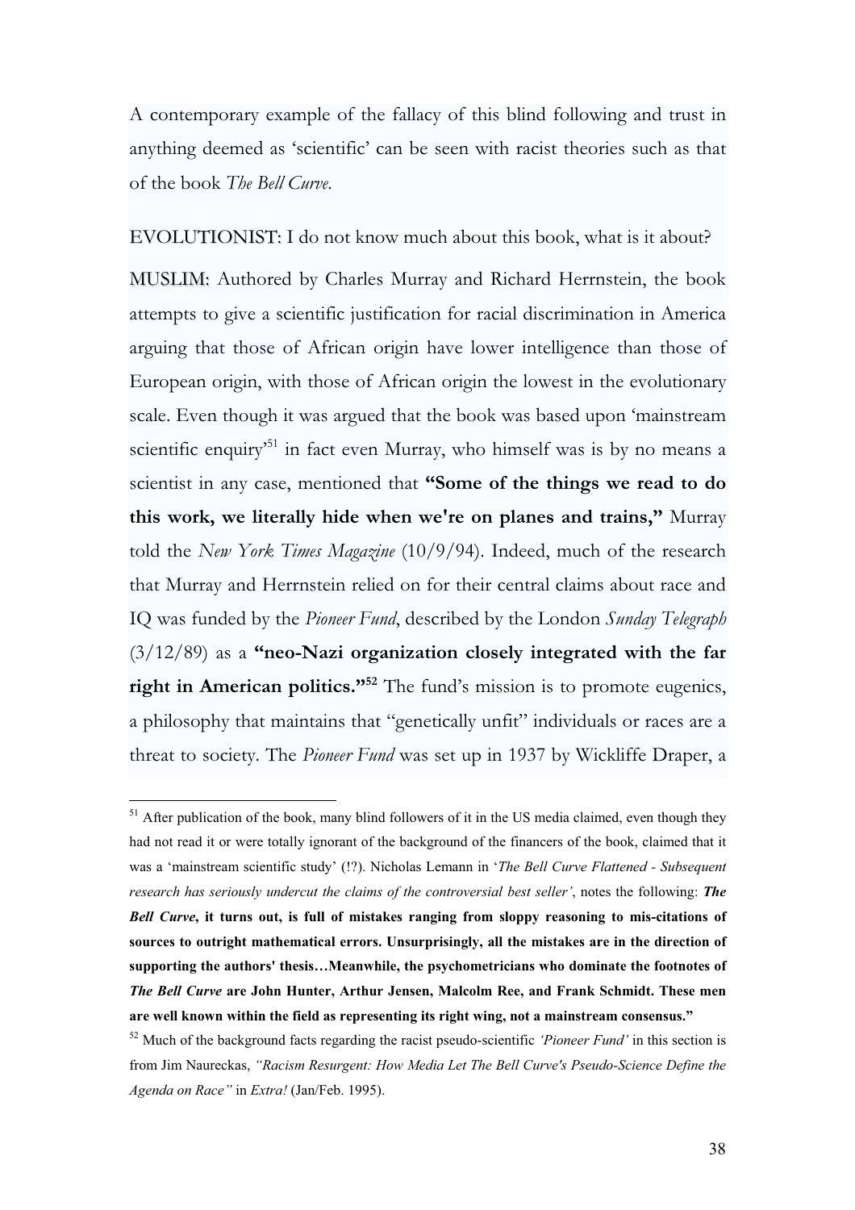A contemporary example of the fallacy of this blind following and trust in anything deemed as 'scientific' can be seen with racist theories such as that of the book *The Bell Curve*.

EVOLUTIONIST: I do not know much about this book, what is it about?

MUSLIM: Authored by Charles Murray and Richard Herrnstein, the book attempts to give a scientific justification for racial discrimination in America arguing that those of African origin have lower intelligence than those of European origin, with those of African origin the lowest in the evolutionary scale. Even though it was argued that the book was based upon 'mainstream scientific enquiry'[51] in fact even Murray, who himself was is by no means a scientist in any case, mentioned that **"Some of the things we read to do this work, we literally hide when we're on planes and trains,"** Murray told the *New York Times Magazine* (10/9/94). Indeed, much of the research that Murray and Herrnstein relied on for their central claims about race and IQ was funded by the *Pioneer Fund*, described by the London *Sunday Telegraph* (3/12/89) as a **"neo-Nazi organization closely integrated with the far right in American politics."[52]** The fund's mission is to promote eugenics, a philosophy that maintains that "genetically unfit" individuals or races are a threat to society. The *Pioneer Fund* was set up in 1937 by Wickliffe Draper, a

---

[51] After publication of the book, many blind followers of it in the US media claimed, even though they had not read it or were totally ignorant of the background of the financers of the book, claimed that it was a 'mainstream scientific study' (!?). Nicholas Lemann in '*The Bell Curve Flattened - Subsequent research has seriously undercut the claims of the controversial best seller'*, notes the following: ***The Bell Curve*, it turns out, is full of mistakes ranging from sloppy reasoning to mis-citations of sources to outright mathematical errors. Unsurprisingly, all the mistakes are in the direction of supporting the authors' thesis…Meanwhile, the psychometricians who dominate the footnotes of *The Bell Curve* are John Hunter, Arthur Jensen, Malcolm Ree, and Frank Schmidt. These men are well known within the field as representing its right wing, not a mainstream consensus."**

[52] Much of the background facts regarding the racist pseudo-scientific *'Pioneer Fund'* in this section is from Jim Naureckas, *"Racism Resurgent: How Media Let The Bell Curve's Pseudo-Science Define the Agenda on Race"* in *Extra!* (Jan/Feb. 1995).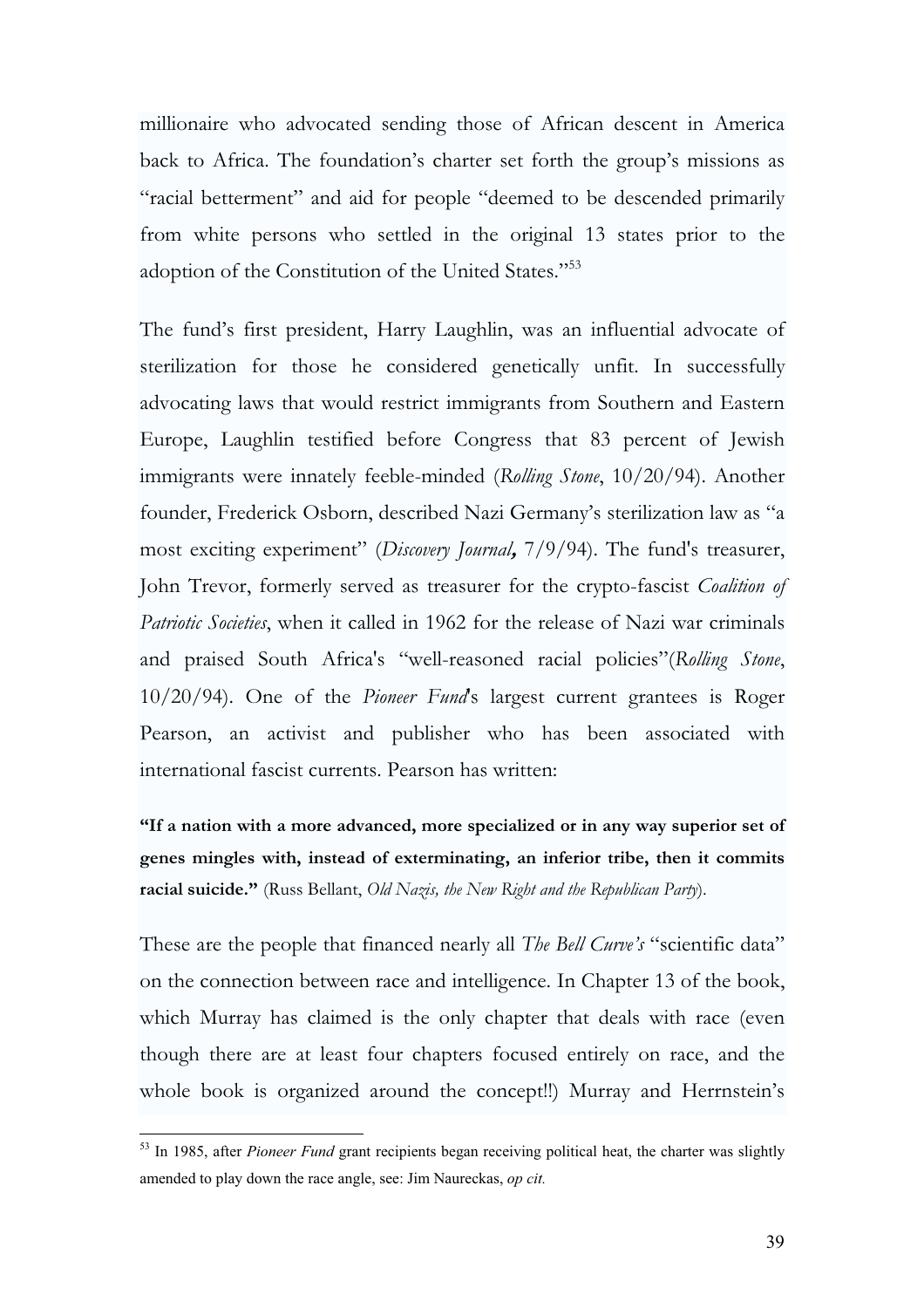millionaire who advocated sending those of African descent in America back to Africa. The foundation's charter set forth the group's missions as "racial betterment" and aid for people "deemed to be descended primarily from white persons who settled in the original 13 states prior to the adoption of the Constitution of the United States."[53]

The fund's first president, Harry Laughlin, was an influential advocate of sterilization for those he considered genetically unfit. In successfully advocating laws that would restrict immigrants from Southern and Eastern Europe, Laughlin testified before Congress that 83 percent of Jewish immigrants were innately feeble-minded (*Rolling Stone*, 10/20/94). Another founder, Frederick Osborn, described Nazi Germany's sterilization law as "a most exciting experiment" (*Discovery Journal,* 7/9/94). The fund's treasurer, John Trevor, formerly served as treasurer for the crypto-fascist *Coalition of Patriotic Societies*, when it called in 1962 for the release of Nazi war criminals and praised South Africa's "well-reasoned racial policies"(*Rolling Stone*, 10/20/94). One of the *Pioneer Fund*'s largest current grantees is Roger Pearson, an activist and publisher who has been associated with international fascist currents. Pearson has written:

**"If a nation with a more advanced, more specialized or in any way superior set of genes mingles with, instead of exterminating, an inferior tribe, then it commits racial suicide."** (Russ Bellant, *Old Nazis, the New Right and the Republican Party*).

These are the people that financed nearly all *The Bell Curve's* "scientific data" on the connection between race and intelligence. In Chapter 13 of the book, which Murray has claimed is the only chapter that deals with race (even though there are at least four chapters focused entirely on race, and the whole book is organized around the concept!!) Murray and Herrnstein's

---

[53] In 1985, after *Pioneer Fund* grant recipients began receiving political heat, the charter was slightly amended to play down the race angle, see: Jim Naureckas, *op cit.*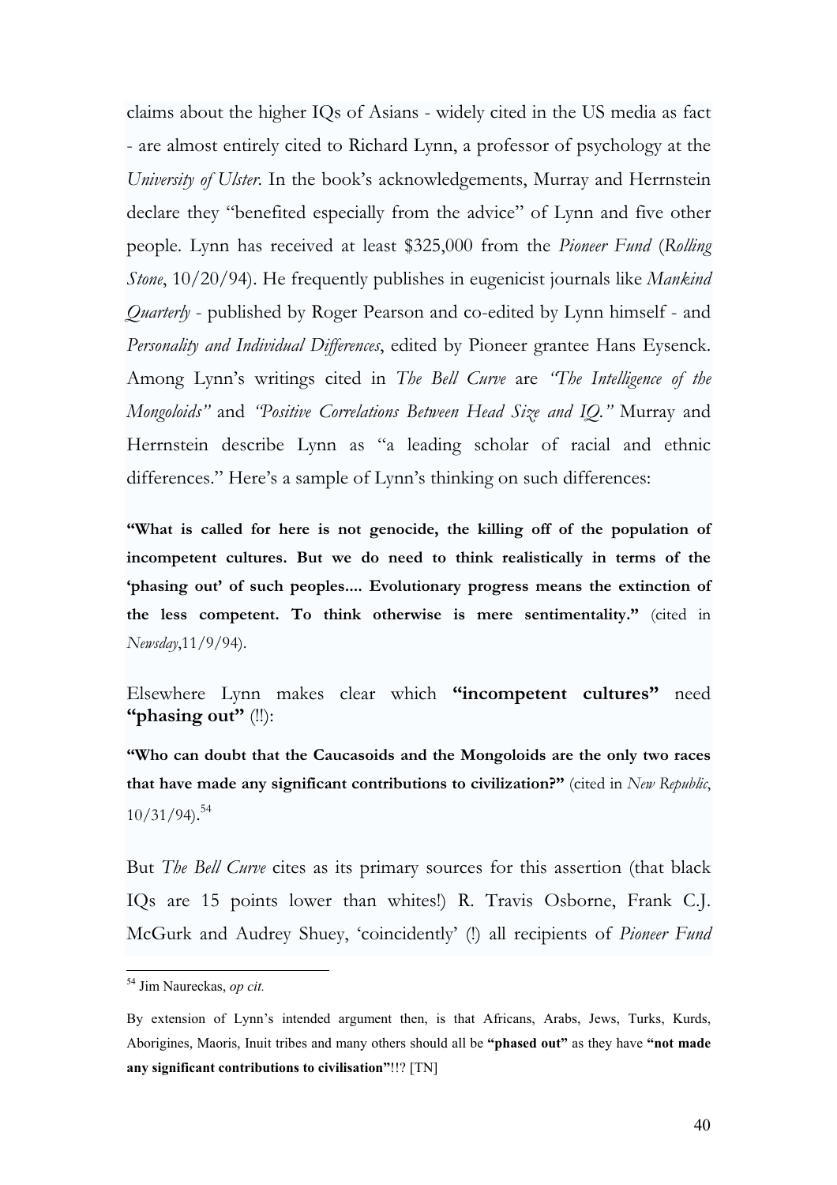claims about the higher IQs of Asians - widely cited in the US media as fact - are almost entirely cited to Richard Lynn, a professor of psychology at the *University of Ulster*. In the book's acknowledgements, Murray and Herrnstein declare they "benefited especially from the advice" of Lynn and five other people. Lynn has received at least $325,000 from the *Pioneer Fund* (*Rolling Stone*, 10/20/94). He frequently publishes in eugenicist journals like *Mankind Quarterly* - published by Roger Pearson and co-edited by Lynn himself - and *Personality and Individual Differences*, edited by Pioneer grantee Hans Eysenck. Among Lynn's writings cited in *The Bell Curve* are *"The Intelligence of the Mongoloids"* and *"Positive Correlations Between Head Size and IQ."* Murray and Herrnstein describe Lynn as "a leading scholar of racial and ethnic differences." Here's a sample of Lynn's thinking on such differences:

**"What is called for here is not genocide, the killing off of the population of incompetent cultures. But we do need to think realistically in terms of the 'phasing out' of such peoples.... Evolutionary progress means the extinction of the less competent. To think otherwise is mere sentimentality."** (cited in *Newsday*,11/9/94).

Elsewhere Lynn makes clear which **"incompetent cultures"** need **"phasing out"** (!!):

**"Who can doubt that the Caucasoids and the Mongoloids are the only two races that have made any significant contributions to civilization?"** (cited in *New Republic*, 10/31/94).[54]

But *The Bell Curve* cites as its primary sources for this assertion (that black IQs are 15 points lower than whites!) R. Travis Osborne, Frank C.J. McGurk and Audrey Shuey, 'coincidently' (!) all recipients of *Pioneer Fund*

---

[54] Jim Naureckas, *op cit.*

By extension of Lynn's intended argument then, is that Africans, Arabs, Jews, Turks, Kurds, Aborigines, Maoris, Inuit tribes and many others should all be **"phased out"** as they have **"not made any significant contributions to civilisation"**!!? [TN]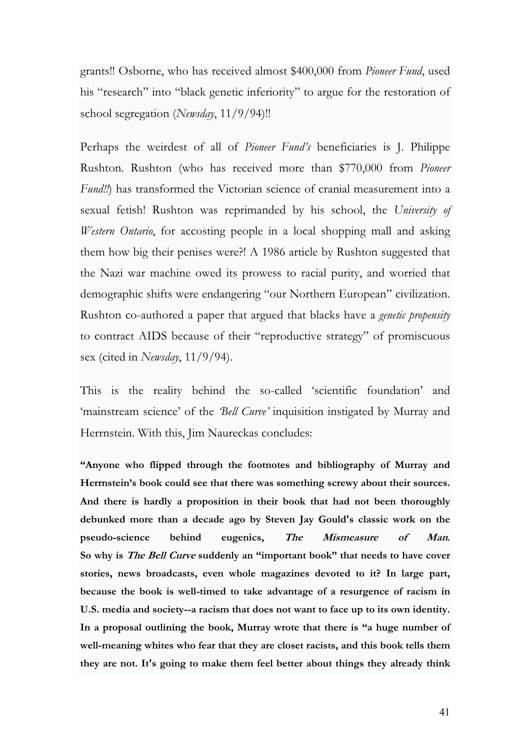grants!! Osborne, who has received almost $400,000 from *Pioneer Fund*, used his "research" into "black genetic inferiority" to argue for the restoration of school segregation (*Newsday*, 11/9/94)!!

Perhaps the weirdest of all of *Pioneer Fund's* beneficiaries is J. Philippe Rushton. Rushton (who has received more than $770,000 from *Pioneer Fund!!*) has transformed the Victorian science of cranial measurement into a sexual fetish! Rushton was reprimanded by his school, the *University of Western Ontario*, for accosting people in a local shopping mall and asking them how big their penises were?! A 1986 article by Rushton suggested that the Nazi war machine owed its prowess to racial purity, and worried that demographic shifts were endangering "our Northern European" civilization. Rushton co-authored a paper that argued that blacks have a *genetic propensity* to contract AIDS because of their "reproductive strategy" of promiscuous sex (cited in *Newsday*, 11/9/94).

This is the reality behind the so-called 'scientific foundation' and 'mainstream science' of the *'Bell Curve'* inquisition instigated by Murray and Herrnstein. With this, Jim Naureckas concludes:

**"Anyone who flipped through the footnotes and bibliography of Murray and Herrnstein's book could see that there was something screwy about their sources. And there is hardly a proposition in their book that had not been thoroughly debunked more than a decade ago by Steven Jay Gould's classic work on the pseudo-science behind eugenics, *The Mismeasure of Man*. So why is *The Bell Curve* suddenly an "important book" that needs to have cover stories, news broadcasts, even whole magazines devoted to it? In large part, because the book is well-timed to take advantage of a resurgence of racism in U.S. media and society--a racism that does not want to face up to its own identity. In a proposal outlining the book, Murray wrote that there is "a huge number of well-meaning whites who fear that they are closet racists, and this book tells them they are not. It's going to make them feel better about things they already think**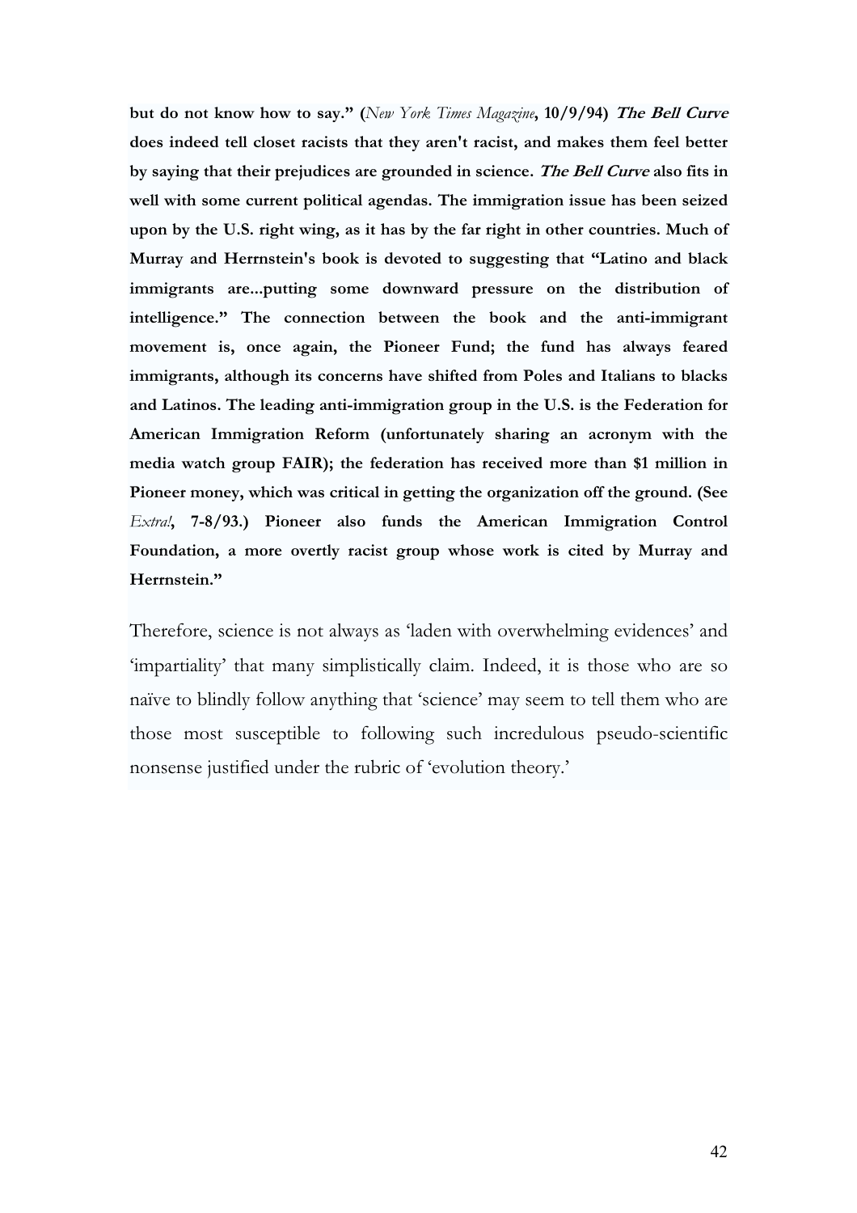**but do not know how to say." (*New York Times Magazine*, 10/9/94) *The Bell Curve* does indeed tell closet racists that they aren't racist, and makes them feel better by saying that their prejudices are grounded in science. *The Bell Curve* also fits in well with some current political agendas. The immigration issue has been seized upon by the U.S. right wing, as it has by the far right in other countries. Much of Murray and Herrnstein's book is devoted to suggesting that "Latino and black immigrants are...putting some downward pressure on the distribution of intelligence." The connection between the book and the anti-immigrant movement is, once again, the Pioneer Fund; the fund has always feared immigrants, although its concerns have shifted from Poles and Italians to blacks and Latinos. The leading anti-immigration group in the U.S. is the Federation for American Immigration Reform (unfortunately sharing an acronym with the media watch group FAIR); the federation has received more than $1 million in Pioneer money, which was critical in getting the organization off the ground. (See *Extra!*, 7-8/93.) Pioneer also funds the American Immigration Control Foundation, a more overtly racist group whose work is cited by Murray and Herrnstein."**

Therefore, science is not always as 'laden with overwhelming evidences' and 'impartiality' that many simplistically claim. Indeed, it is those who are so naïve to blindly follow anything that 'science' may seem to tell them who are those most susceptible to following such incredulous pseudo-scientific nonsense justified under the rubric of 'evolution theory.'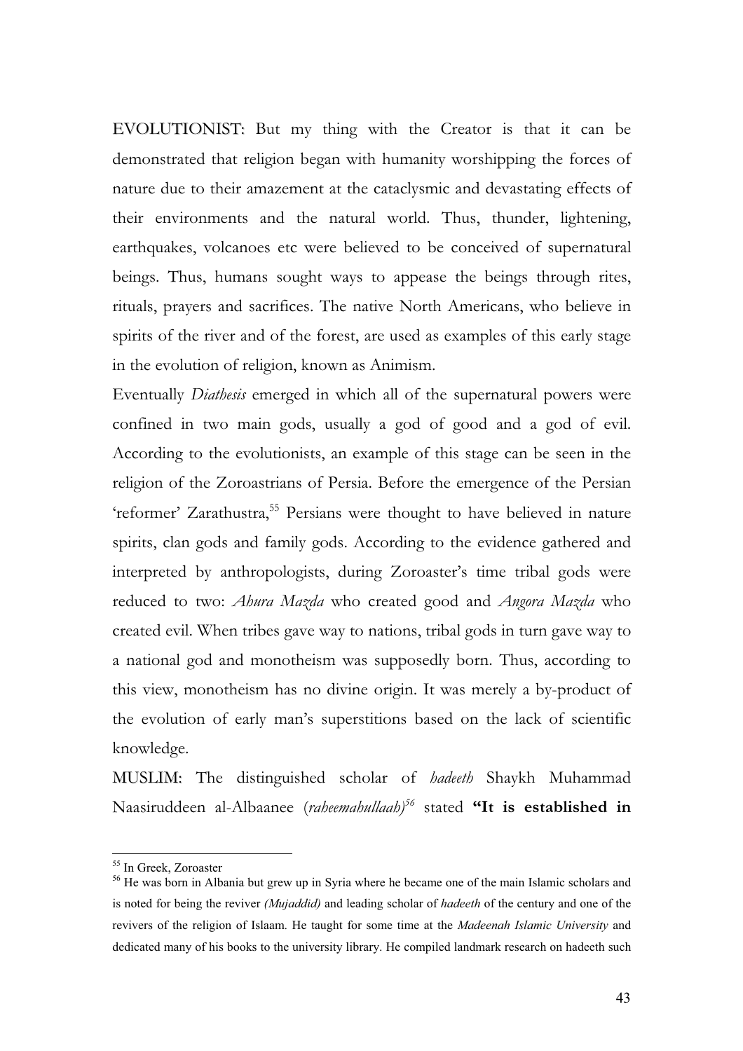**EVOLUTIONIST:** But my thing with the Creator is that it can be demonstrated that religion began with humanity worshipping the forces of nature due to their amazement at the cataclysmic and devastating effects of their environments and the natural world. Thus, thunder, lightening, earthquakes, volcanoes etc were believed to be conceived of supernatural beings. Thus, humans sought ways to appease the beings through rites, rituals, prayers and sacrifices. The native North Americans, who believe in spirits of the river and of the forest, are used as examples of this early stage in the evolution of religion, known as Animism.

Eventually *Diathesis* emerged in which all of the supernatural powers were confined in two main gods, usually a god of good and a god of evil. According to the evolutionists, an example of this stage can be seen in the religion of the Zoroastrians of Persia. Before the emergence of the Persian 'reformer' Zarathustra,[55] Persians were thought to have believed in nature spirits, clan gods and family gods. According to the evidence gathered and interpreted by anthropologists, during Zoroaster's time tribal gods were reduced to two: *Ahura Mazda* who created good and *Angora Mazda* who created evil. When tribes gave way to nations, tribal gods in turn gave way to a national god and monotheism was supposedly born. Thus, according to this view, monotheism has no divine origin. It was merely a by-product of the evolution of early man's superstitions based on the lack of scientific knowledge.

**MUSLIM:** The distinguished scholar of *hadeeth* Shaykh Muhammad Naasiruddeen al-Albaanee (*raheemahullaah)*[56] stated **"It is established in**

---

[55] In Greek, Zoroaster

[56] He was born in Albania but grew up in Syria where he became one of the main Islamic scholars and is noted for being the reviver *(Mujaddid)* and leading scholar of *hadeeth* of the century and one of the revivers of the religion of Islaam. He taught for some time at the *Madeenah Islamic University* and dedicated many of his books to the university library. He compiled landmark research on hadeeth such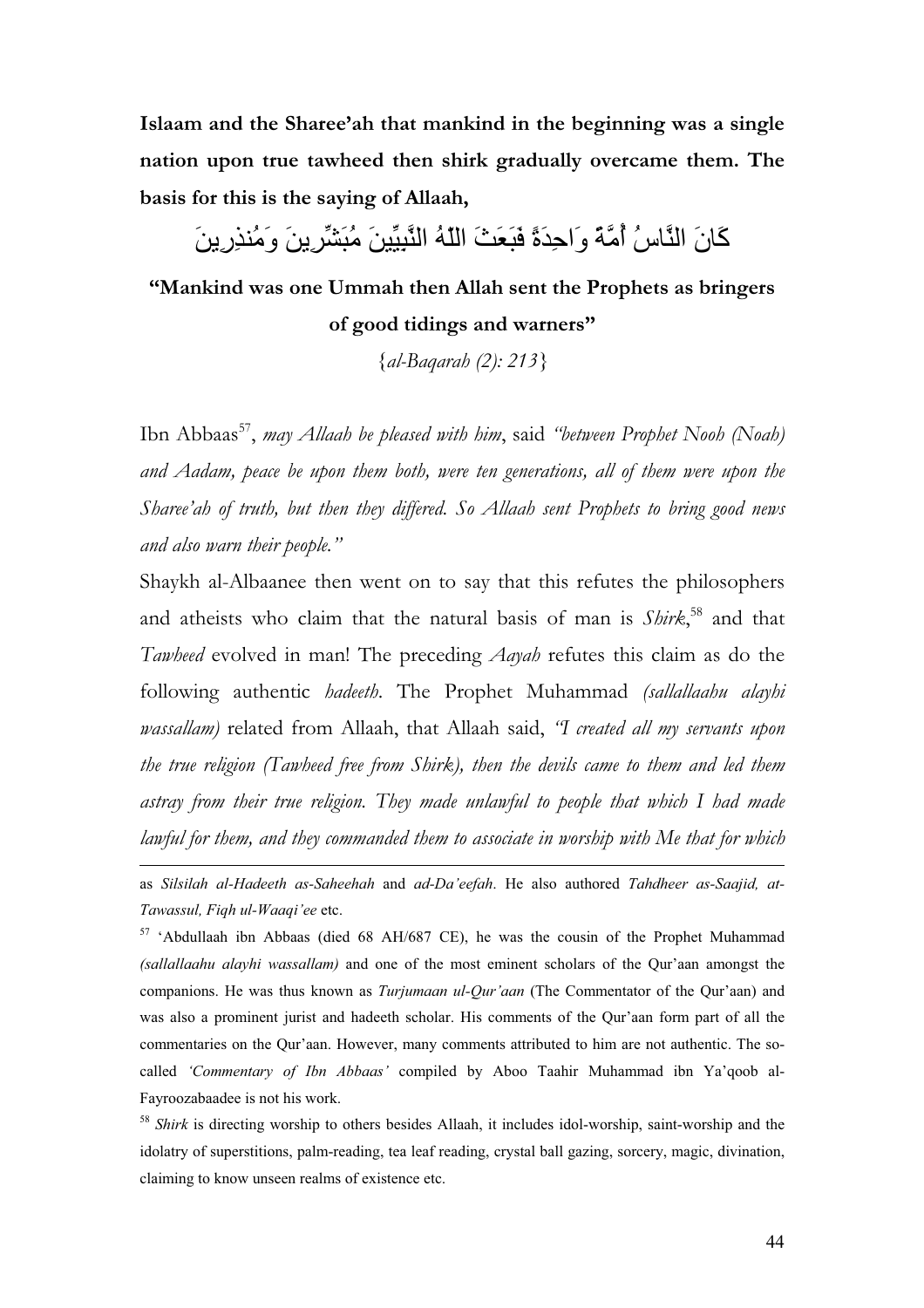**Islaam and the Sharee'ah that mankind in the beginning was a single nation upon true tawheed then shirk gradually overcame them. The basis for this is the saying of Allaah,**

كَانَ النَّاسُ أُمَّةً وَاحِدَةً فَبَعَثَ اللّهُ النَّبِيِّينَ مُبَشِّرِينَ وَمُنذِرِينَ

**"Mankind was one Ummah then Allah sent the Prophets as bringers of good tidings and warners"**

{*al-Baqarah (2): 213*}

Ibn Abbaas[57], *may Allaah be pleased with him*, said *"between Prophet Nooh (Noah) and Aadam, peace be upon them both, were ten generations, all of them were upon the Sharee'ah of truth, but then they differed. So Allaah sent Prophets to bring good news and also warn their people."*

Shaykh al-Albaanee then went on to say that this refutes the philosophers and atheists who claim that the natural basis of man is *Shirk*,[58] and that *Tawheed* evolved in man! The preceding *Aayah* refutes this claim as do the following authentic *hadeeth*. The Prophet Muhammad *(sallallaahu alayhi wassallam)* related from Allaah, that Allaah said, *"I created all my servants upon the true religion (Tawheed free from Shirk), then the devils came to them and led them astray from their true religion. They made unlawful to people that which I had made lawful for them, and they commanded them to associate in worship with Me that for which*

---

as *Silsilah al-Hadeeth as-Saheehah* and *ad-Da'eefah*. He also authored *Tahdheer as-Saajid, at-Tawassul, Fiqh ul-Waaqi'ee* etc.

[57] 'Abdullaah ibn Abbaas (died 68 AH/687 CE), he was the cousin of the Prophet Muhammad *(sallallaahu alayhi wassallam)* and one of the most eminent scholars of the Qur'aan amongst the companions. He was thus known as *Turjumaan ul-Qur'aan* (The Commentator of the Qur'aan) and was also a prominent jurist and hadeeth scholar. His comments of the Qur'aan form part of all the commentaries on the Qur'aan. However, many comments attributed to him are not authentic. The so-called *'Commentary of Ibn Abbaas'* compiled by Aboo Taahir Muhammad ibn Ya'qoob al-Fayroozabaadee is not his work.

[58] *Shirk* is directing worship to others besides Allaah, it includes idol-worship, saint-worship and the idolatry of superstitions, palm-reading, tea leaf reading, crystal ball gazing, sorcery, magic, divination, claiming to know unseen realms of existence etc.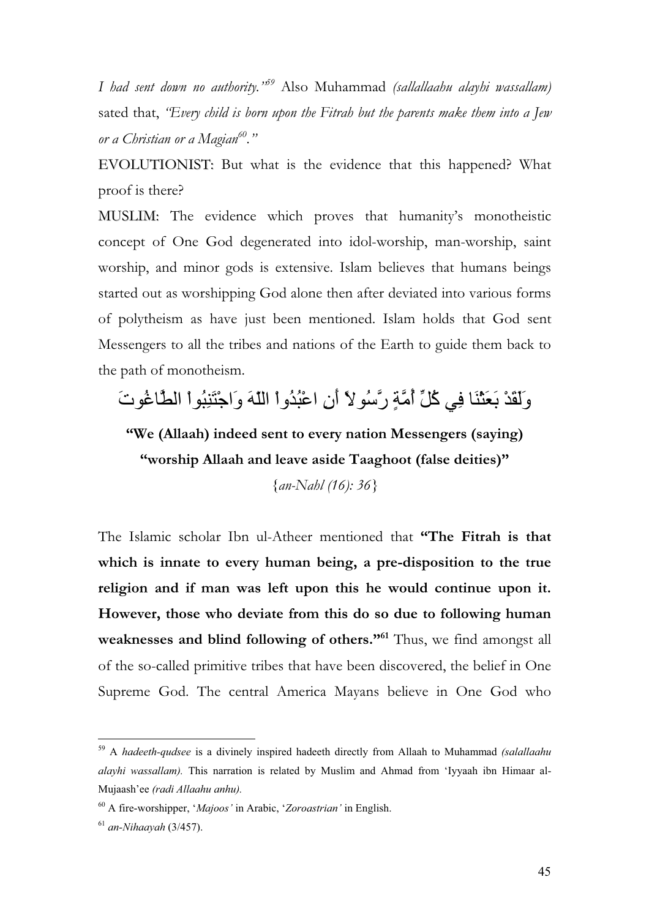*I had sent down no authority."*[59] Also Muhammad *(sallallaahu alayhi wassallam)* sated that, *"Every child is born upon the Fitrah but the parents make them into a Jew or a Christian or a Magian*[60]*."*

EVOLUTIONIST: But what is the evidence that this happened? What proof is there?

MUSLIM: The evidence which proves that humanity's monotheistic concept of One God degenerated into idol-worship, man-worship, saint worship, and minor gods is extensive. Islam believes that humans beings started out as worshipping God alone then after deviated into various forms of polytheism as have just been mentioned. Islam holds that God sent Messengers to all the tribes and nations of the Earth to guide them back to the path of monotheism.

وَلَقَدْ بَعَثْنَا فِي كُلِّ أُمَّةٍ رَّسُولاً أَنِ اعْبُدُواْ اللّهَ وَاجْتَنِبُواْ الطَّاغُوتَ

**"We (Allaah) indeed sent to every nation Messengers (saying) "worship Allaah and leave aside Taaghoot (false deities)"**

{*an-Nahl (16): 36*}

The Islamic scholar Ibn ul-Atheer mentioned that **"The Fitrah is that which is innate to every human being, a pre-disposition to the true religion and if man was left upon this he would continue upon it. However, those who deviate from this do so due to following human weaknesses and blind following of others."**[61] Thus, we find amongst all of the so-called primitive tribes that have been discovered, the belief in One Supreme God. The central America Mayans believe in One God who

---

[59] A *hadeeth-qudsee* is a divinely inspired hadeeth directly from Allaah to Muhammad *(salallaahu alayhi wassallam).* This narration is related by Muslim and Ahmad from 'Iyyaah ibn Himaar al-Mujaash'ee *(radi Allaahu anhu).*

[60] A fire-worshipper, '*Majoos'* in Arabic, '*Zoroastrian'* in English.

[61] *an-Nihaayah* (3/457).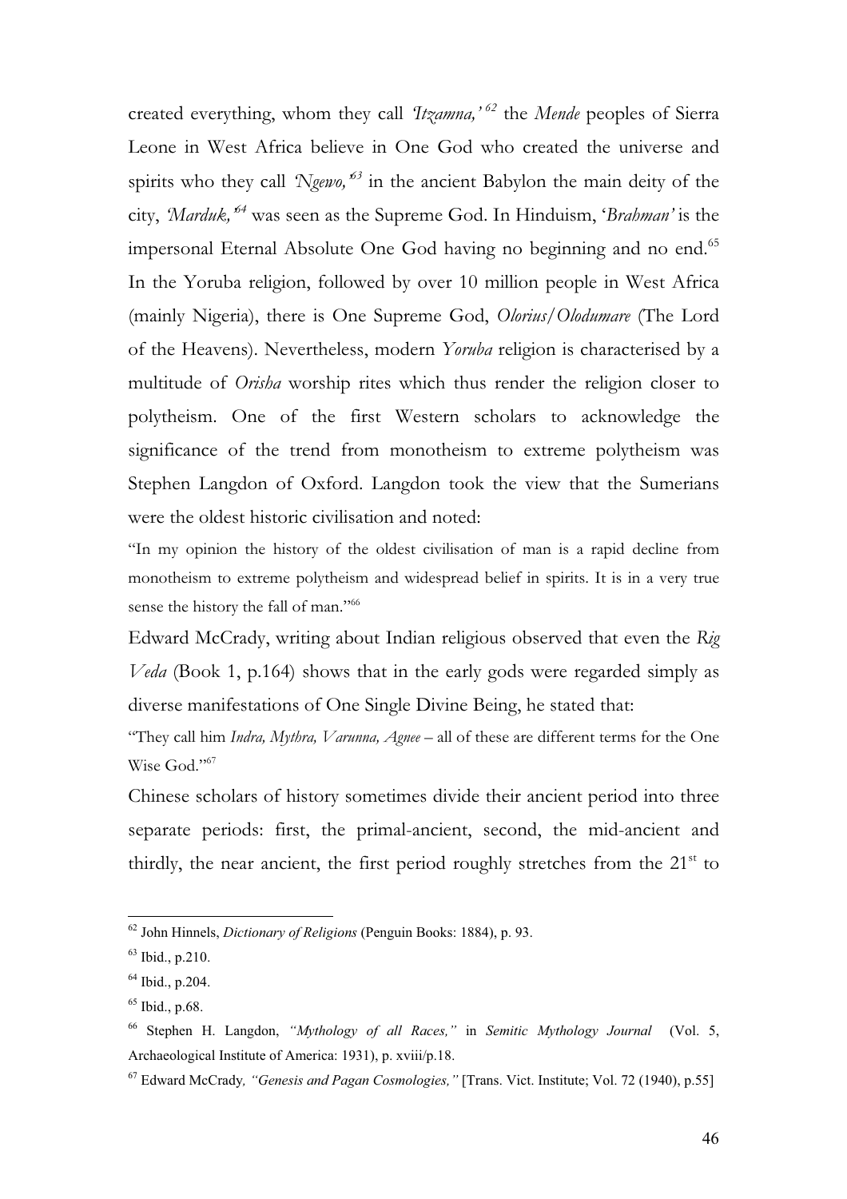created everything, whom they call *'Itzamna,'* [62] the *Mende* peoples of Sierra Leone in West Africa believe in One God who created the universe and spirits who they call *'Ngewo,'* [63] in the ancient Babylon the main deity of the city, *'Marduk,'* [64] was seen as the Supreme God. In Hinduism, '*Brahman'* is the impersonal Eternal Absolute One God having no beginning and no end.[65] In the Yoruba religion, followed by over 10 million people in West Africa (mainly Nigeria), there is One Supreme God, *Olorius/Olodumare* (The Lord of the Heavens). Nevertheless, modern *Yoruba* religion is characterised by a multitude of *Orisha* worship rites which thus render the religion closer to polytheism. One of the first Western scholars to acknowledge the significance of the trend from monotheism to extreme polytheism was Stephen Langdon of Oxford. Langdon took the view that the Sumerians were the oldest historic civilisation and noted:

"In my opinion the history of the oldest civilisation of man is a rapid decline from monotheism to extreme polytheism and widespread belief in spirits. It is in a very true sense the history the fall of man."[66]

Edward McCrady, writing about Indian religious observed that even the *Rig Veda* (Book 1, p.164) shows that in the early gods were regarded simply as diverse manifestations of One Single Divine Being, he stated that:

"They call him *Indra, Mythra, Varunna, Agnee* – all of these are different terms for the One Wise God."[67]

Chinese scholars of history sometimes divide their ancient period into three separate periods: first, the primal-ancient, second, the mid-ancient and thirdly, the near ancient, the first period roughly stretches from the 21st to

---

[62] John Hinnels, *Dictionary of Religions* (Penguin Books: 1884), p. 93.

[63] Ibid., p.210.

[64] Ibid., p.204.

[65] Ibid., p.68.

[66] Stephen H. Langdon, *"Mythology of all Races,"* in *Semitic Mythology Journal* (Vol. 5, Archaeological Institute of America: 1931), p. xviii/p.18.

[67] Edward McCrady, *"Genesis and Pagan Cosmologies,"* [Trans. Vict. Institute; Vol. 72 (1940), p.55]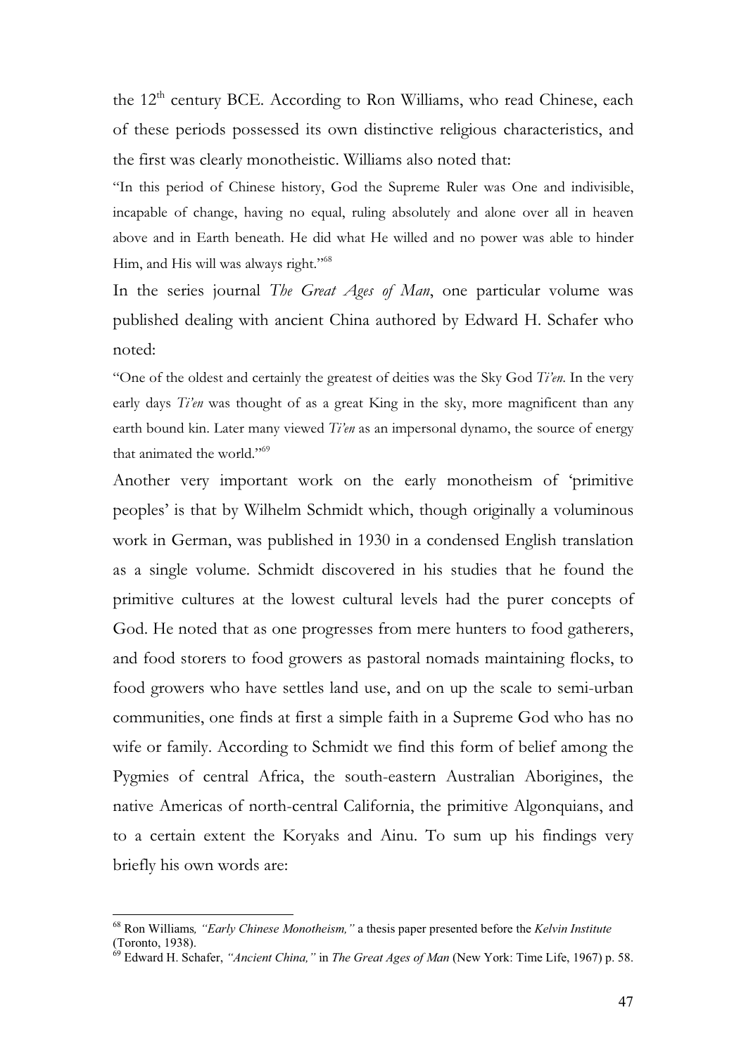the 12th century BCE. According to Ron Williams, who read Chinese, each of these periods possessed its own distinctive religious characteristics, and the first was clearly monotheistic. Williams also noted that:

"In this period of Chinese history, God the Supreme Ruler was One and indivisible, incapable of change, having no equal, ruling absolutely and alone over all in heaven above and in Earth beneath. He did what He willed and no power was able to hinder Him, and His will was always right."[68]

In the series journal *The Great Ages of Man*, one particular volume was published dealing with ancient China authored by Edward H. Schafer who noted:

"One of the oldest and certainly the greatest of deities was the Sky God *Ti'en*. In the very early days *Ti'en* was thought of as a great King in the sky, more magnificent than any earth bound kin. Later many viewed *Ti'en* as an impersonal dynamo, the source of energy that animated the world."[69]

Another very important work on the early monotheism of 'primitive peoples' is that by Wilhelm Schmidt which, though originally a voluminous work in German, was published in 1930 in a condensed English translation as a single volume. Schmidt discovered in his studies that he found the primitive cultures at the lowest cultural levels had the purer concepts of God. He noted that as one progresses from mere hunters to food gatherers, and food storers to food growers as pastoral nomads maintaining flocks, to food growers who have settles land use, and on up the scale to semi-urban communities, one finds at first a simple faith in a Supreme God who has no wife or family. According to Schmidt we find this form of belief among the Pygmies of central Africa, the south-eastern Australian Aborigines, the native Americas of north-central California, the primitive Algonquians, and to a certain extent the Koryaks and Ainu. To sum up his findings very briefly his own words are:

---

[68] Ron Williams*, "Early Chinese Monotheism,"* a thesis paper presented before the *Kelvin Institute* (Toronto, 1938).

[69] Edward H. Schafer, *"Ancient China,"* in *The Great Ages of Man* (New York: Time Life, 1967) p. 58.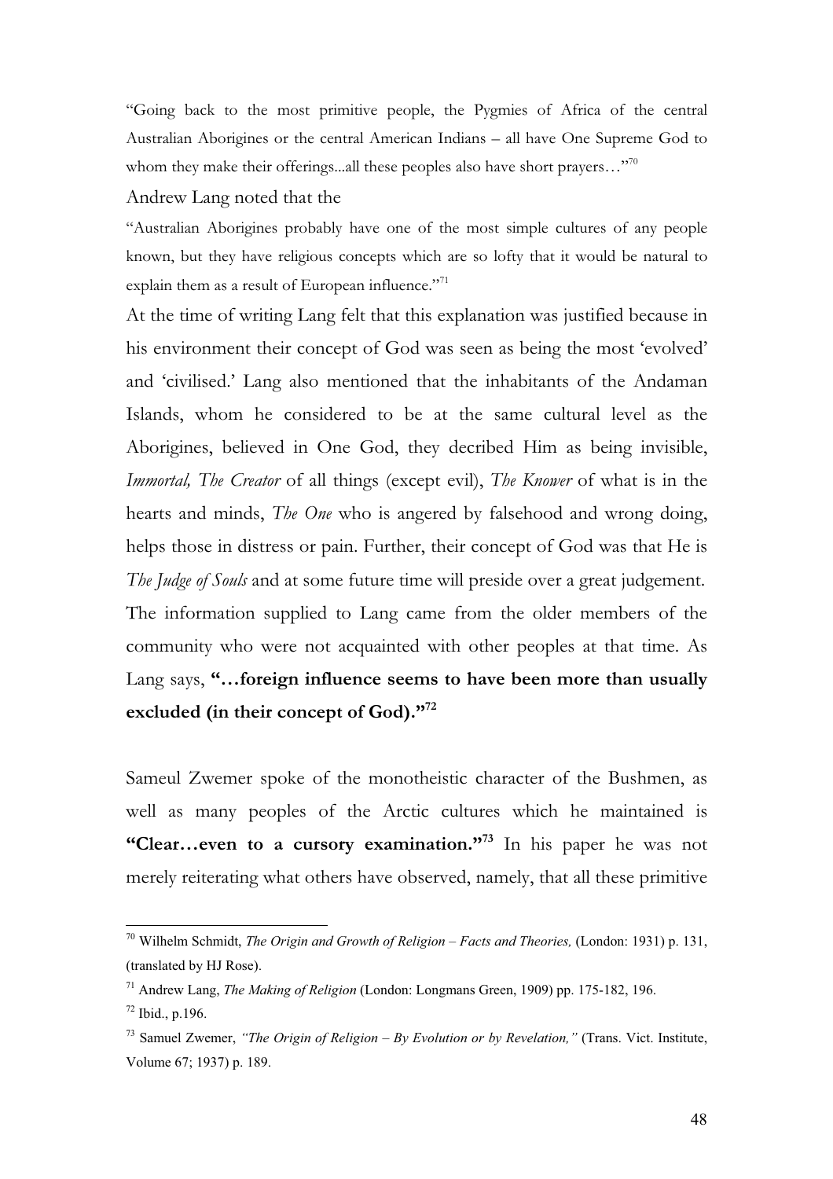"Going back to the most primitive people, the Pygmies of Africa of the central Australian Aborigines or the central American Indians – all have One Supreme God to whom they make their offerings...all these peoples also have short prayers…"[70]

Andrew Lang noted that the

"Australian Aborigines probably have one of the most simple cultures of any people known, but they have religious concepts which are so lofty that it would be natural to explain them as a result of European influence."[71]

At the time of writing Lang felt that this explanation was justified because in his environment their concept of God was seen as being the most 'evolved' and 'civilised.' Lang also mentioned that the inhabitants of the Andaman Islands, whom he considered to be at the same cultural level as the Aborigines, believed in One God, they decribed Him as being invisible, *Immortal, The Creator* of all things (except evil), *The Knower* of what is in the hearts and minds, *The One* who is angered by falsehood and wrong doing, helps those in distress or pain. Further, their concept of God was that He is *The Judge of Souls* and at some future time will preside over a great judgement. The information supplied to Lang came from the older members of the community who were not acquainted with other peoples at that time. As Lang says, **"…foreign influence seems to have been more than usually excluded (in their concept of God)."**[72]

Sameul Zwemer spoke of the monotheistic character of the Bushmen, as well as many peoples of the Arctic cultures which he maintained is **"Clear…even to a cursory examination."**[73] In his paper he was not merely reiterating what others have observed, namely, that all these primitive

---

[70] Wilhelm Schmidt, *The Origin and Growth of Religion – Facts and Theories,* (London: 1931) p. 131, (translated by HJ Rose).

[71] Andrew Lang, *The Making of Religion* (London: Longmans Green, 1909) pp. 175-182, 196.

[72] Ibid., p.196.

[73] Samuel Zwemer, *"The Origin of Religion – By Evolution or by Revelation,"* (Trans. Vict. Institute, Volume 67; 1937) p. 189.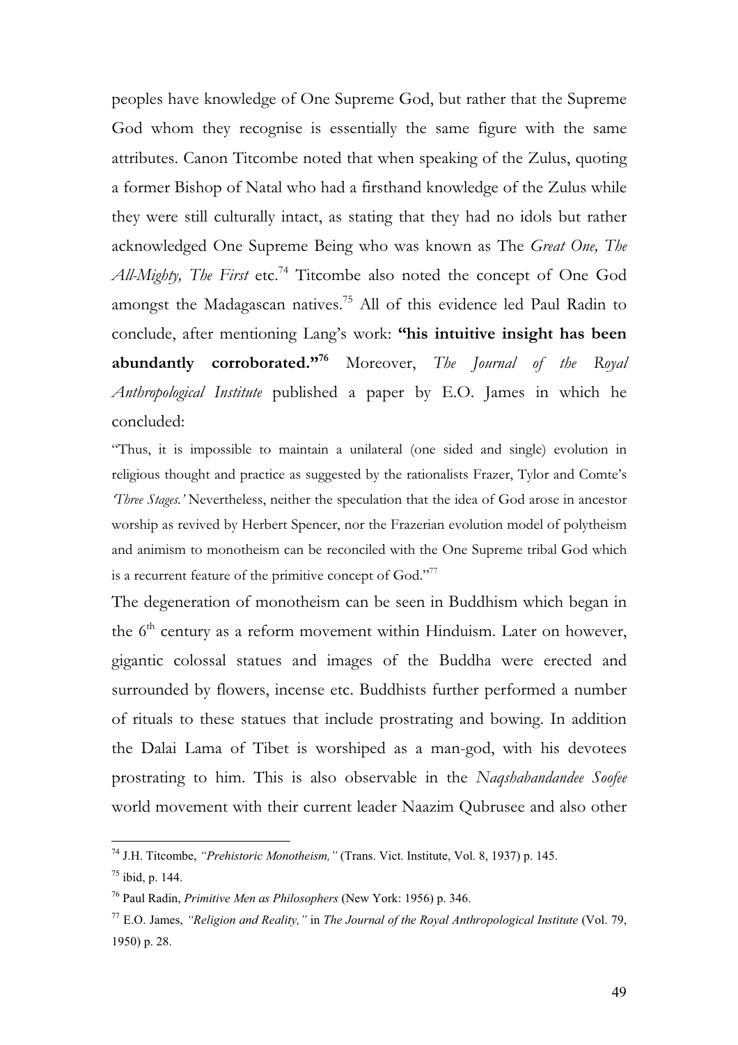peoples have knowledge of One Supreme God, but rather that the Supreme God whom they recognise is essentially the same figure with the same attributes. Canon Titcombe noted that when speaking of the Zulus, quoting a former Bishop of Natal who had a firsthand knowledge of the Zulus while they were still culturally intact, as stating that they had no idols but rather acknowledged One Supreme Being who was known as The *Great One, The All-Mighty, The First* etc.[74] Titcombe also noted the concept of One God amongst the Madagascan natives.[75] All of this evidence led Paul Radin to conclude, after mentioning Lang's work: **"his intuitive insight has been abundantly corroborated."[76]** Moreover, *The Journal of the Royal Anthropological Institute* published a paper by E.O. James in which he concluded:

"Thus, it is impossible to maintain a unilateral (one sided and single) evolution in religious thought and practice as suggested by the rationalists Frazer, Tylor and Comte's *'Three Stages.'* Nevertheless, neither the speculation that the idea of God arose in ancestor worship as revived by Herbert Spencer, nor the Frazerian evolution model of polytheism and animism to monotheism can be reconciled with the One Supreme tribal God which is a recurrent feature of the primitive concept of God."[77]

The degeneration of monotheism can be seen in Buddhism which began in the 6th century as a reform movement within Hinduism. Later on however, gigantic colossal statues and images of the Buddha were erected and surrounded by flowers, incense etc. Buddhists further performed a number of rituals to these statues that include prostrating and bowing. In addition the Dalai Lama of Tibet is worshiped as a man-god, with his devotees prostrating to him. This is also observable in the *Naqshabandandee Soofee* world movement with their current leader Naazim Qubrusee and also other

---

[74] J.H. Titcombe, *"Prehistoric Monotheism,"* (Trans. Vict. Institute, Vol. 8, 1937) p. 145.

[75] ibid, p. 144.

[76] Paul Radin, *Primitive Men as Philosophers* (New York: 1956) p. 346.

[77] E.O. James, *"Religion and Reality,"* in *The Journal of the Royal Anthropological Institute* (Vol. 79, 1950) p. 28.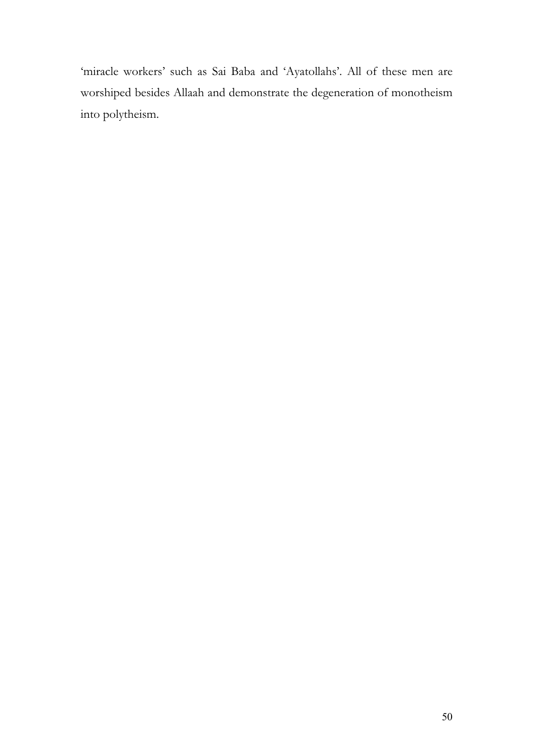'miracle workers' such as Sai Baba and 'Ayatollahs'. All of these men are worshiped besides Allaah and demonstrate the degeneration of monotheism into polytheism.